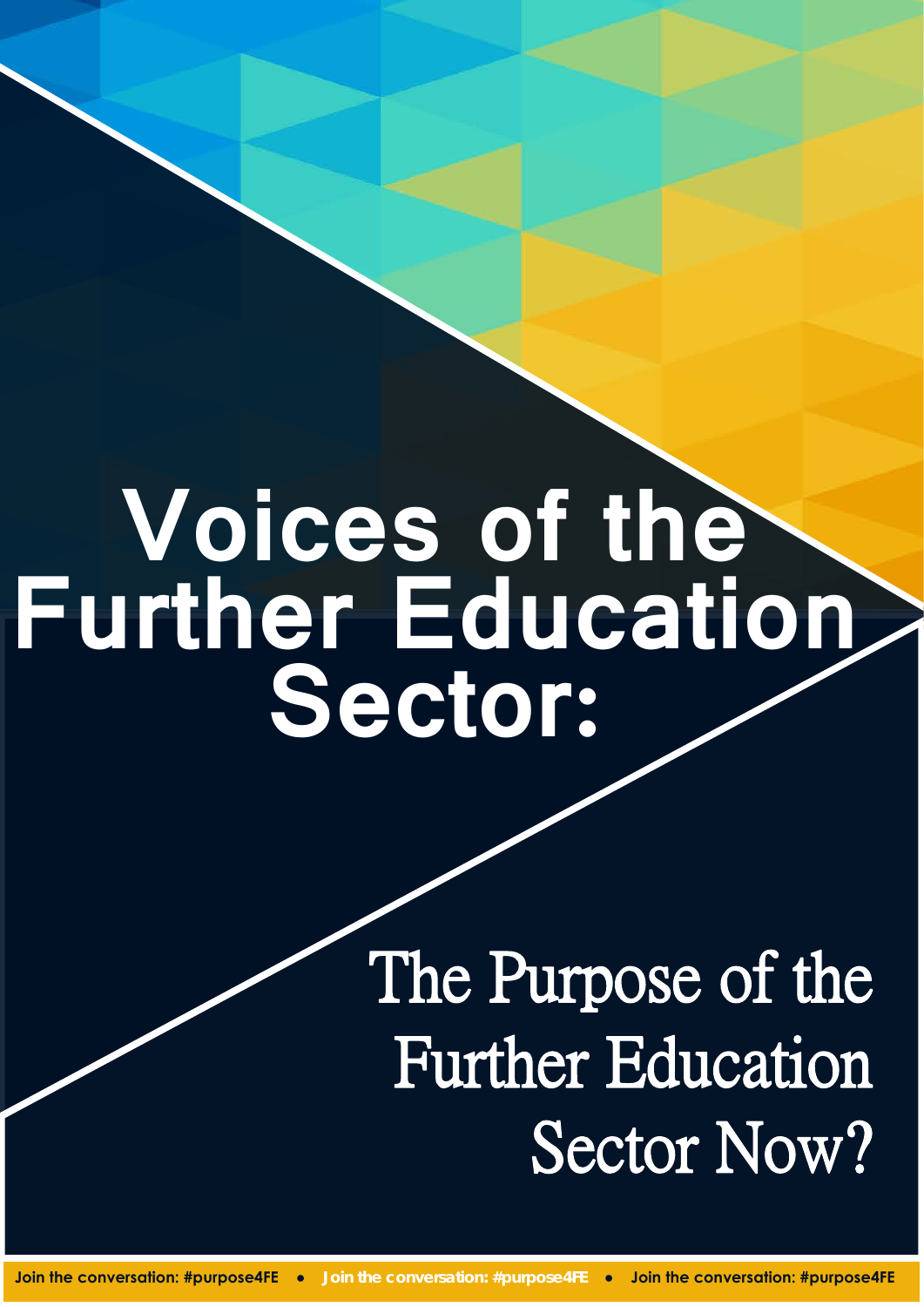# Voices of the Further Education Sector:

## The Purpose of the Further Education Sector Now?

Join the conversation: #purpose4FE • Join the conversation: #purpose4FE • Join the conversation: #purpose4FE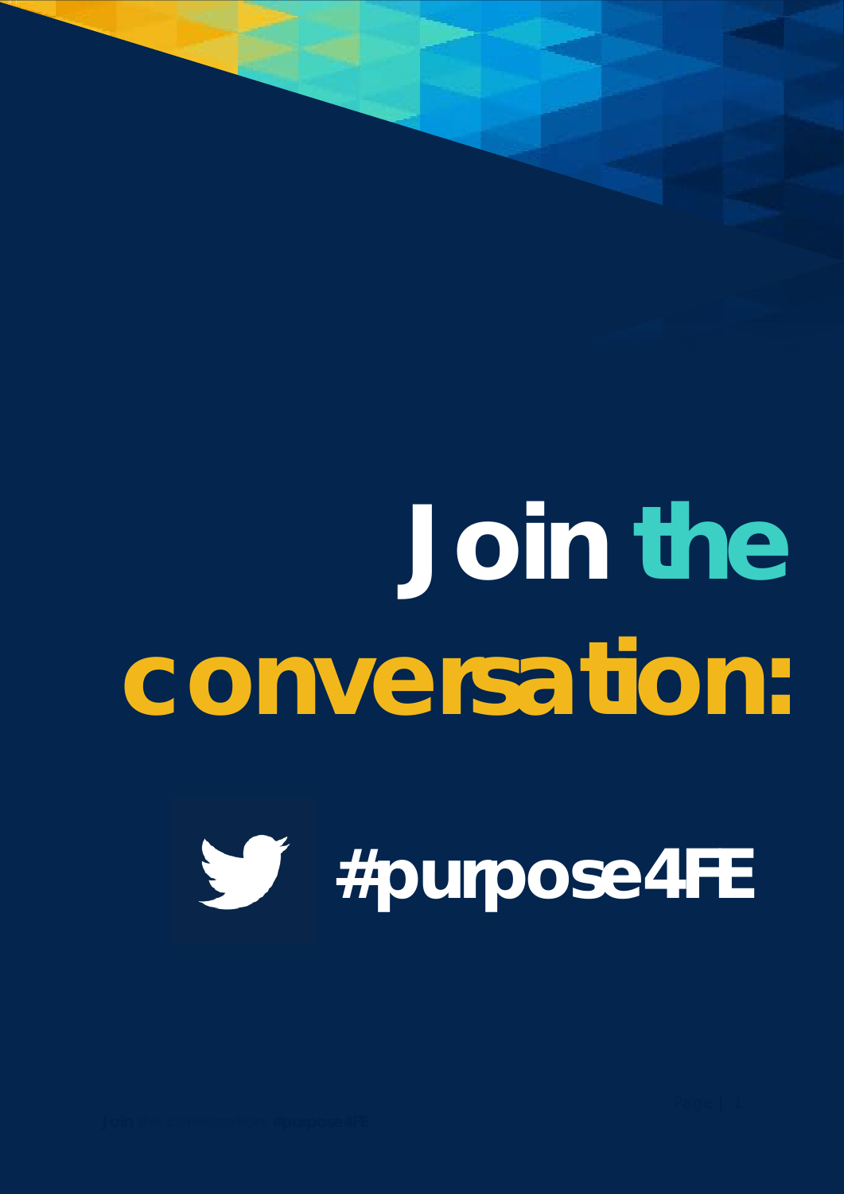# Join the conversation:

# #purpose4FE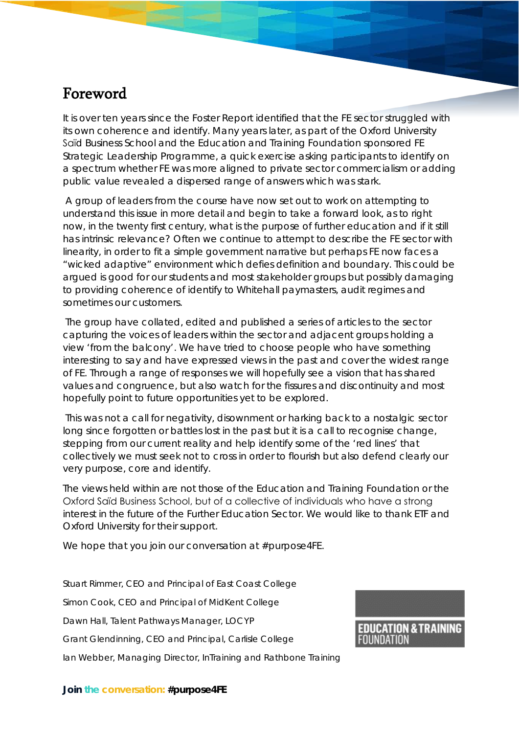# Foreword

It is over ten years since the Foster Report identified that the FE sector struggled with its own coherence and identify. Many years later, as part of the Oxford University Saïd Business School and the Education and Training Foundation sponsored FE Strategic Leadership Programme, a quick exercise asking participants to identify on a spectrum whether FE was more aligned to private sector commercialism or adding public value revealed a dispersed range of answers which was stark.

A group of leaders from the course have now set out to work on attempting to understand this issue in more detail and begin to take a forward look, as to right now, in the twenty first century, what is the purpose of further education and if it still has intrinsic relevance? Often we continue to attempt to describe the FE sector with linearity, in order to fit a simple government narrative but perhaps FE now faces a "wicked adaptive" environment which defies definition and boundary. This could be argued is good for our students and most stakeholder groups but possibly damaging to providing coherence of identify to Whitehall paymasters, audit regimes and sometimes our customers.

The group have collated, edited and published a series of articles to the sector capturing the voices of leaders within the sector and adjacent groups holding a view 'from the balcony'. We have tried to choose people who have something interesting to say and have expressed views in the past and cover the widest range of FE. Through a range of responses we will hopefully see a vision that has shared values and congruence, but also watch for the fissures and discontinuity and most hopefully point to future opportunities yet to be explored.

This was not a call for negativity, disownment or harking back to a nostalgic sector long since forgotten or battles lost in the past but it is a call to recognise change, stepping from our current reality and help identify some of the 'red lines' that collectively we must seek not to cross in order to flourish but also defend clearly our very purpose, core and identify.

The views held within are not those of the Education and Training Foundation or the Oxford Saïd Business School, but of a collective of individuals who have a strong interest in the future of the Further Education Sector. We would like to thank ETF and Oxford University for their support.

We hope that you join our conversation at #purpose4FE.

Stuart Rimmer, CEO and Principal of East Coast College

Simon Cook, CEO and Principal of MidKent College

Dawn Hall, Talent Pathways Manager, LOCYP

Grant Glendinning, CEO and Principal, Carlisle College

Ian Webber, Managing Director, InTraining and Rathbone Training

EDUCATION & TRAINING FOUNDATION

**Join the conversation: #purpose4FE**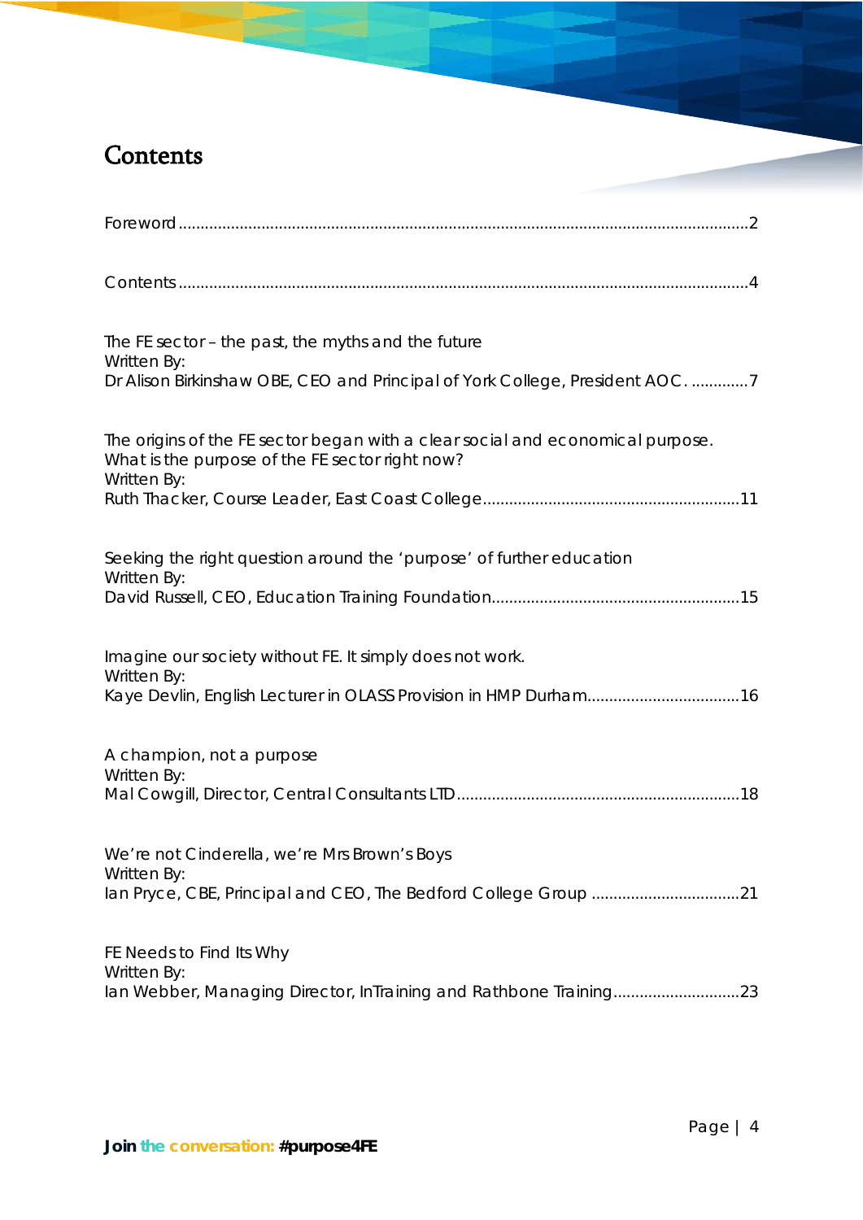# Contents

Foreword ........................................................................................................................................2

Contents ........................................................................................................................................4

The FE sector – the past, the myths and the future
Written By:
Dr Alison Birkinshaw OBE, CEO and Principal of York College, President AOC. .............7

The origins of the FE sector began with a clear social and economical purpose. What is the purpose of the FE sector right now?
Written By:
Ruth Thacker, Course Leader, East Coast College...........................................................11

Seeking the right question around the 'purpose' of further education
Written By:
David Russell, CEO, Education Training Foundation.........................................................15

Imagine our society without FE. It simply does not work.
Written By:
Kaye Devlin, English Lecturer in OLASS Provision in HMP Durham...................................16

A champion, not a purpose
Written By:
Mal Cowgill, Director, Central Consultants LTD.................................................................18

We're not Cinderella, we're Mrs Brown's Boys
Written By:
Ian Pryce, CBE, Principal and CEO, The Bedford College Group ..................................21

FE Needs to Find Its Why
Written By:
Ian Webber, Managing Director, InTraining and Rathbone Training.............................23

**Join the conversation: #purpose4FE**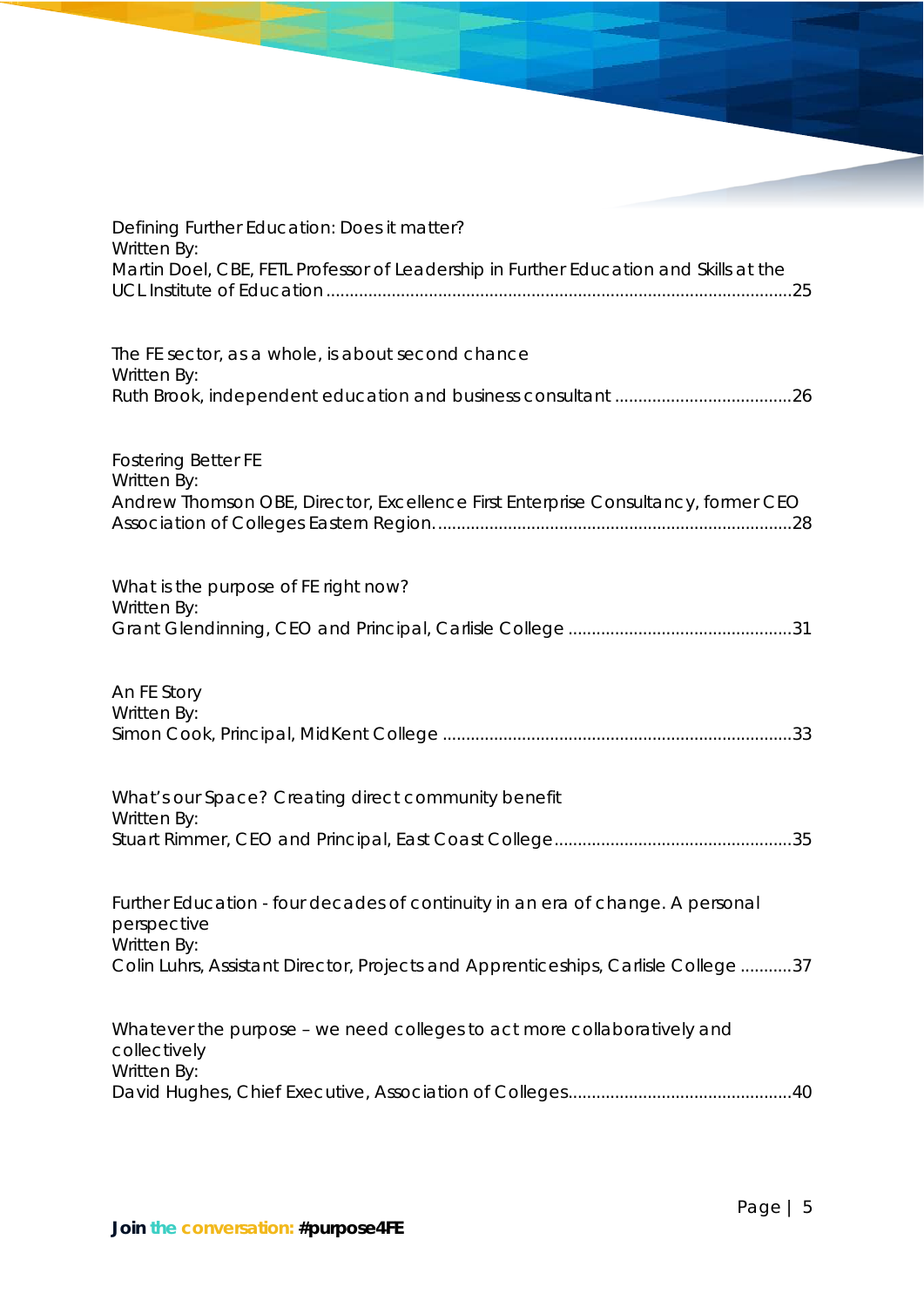Defining Further Education: Does it matter?
Written By:
Martin Doel, CBE, FETL Professor of Leadership in Further Education and Skills at the UCL Institute of Education ....................................................................................................25

The FE sector, as a whole, is about second chance
Written By:
Ruth Brook, independent education and business consultant ......................................26

Fostering Better FE
Written By:
Andrew Thomson OBE, Director, Excellence First Enterprise Consultancy, former CEO Association of Colleges Eastern Region. ...........................................................................28

What is the purpose of FE right now?
Written By:
Grant Glendinning, CEO and Principal, Carlisle College ................................................31

An FE Story
Written By:
Simon Cook, Principal, MidKent College ..........................................................................33

What's our Space? Creating direct community benefit
Written By:
Stuart Rimmer, CEO and Principal, East Coast College..................................................35

Further Education - four decades of continuity in an era of change. A personal perspective
Written By:
Colin Luhrs, Assistant Director, Projects and Apprenticeships, Carlisle College ...........37

Whatever the purpose – we need colleges to act more collaboratively and collectively
Written By:
David Hughes, Chief Executive, Association of Colleges...............................................40

**Join the conversation: #purpose4FE**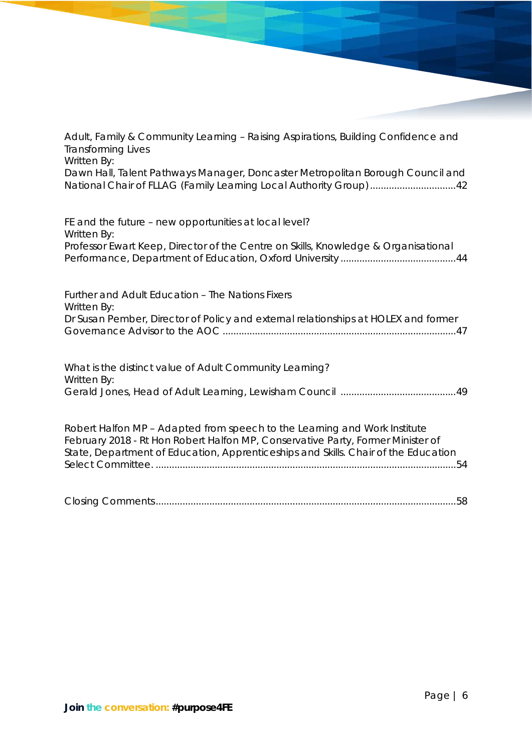Adult, Family & Community Learning – Raising Aspirations, Building Confidence and Transforming Lives
Written By:
Dawn Hall, Talent Pathways Manager, Doncaster Metropolitan Borough Council and National Chair of FLLAG (Family Learning Local Authority Group) ................................42

FE and the future – new opportunities at local level?
Written By:
Professor Ewart Keep, Director of the Centre on Skills, Knowledge & Organisational Performance, Department of Education, Oxford University ..........................................44

Further and Adult Education – The Nations Fixers
Written By:
Dr Susan Pember, Director of Policy and external relationships at HOLEX and former Governance Advisor to the AOC ......................................................................................47

What is the distinct value of Adult Community Learning?
Written By:
Gerald Jones, Head of Adult Learning, Lewisham Council ..........................................49

Robert Halfon MP – Adapted from speech to the Learning and Work Institute February 2018 - Rt Hon Robert Halfon MP, Conservative Party, Former Minister of State, Department of Education, Apprenticeships and Skills. Chair of the Education Select Committee. ...............................................................................................................54

Closing Comments...............................................................................................................58

**Join the conversation: #purpose4FE**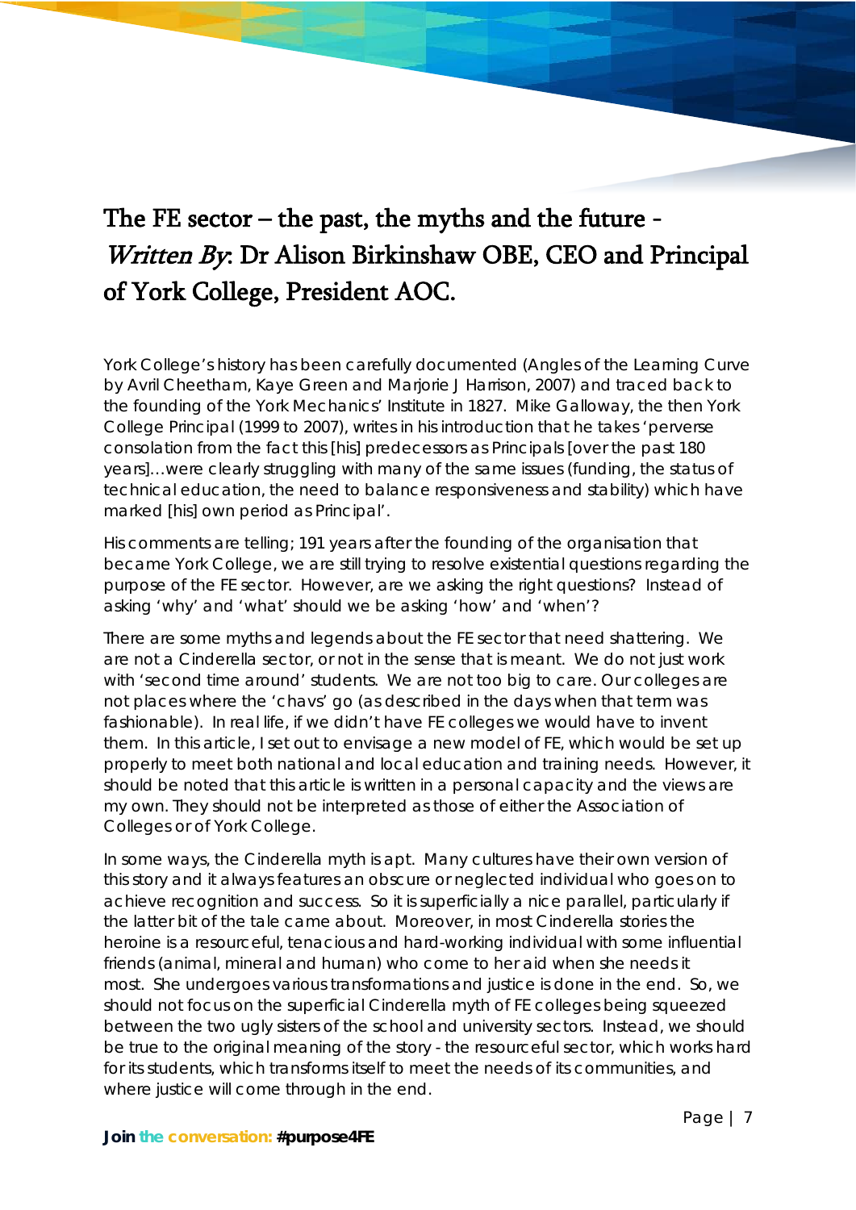# The FE sector – the past, the myths and the future - *Written By*: Dr Alison Birkinshaw OBE, CEO and Principal of York College, President AOC.

York College's history has been carefully documented (Angles of the Learning Curve by Avril Cheetham, Kaye Green and Marjorie J Harrison, 2007) and traced back to the founding of the York Mechanics' Institute in 1827. Mike Galloway, the then York College Principal (1999 to 2007), writes in his introduction that he takes 'perverse consolation from the fact this [his] predecessors as Principals [over the past 180 years]…were clearly struggling with many of the same issues (funding, the status of technical education, the need to balance responsiveness and stability) which have marked [his] own period as Principal'.

His comments are telling; 191 years after the founding of the organisation that became York College, we are still trying to resolve existential questions regarding the purpose of the FE sector. However, are we asking the right questions? Instead of asking 'why' and 'what' should we be asking 'how' and 'when'?

There are some myths and legends about the FE sector that need shattering. We are not a Cinderella sector, or not in the sense that is meant. We do not just work with 'second time around' students. We are not too big to care. Our colleges are not places where the 'chavs' go (as described in the days when that term was fashionable). In real life, if we didn't have FE colleges we would have to invent them. In this article, I set out to envisage a new model of FE, which would be set up properly to meet both national and local education and training needs. However, it should be noted that this article is written in a personal capacity and the views are my own. They should not be interpreted as those of either the Association of Colleges or of York College.

In some ways, the Cinderella myth is apt. Many cultures have their own version of this story and it always features an obscure or neglected individual who goes on to achieve recognition and success. So it is superficially a nice parallel, particularly if the latter bit of the tale came about. Moreover, in most Cinderella stories the heroine is a resourceful, tenacious and hard-working individual with some influential friends (animal, mineral and human) who come to her aid when she needs it most. She undergoes various transformations and justice is done in the end. So, we should not focus on the superficial Cinderella myth of FE colleges being squeezed between the two ugly sisters of the school and university sectors. Instead, we should be true to the original meaning of the story - the resourceful sector, which works hard for its students, which transforms itself to meet the needs of its communities, and where justice will come through in the end.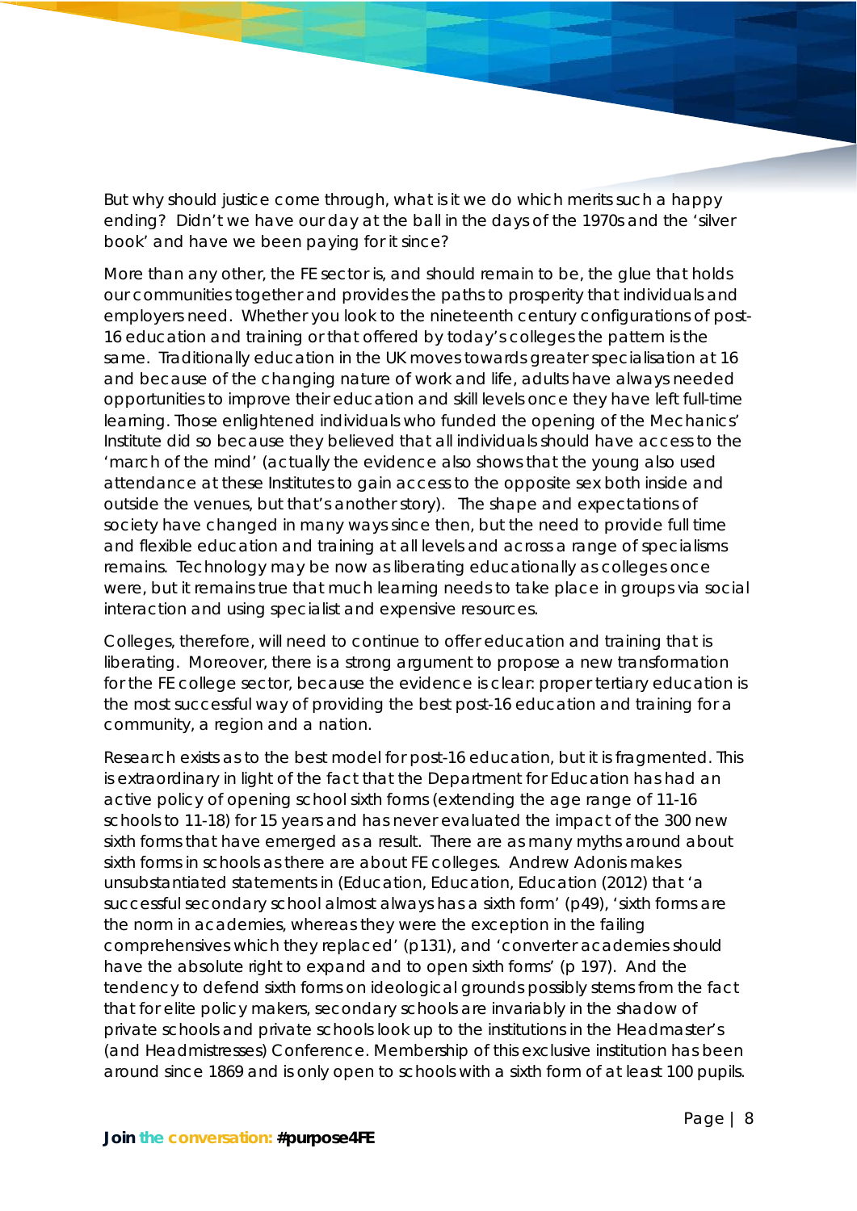But why should justice come through, what is it we do which merits such a happy ending? Didn't we have our day at the ball in the days of the 1970s and the 'silver book' and have we been paying for it since?

More than any other, the FE sector is, and should remain to be, the glue that holds our communities together and provides the paths to prosperity that individuals and employers need. Whether you look to the nineteenth century configurations of post-16 education and training or that offered by today's colleges the pattern is the same. Traditionally education in the UK moves towards greater specialisation at 16 and because of the changing nature of work and life, adults have always needed opportunities to improve their education and skill levels once they have left full-time learning. Those enlightened individuals who funded the opening of the Mechanics' Institute did so because they believed that all individuals should have access to the 'march of the mind' (actually the evidence also shows that the young also used attendance at these Institutes to gain access to the opposite sex both inside and outside the venues, but that's another story). The shape and expectations of society have changed in many ways since then, but the need to provide full time and flexible education and training at all levels and across a range of specialisms remains. Technology may be now as liberating educationally as colleges once were, but it remains true that much learning needs to take place in groups via social interaction and using specialist and expensive resources.

Colleges, therefore, will need to continue to offer education and training that is liberating. Moreover, there is a strong argument to propose a new transformation for the FE college sector, because the evidence is clear: proper tertiary education is the most successful way of providing the best post-16 education and training for a community, a region and a nation.

Research exists as to the best model for post-16 education, but it is fragmented. This is extraordinary in light of the fact that the Department for Education has had an active policy of opening school sixth forms (extending the age range of 11-16 schools to 11-18) for 15 years and has never evaluated the impact of the 300 new sixth forms that have emerged as a result. There are as many myths around about sixth forms in schools as there are about FE colleges. Andrew Adonis makes unsubstantiated statements in (Education, Education, Education (2012) that 'a successful secondary school almost always has a sixth form' (p49), 'sixth forms are the norm in academies, whereas they were the exception in the failing comprehensives which they replaced' (p131), and 'converter academies should have the absolute right to expand and to open sixth forms' (p 197). And the tendency to defend sixth forms on ideological grounds possibly stems from the fact that for elite policy makers, secondary schools are invariably in the shadow of private schools and private schools look up to the institutions in the Headmaster's (and Headmistresses) Conference. Membership of this exclusive institution has been around since 1869 and is only open to schools with a sixth form of at least 100 pupils.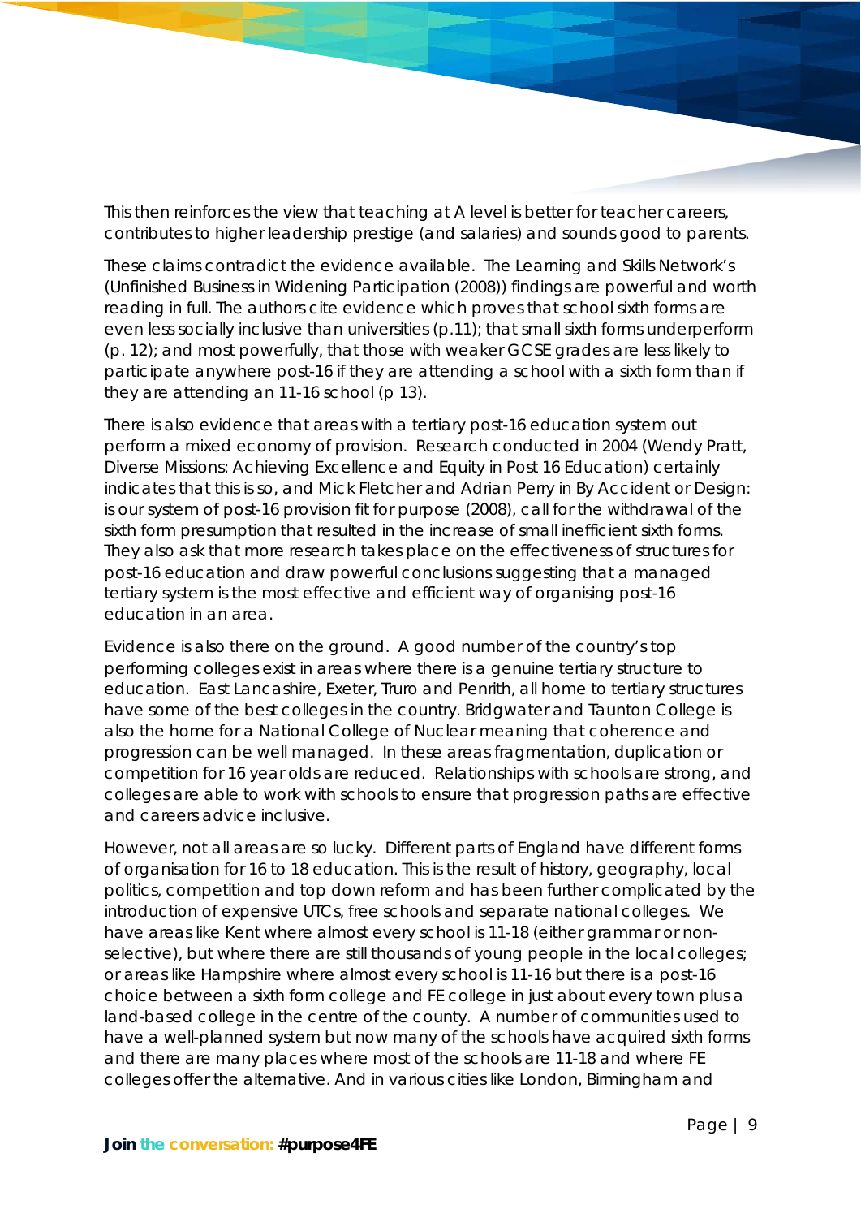This then reinforces the view that teaching at A level is better for teacher careers, contributes to higher leadership prestige (and salaries) and sounds good to parents.

These claims contradict the evidence available. The Learning and Skills Network's (Unfinished Business in Widening Participation (2008)) findings are powerful and worth reading in full. The authors cite evidence which proves that school sixth forms are even less socially inclusive than universities (p.11); that small sixth forms underperform (p. 12); and most powerfully, that those with weaker GCSE grades are less likely to participate anywhere post-16 if they are attending a school with a sixth form than if they are attending an 11-16 school (p 13).

There is also evidence that areas with a tertiary post-16 education system out perform a mixed economy of provision. Research conducted in 2004 (Wendy Pratt, Diverse Missions: Achieving Excellence and Equity in Post 16 Education) certainly indicates that this is so, and Mick Fletcher and Adrian Perry in By Accident or Design: is our system of post-16 provision fit for purpose (2008), call for the withdrawal of the sixth form presumption that resulted in the increase of small inefficient sixth forms. They also ask that more research takes place on the effectiveness of structures for post-16 education and draw powerful conclusions suggesting that a managed tertiary system is the most effective and efficient way of organising post-16 education in an area.

Evidence is also there on the ground. A good number of the country's top performing colleges exist in areas where there is a genuine tertiary structure to education. East Lancashire, Exeter, Truro and Penrith, all home to tertiary structures have some of the best colleges in the country. Bridgwater and Taunton College is also the home for a National College of Nuclear meaning that coherence and progression can be well managed. In these areas fragmentation, duplication or competition for 16 year olds are reduced. Relationships with schools are strong, and colleges are able to work with schools to ensure that progression paths are effective and careers advice inclusive.

However, not all areas are so lucky. Different parts of England have different forms of organisation for 16 to 18 education. This is the result of history, geography, local politics, competition and top down reform and has been further complicated by the introduction of expensive UTCs, free schools and separate national colleges. We have areas like Kent where almost every school is 11-18 (either grammar or non-selective), but where there are still thousands of young people in the local colleges; or areas like Hampshire where almost every school is 11-16 but there is a post-16 choice between a sixth form college and FE college in just about every town plus a land-based college in the centre of the county. A number of communities used to have a well-planned system but now many of the schools have acquired sixth forms and there are many places where most of the schools are 11-18 and where FE colleges offer the alternative. And in various cities like London, Birmingham and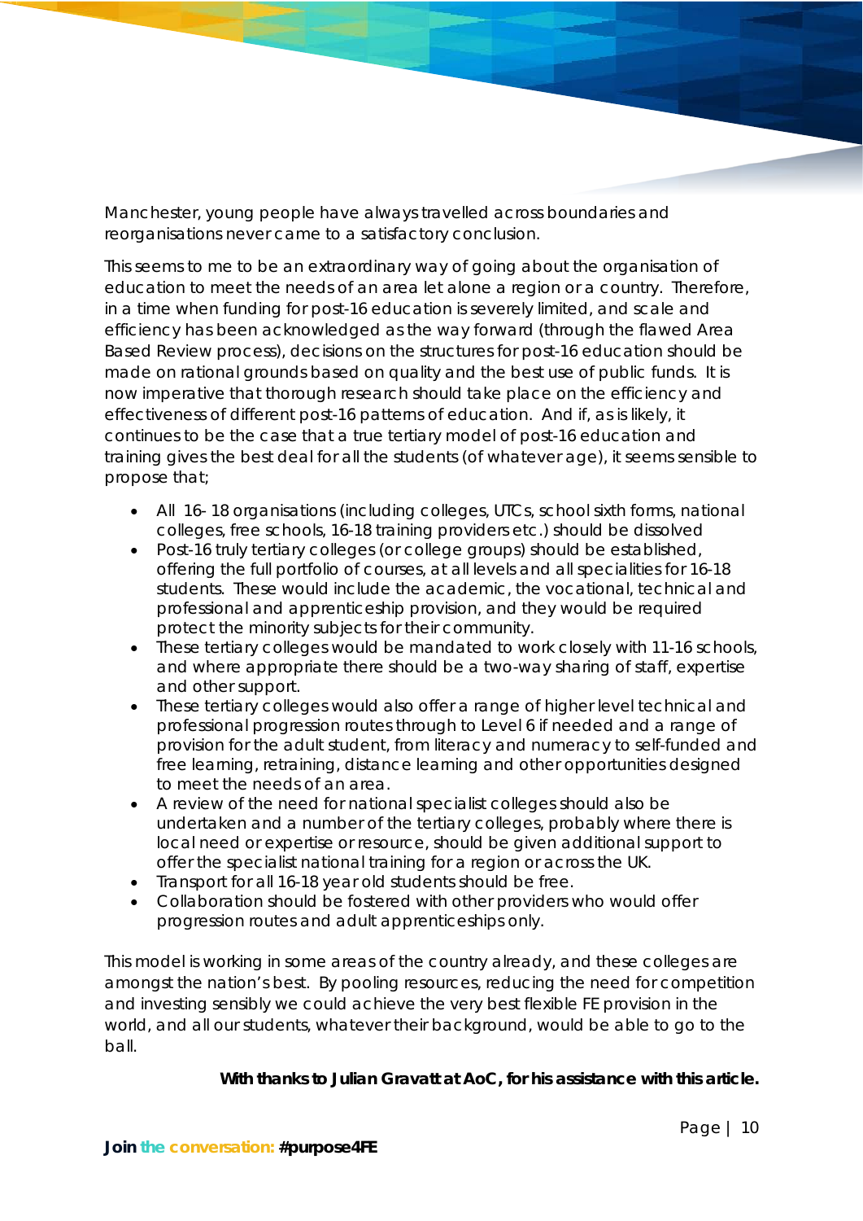Manchester, young people have always travelled across boundaries and reorganisations never came to a satisfactory conclusion.

This seems to me to be an extraordinary way of going about the organisation of education to meet the needs of an area let alone a region or a country. Therefore, in a time when funding for post-16 education is severely limited, and scale and efficiency has been acknowledged as the way forward (through the flawed Area Based Review process), decisions on the structures for post-16 education should be made on rational grounds based on quality and the best use of public funds. It is now imperative that thorough research should take place on the efficiency and effectiveness of different post-16 patterns of education. And if, as is likely, it continues to be the case that a true tertiary model of post-16 education and training gives the best deal for all the students (of whatever age), it seems sensible to propose that;

- All 16- 18 organisations (including colleges, UTCs, school sixth forms, national colleges, free schools, 16-18 training providers etc.) should be dissolved
- Post-16 truly tertiary colleges (or college groups) should be established, offering the full portfolio of courses, at all levels and all specialities for 16-18 students. These would include the academic, the vocational, technical and professional and apprenticeship provision, and they would be required protect the minority subjects for their community.
- These tertiary colleges would be mandated to work closely with 11-16 schools, and where appropriate there should be a two-way sharing of staff, expertise and other support.
- These tertiary colleges would also offer a range of higher level technical and professional progression routes through to Level 6 if needed and a range of provision for the adult student, from literacy and numeracy to self-funded and free learning, retraining, distance learning and other opportunities designed to meet the needs of an area.
- A review of the need for national specialist colleges should also be undertaken and a number of the tertiary colleges, probably where there is local need or expertise or resource, should be given additional support to offer the specialist national training for a region or across the UK.
- Transport for all 16-18 year old students should be free.
- Collaboration should be fostered with other providers who would offer progression routes and adult apprenticeships only.

This model is working in some areas of the country already, and these colleges are amongst the nation's best. By pooling resources, reducing the need for competition and investing sensibly we could achieve the very best flexible FE provision in the world, and all our students, whatever their background, would be able to go to the ball.

**With thanks to Julian Gravatt at AoC, for his assistance with this article.**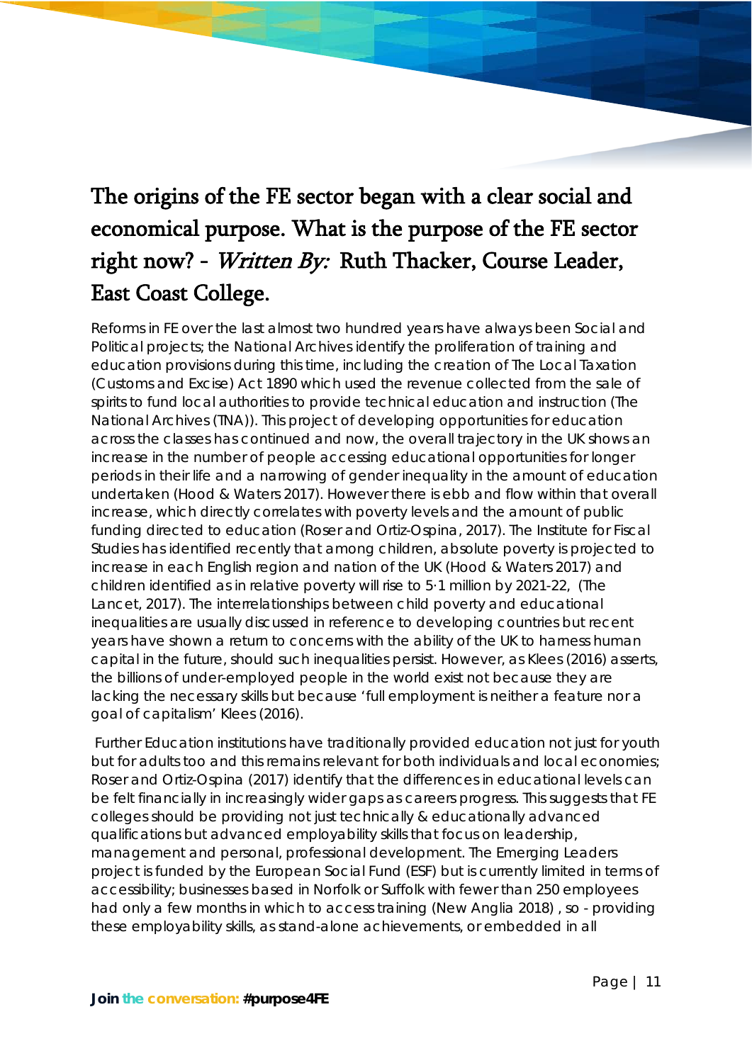# The origins of the FE sector began with a clear social and economical purpose. What is the purpose of the FE sector right now? - *Written By:* Ruth Thacker, Course Leader, East Coast College.

Reforms in FE over the last almost two hundred years have always been Social and Political projects; the National Archives identify the proliferation of training and education provisions during this time, including the creation of The Local Taxation (Customs and Excise) Act 1890 which used the revenue collected from the sale of spirits to fund local authorities to provide technical education and instruction (The National Archives (TNA)). This project of developing opportunities for education across the classes has continued and now, the overall trajectory in the UK shows an increase in the number of people accessing educational opportunities for longer periods in their life and a narrowing of gender inequality in the amount of education undertaken (Hood & Waters 2017). However there is ebb and flow within that overall increase, which directly correlates with poverty levels and the amount of public funding directed to education (Roser and Ortiz-Ospina, 2017). The Institute for Fiscal Studies has identified recently that among children, absolute poverty is projected to increase in each English region and nation of the UK (Hood & Waters 2017) and children identified as in relative poverty will rise to 5·1 million by 2021-22, (The Lancet, 2017). The interrelationships between child poverty and educational inequalities are usually discussed in reference to developing countries but recent years have shown a return to concerns with the ability of the UK to harness human capital in the future, should such inequalities persist. However, as Klees (2016) asserts, the billions of under-employed people in the world exist not because they are lacking the necessary skills but because 'full employment is neither a feature nor a goal of capitalism' Klees (2016).

Further Education institutions have traditionally provided education not just for youth but for adults too and this remains relevant for both individuals and local economies; Roser and Ortiz-Ospina (2017) identify that the differences in educational levels can be felt financially in increasingly wider gaps as careers progress. This suggests that FE colleges should be providing not just technically & educationally advanced qualifications but advanced employability skills that focus on leadership, management and personal, professional development. The Emerging Leaders project is funded by the European Social Fund (ESF) but is currently limited in terms of accessibility; businesses based in Norfolk or Suffolk with fewer than 250 employees had only a few months in which to access training (New Anglia 2018) , so - providing these employability skills, as stand-alone achievements, or embedded in all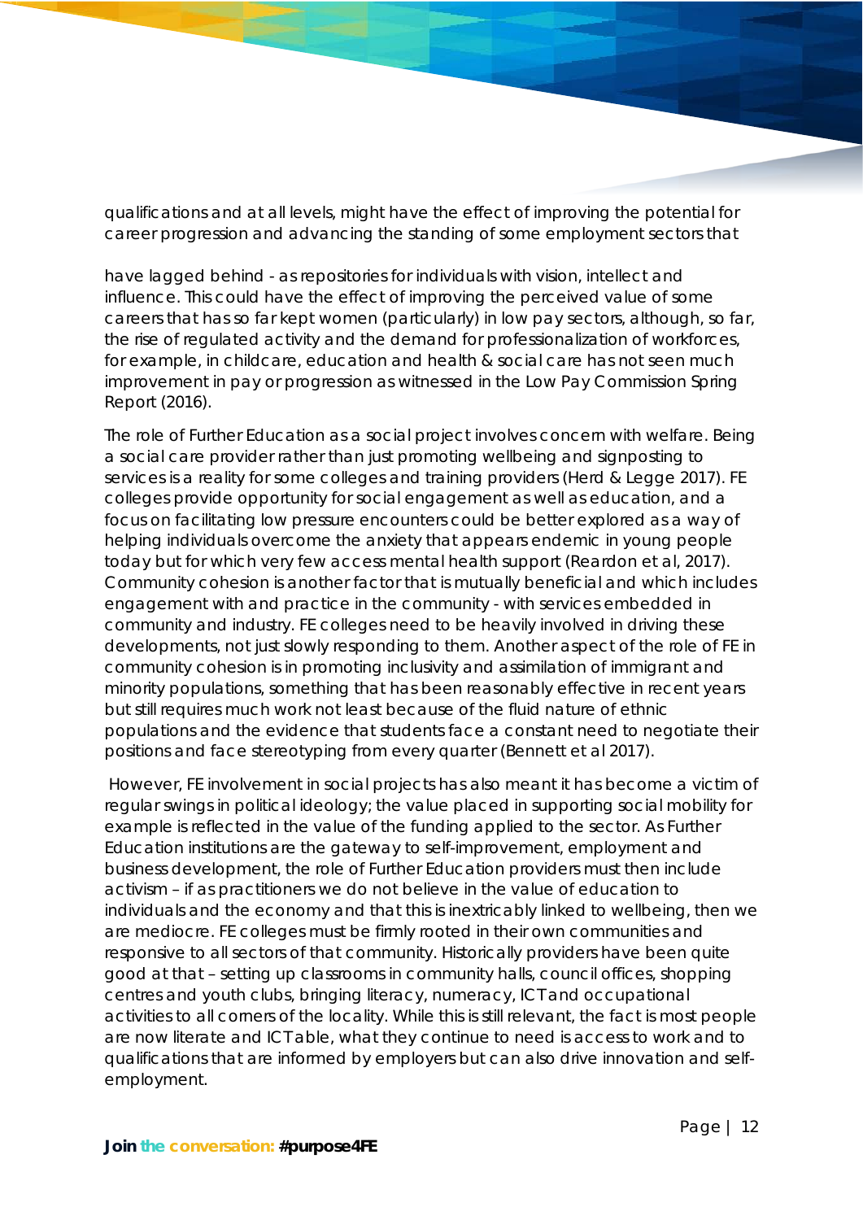qualifications and at all levels, might have the effect of improving the potential for career progression and advancing the standing of some employment sectors that

have lagged behind - as repositories for individuals with vision, intellect and influence. This could have the effect of improving the perceived value of some careers that has so far kept women (particularly) in low pay sectors, although, so far, the rise of regulated activity and the demand for professionalization of workforces, for example, in childcare, education and health & social care has not seen much improvement in pay or progression as witnessed in the Low Pay Commission Spring Report (2016).

The role of Further Education as a social project involves concern with welfare. Being a social care provider rather than just promoting wellbeing and signposting to services is a reality for some colleges and training providers (Herd & Legge 2017). FE colleges provide opportunity for social engagement as well as education, and a focus on facilitating low pressure encounters could be better explored as a way of helping individuals overcome the anxiety that appears endemic in young people today but for which very few access mental health support (Reardon et al, 2017). Community cohesion is another factor that is mutually beneficial and which includes engagement with and practice in the community - with services embedded in community and industry. FE colleges need to be heavily involved in driving these developments, not just slowly responding to them. Another aspect of the role of FE in community cohesion is in promoting inclusivity and assimilation of immigrant and minority populations, something that has been reasonably effective in recent years but still requires much work not least because of the fluid nature of ethnic populations and the evidence that students face a constant need to negotiate their positions and face stereotyping from every quarter (Bennett et al 2017).

However, FE involvement in social projects has also meant it has become a victim of regular swings in political ideology; the value placed in supporting social mobility for example is reflected in the value of the funding applied to the sector. As Further Education institutions are the gateway to self-improvement, employment and business development, the role of Further Education providers must then include activism – if as practitioners we do not believe in the value of education to individuals and the economy and that this is inextricably linked to wellbeing, then we are mediocre. FE colleges must be firmly rooted in their own communities and responsive to all sectors of that community. Historically providers have been quite good at that – setting up classrooms in community halls, council offices, shopping centres and youth clubs, bringing literacy, numeracy, ICT and occupational activities to all corners of the locality. While this is still relevant, the fact is most people are now literate and ICT able, what they continue to need is access to work and to qualifications that are informed by employers but can also drive innovation and self-employment.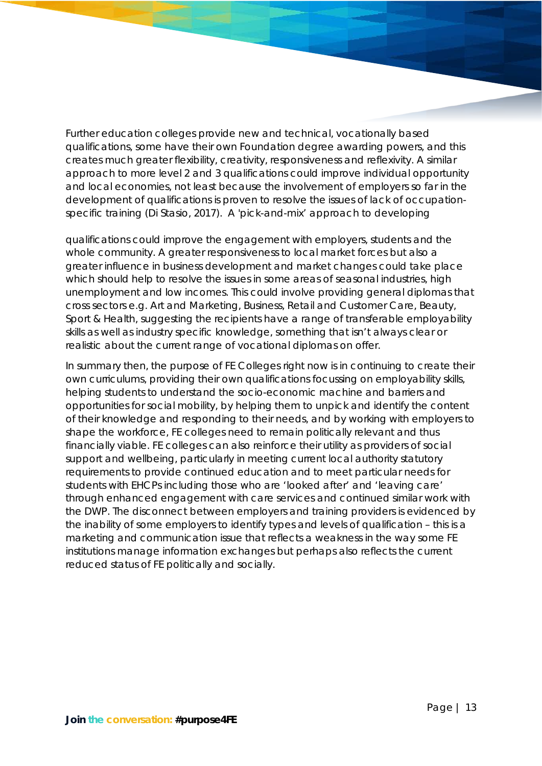Further education colleges provide new and technical, vocationally based qualifications, some have their own Foundation degree awarding powers, and this creates much greater flexibility, creativity, responsiveness and reflexivity. A similar approach to more level 2 and 3 qualifications could improve individual opportunity and local economies, not least because the involvement of employers so far in the development of qualifications is proven to resolve the issues of lack of occupation-specific training (Di Stasio, 2017). A 'pick-and-mix' approach to developing

qualifications could improve the engagement with employers, students and the whole community. A greater responsiveness to local market forces but also a greater influence in business development and market changes could take place which should help to resolve the issues in some areas of seasonal industries, high unemployment and low incomes. This could involve providing general diplomas that cross sectors e.g. Art and Marketing, Business, Retail and Customer Care, Beauty, Sport & Health, suggesting the recipients have a range of transferable employability skills as well as industry specific knowledge, something that isn't always clear or realistic about the current range of vocational diplomas on offer.

In summary then, the purpose of FE Colleges right now is in continuing to create their own curriculums, providing their own qualifications focussing on employability skills, helping students to understand the socio-economic machine and barriers and opportunities for social mobility, by helping them to unpick and identify the content of their knowledge and responding to their needs, and by working with employers to shape the workforce, FE colleges need to remain politically relevant and thus financially viable. FE colleges can also reinforce their utility as providers of social support and wellbeing, particularly in meeting current local authority statutory requirements to provide continued education and to meet particular needs for students with EHCPs including those who are 'looked after' and 'leaving care' through enhanced engagement with care services and continued similar work with the DWP. The disconnect between employers and training providers is evidenced by the inability of some employers to identify types and levels of qualification – this is a marketing and communication issue that reflects a weakness in the way some FE institutions manage information exchanges but perhaps also reflects the current reduced status of FE politically and socially.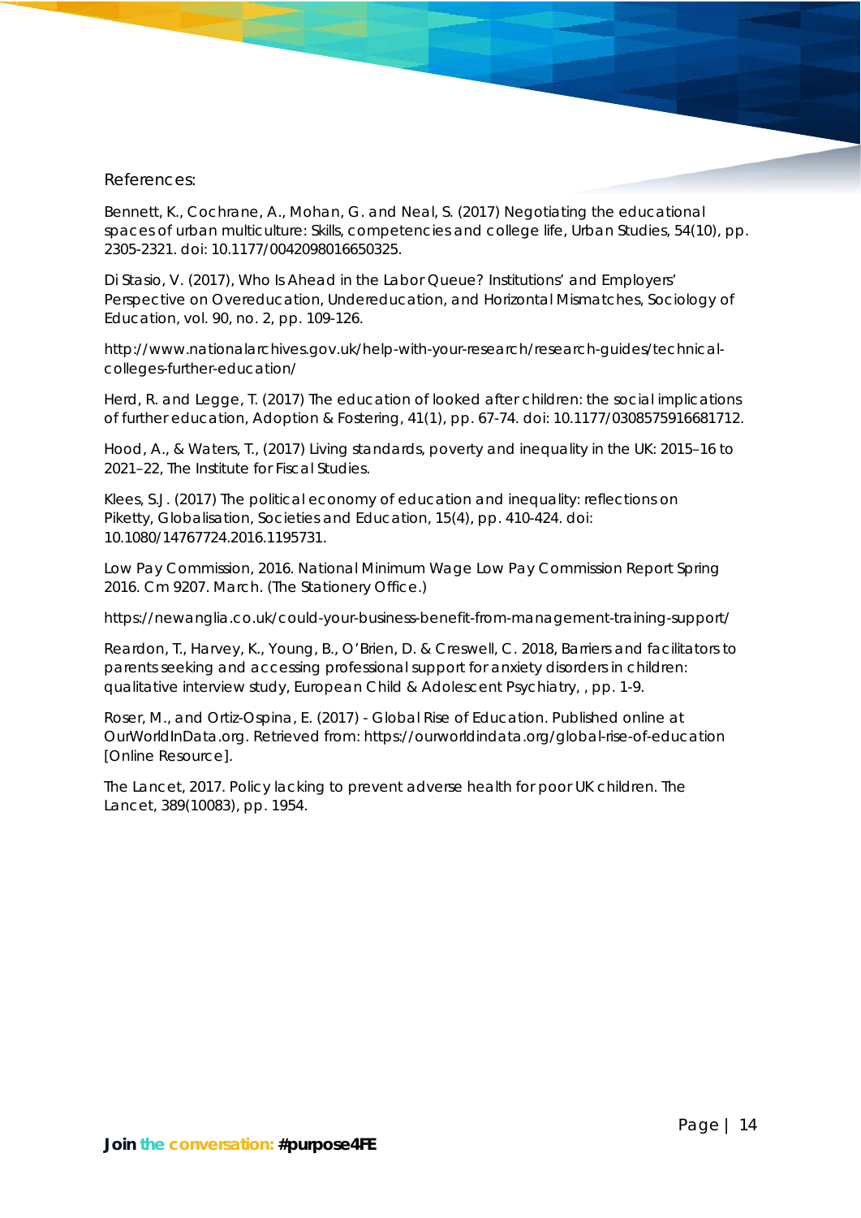References:

Bennett, K., Cochrane, A., Mohan, G. and Neal, S. (2017) Negotiating the educational spaces of urban multiculture: Skills, competencies and college life, Urban Studies, 54(10), pp. 2305-2321. doi: 10.1177/0042098016650325.

Di Stasio, V. (2017), Who Is Ahead in the Labor Queue? Institutions' and Employers' Perspective on Overeducation, Undereducation, and Horizontal Mismatches, Sociology of Education, vol. 90, no. 2, pp. 109-126.

http://www.nationalarchives.gov.uk/help-with-your-research/research-guides/technical-colleges-further-education/

Herd, R. and Legge, T. (2017) The education of looked after children: the social implications of further education, Adoption & Fostering, 41(1), pp. 67-74. doi: 10.1177/0308575916681712.

Hood, A., & Waters, T., (2017) Living standards, poverty and inequality in the UK: 2015–16 to 2021–22, The Institute for Fiscal Studies.

Klees, S.J. (2017) The political economy of education and inequality: reflections on Piketty, Globalisation, Societies and Education, 15(4), pp. 410-424. doi: 10.1080/14767724.2016.1195731.

Low Pay Commission, 2016. National Minimum Wage Low Pay Commission Report Spring 2016. Cm 9207. March. (The Stationery Office.)

https://newanglia.co.uk/could-your-business-benefit-from-management-training-support/

Reardon, T., Harvey, K., Young, B., O'Brien, D. & Creswell, C. 2018, Barriers and facilitators to parents seeking and accessing professional support for anxiety disorders in children: qualitative interview study, European Child & Adolescent Psychiatry, , pp. 1-9.

Roser, M., and Ortiz-Ospina, E. (2017) - Global Rise of Education. Published online at OurWorldInData.org. Retrieved from: https://ourworldindata.org/global-rise-of-education [Online Resource].

The Lancet, 2017. Policy lacking to prevent adverse health for poor UK children. The Lancet, 389(10083), pp. 1954.

**Join the conversation: #purpose4FE**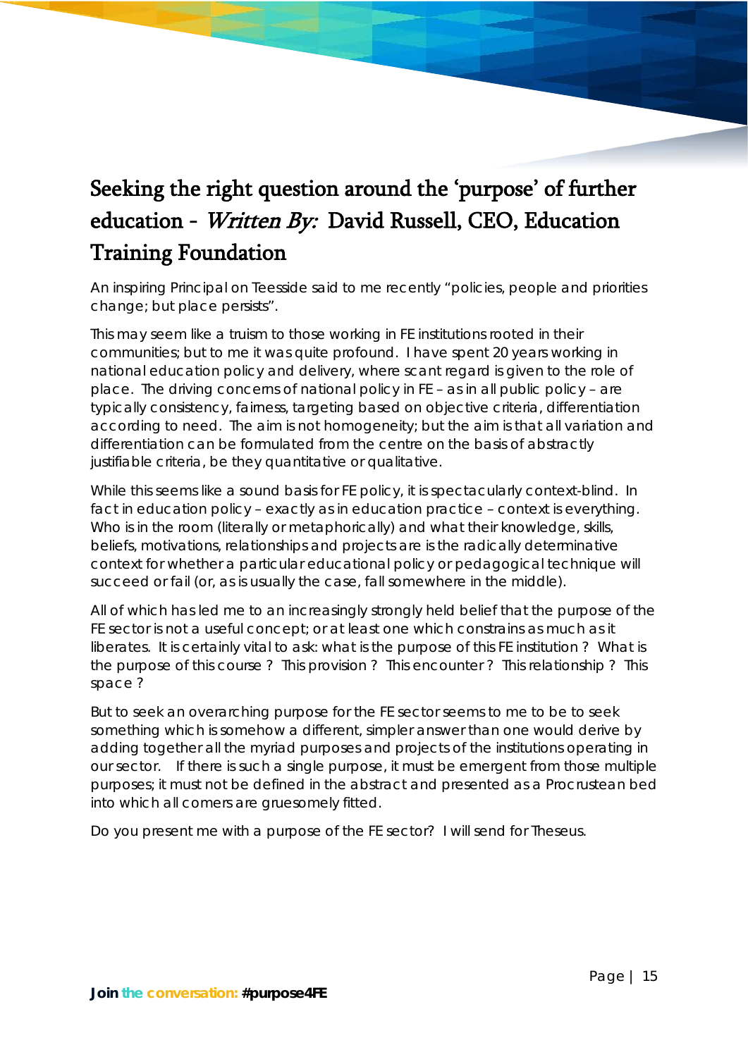# Seeking the right question around the 'purpose' of further education - *Written By:* David Russell, CEO, Education Training Foundation

An inspiring Principal on Teesside said to me recently "policies, people and priorities change; but place persists".

This may seem like a truism to those working in FE institutions rooted in their communities; but to me it was quite profound. I have spent 20 years working in national education policy and delivery, where scant regard is given to the role of place. The driving concerns of national policy in FE – as in all public policy – are typically consistency, fairness, targeting based on objective criteria, differentiation according to need. The aim is not homogeneity; but the aim is that all variation and differentiation can be formulated from the centre on the basis of abstractly justifiable criteria, be they quantitative or qualitative.

While this seems like a sound basis for FE policy, it is spectacularly context-blind. In fact in education policy – exactly as in education practice – context is everything. Who is in the room (literally or metaphorically) and what their knowledge, skills, beliefs, motivations, relationships and projects are is the radically determinative context for whether a particular educational policy or pedagogical technique will succeed or fail (or, as is usually the case, fall somewhere in the middle).

All of which has led me to an increasingly strongly held belief that the purpose of the FE sector is not a useful concept; or at least one which constrains as much as it liberates. It is certainly vital to ask: what is the purpose of this FE institution ? What is the purpose of this course ? This provision ? This encounter ? This relationship ? This space ?

But to seek an overarching purpose for the FE sector seems to me to be to seek something which is somehow a different, simpler answer than one would derive by adding together all the myriad purposes and projects of the institutions operating in our sector. If there is such a single purpose, it must be emergent from those multiple purposes; it must not be defined in the abstract and presented as a Procrustean bed into which all comers are gruesomely fitted.

Do you present me with a purpose of the FE sector? I will send for Theseus.

**Join the conversation: #purpose4FE**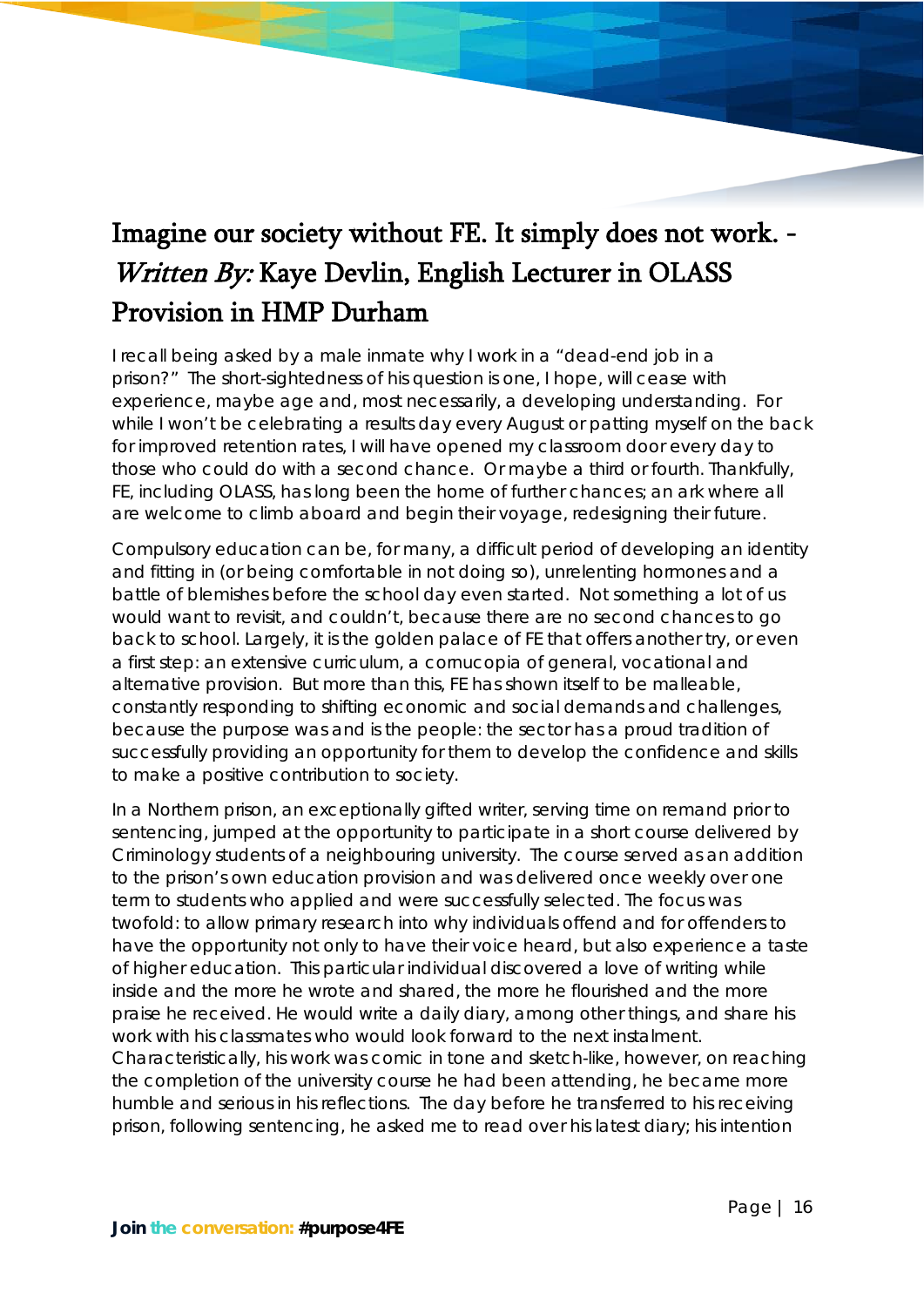# Imagine our society without FE. It simply does not work. - *Written By:* Kaye Devlin, English Lecturer in OLASS Provision in HMP Durham

I recall being asked by a male inmate why I work in a "dead-end job in a prison?" The short-sightedness of his question is one, I hope, will cease with experience, maybe age and, most necessarily, a developing understanding. For while I won't be celebrating a results day every August or patting myself on the back for improved retention rates, I will have opened my classroom door every day to those who could do with a second chance. Or maybe a third or fourth. Thankfully, FE, including OLASS, has long been the home of further chances; an ark where all are welcome to climb aboard and begin their voyage, redesigning their future.

Compulsory education can be, for many, a difficult period of developing an identity and fitting in (or being comfortable in not doing so), unrelenting hormones and a battle of blemishes before the school day even started. Not something a lot of us would want to revisit, and couldn't, because there are no second chances to go back to school. Largely, it is the golden palace of FE that offers another try, or even a first step: an extensive curriculum, a cornucopia of general, vocational and alternative provision. But more than this, FE has shown itself to be malleable, constantly responding to shifting economic and social demands and challenges, because the purpose was and is the people: the sector has a proud tradition of successfully providing an opportunity for them to develop the confidence and skills to make a positive contribution to society.

In a Northern prison, an exceptionally gifted writer, serving time on remand prior to sentencing, jumped at the opportunity to participate in a short course delivered by Criminology students of a neighbouring university. The course served as an addition to the prison's own education provision and was delivered once weekly over one term to students who applied and were successfully selected. The focus was twofold: to allow primary research into why individuals offend and for offenders to have the opportunity not only to have their voice heard, but also experience a taste of higher education. This particular individual discovered a love of writing while inside and the more he wrote and shared, the more he flourished and the more praise he received. He would write a daily diary, among other things, and share his work with his classmates who would look forward to the next instalment. Characteristically, his work was comic in tone and sketch-like, however, on reaching the completion of the university course he had been attending, he became more humble and serious in his reflections. The day before he transferred to his receiving prison, following sentencing, he asked me to read over his latest diary; his intention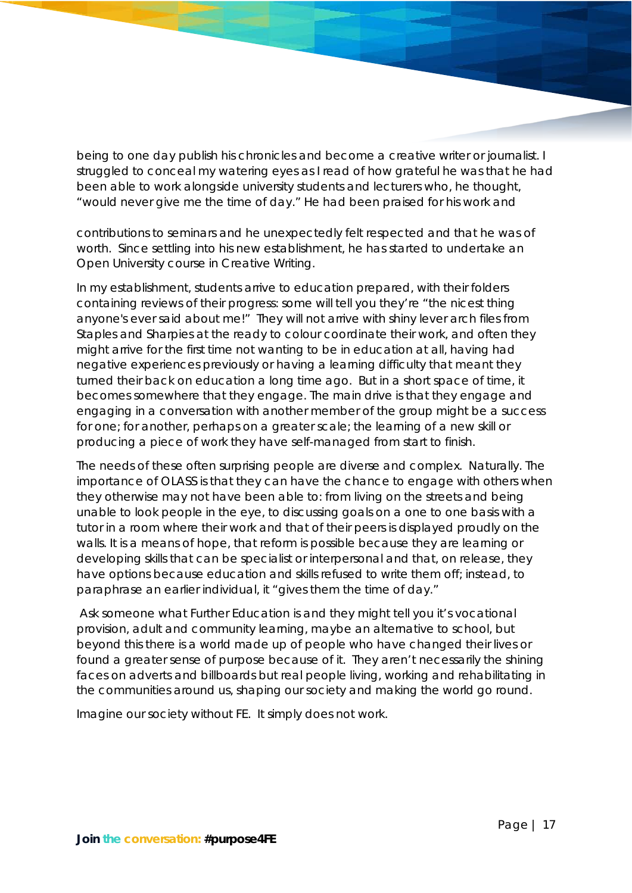being to one day publish his chronicles and become a creative writer or journalist. I struggled to conceal my watering eyes as I read of how grateful he was that he had been able to work alongside university students and lecturers who, he thought, "would never give me the time of day." He had been praised for his work and

contributions to seminars and he unexpectedly felt respected and that he was of worth. Since settling into his new establishment, he has started to undertake an Open University course in Creative Writing.

In my establishment, students arrive to education prepared, with their folders containing reviews of their progress: some will tell you they're "the nicest thing anyone's ever said about me!" They will not arrive with shiny lever arch files from Staples and Sharpies at the ready to colour coordinate their work, and often they might arrive for the first time not wanting to be in education at all, having had negative experiences previously or having a learning difficulty that meant they turned their back on education a long time ago. But in a short space of time, it becomes somewhere that they engage. The main drive is that they engage and engaging in a conversation with another member of the group might be a success for one; for another, perhaps on a greater scale; the learning of a new skill or producing a piece of work they have self-managed from start to finish.

The needs of these often surprising people are diverse and complex. Naturally. The importance of OLASS is that they can have the chance to engage with others when they otherwise may not have been able to: from living on the streets and being unable to look people in the eye, to discussing goals on a one to one basis with a tutor in a room where their work and that of their peers is displayed proudly on the walls. It is a means of hope, that reform is possible because they are learning or developing skills that can be specialist or interpersonal and that, on release, they have options because education and skills refused to write them off; instead, to paraphrase an earlier individual, it "gives them the time of day."

Ask someone what Further Education is and they might tell you it's vocational provision, adult and community learning, maybe an alternative to school, but beyond this there is a world made up of people who have changed their lives or found a greater sense of purpose because of it. They aren't necessarily the shining faces on adverts and billboards but real people living, working and rehabilitating in the communities around us, shaping our society and making the world go round.

Imagine our society without FE. It simply does not work.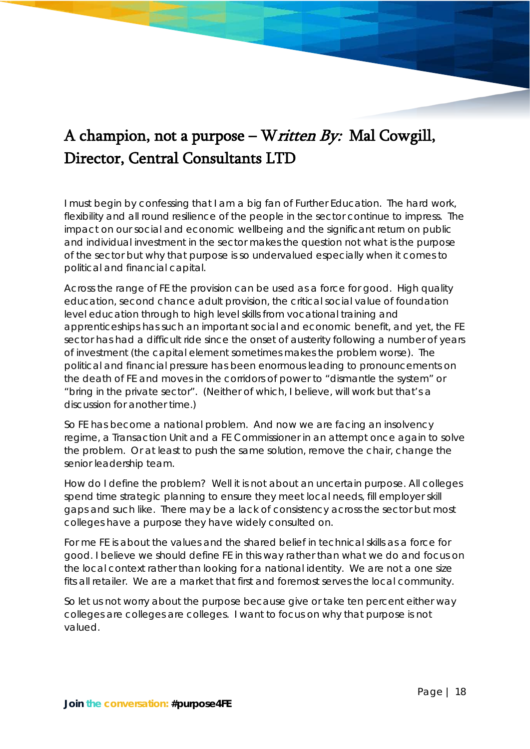# A champion, not a purpose – *Written By:* Mal Cowgill, Director, Central Consultants LTD

I must begin by confessing that I am a big fan of Further Education. The hard work, flexibility and all round resilience of the people in the sector continue to impress. The impact on our social and economic wellbeing and the significant return on public and individual investment in the sector makes the question not what is the purpose of the sector but why that purpose is so undervalued especially when it comes to political and financial capital.

Across the range of FE the provision can be used as a force for good. High quality education, second chance adult provision, the critical social value of foundation level education through to high level skills from vocational training and apprenticeships has such an important social and economic benefit, and yet, the FE sector has had a difficult ride since the onset of austerity following a number of years of investment (the capital element sometimes makes the problem worse). The political and financial pressure has been enormous leading to pronouncements on the death of FE and moves in the corridors of power to "dismantle the system" or "bring in the private sector". (Neither of which, I believe, will work but that's a discussion for another time.)

So FE has become a national problem. And now we are facing an insolvency regime, a Transaction Unit and a FE Commissioner in an attempt once again to solve the problem. Or at least to push the same solution, remove the chair, change the senior leadership team.

How do I define the problem? Well it is not about an uncertain purpose. All colleges spend time strategic planning to ensure they meet local needs, fill employer skill gaps and such like. There may be a lack of consistency across the sector but most colleges have a purpose they have widely consulted on.

For me FE is about the values and the shared belief in technical skills as a force for good. I believe we should define FE in this way rather than what we do and focus on the local context rather than looking for a national identity. We are not a one size fits all retailer. We are a market that first and foremost serves the local community.

So let us not worry about the purpose because give or take ten percent either way colleges are colleges are colleges. I want to focus on why that purpose is not valued.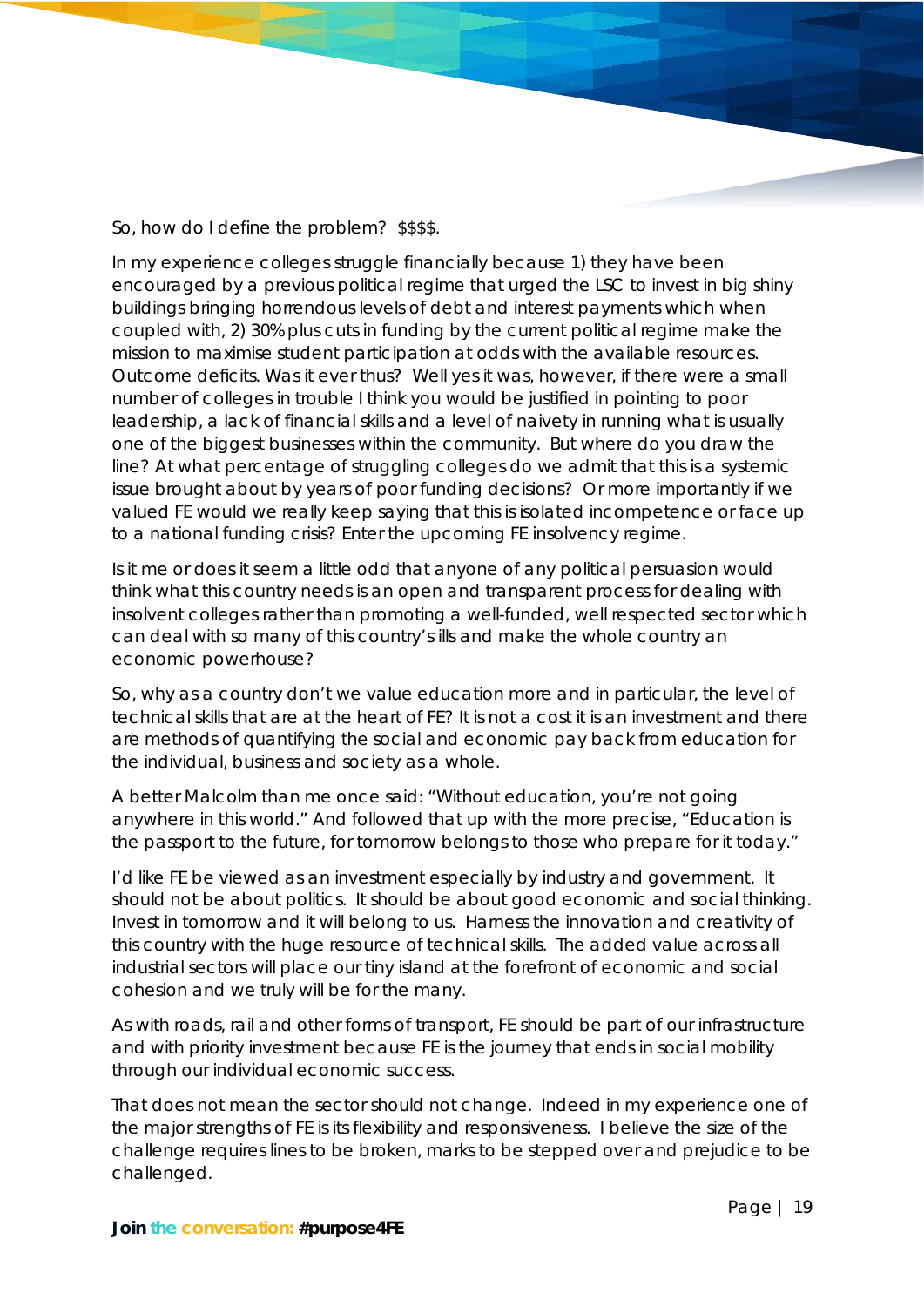So, how do I define the problem? $$$$.

In my experience colleges struggle financially because 1) they have been encouraged by a previous political regime that urged the LSC to invest in big shiny buildings bringing horrendous levels of debt and interest payments which when coupled with, 2) 30% plus cuts in funding by the current political regime make the mission to maximise student participation at odds with the available resources. Outcome deficits. Was it ever thus? Well yes it was, however, if there were a small number of colleges in trouble I think you would be justified in pointing to poor leadership, a lack of financial skills and a level of naivety in running what is usually one of the biggest businesses within the community. But where do you draw the line? At what percentage of struggling colleges do we admit that this is a systemic issue brought about by years of poor funding decisions? Or more importantly if we valued FE would we really keep saying that this is isolated incompetence or face up to a national funding crisis? Enter the upcoming FE insolvency regime.

Is it me or does it seem a little odd that anyone of any political persuasion would think what this country needs is an open and transparent process for dealing with insolvent colleges rather than promoting a well-funded, well respected sector which can deal with so many of this country's ills and make the whole country an economic powerhouse?

So, why as a country don't we value education more and in particular, the level of technical skills that are at the heart of FE? It is not a cost it is an investment and there are methods of quantifying the social and economic pay back from education for the individual, business and society as a whole.

A better Malcolm than me once said: "Without education, you're not going anywhere in this world." And followed that up with the more precise, "Education is the passport to the future, for tomorrow belongs to those who prepare for it today."

I'd like FE be viewed as an investment especially by industry and government. It should not be about politics. It should be about good economic and social thinking. Invest in tomorrow and it will belong to us. Harness the innovation and creativity of this country with the huge resource of technical skills. The added value across all industrial sectors will place our tiny island at the forefront of economic and social cohesion and we truly will be for the many.

As with roads, rail and other forms of transport, FE should be part of our infrastructure and with priority investment because FE is the journey that ends in social mobility through our individual economic success.

That does not mean the sector should not change. Indeed in my experience one of the major strengths of FE is its flexibility and responsiveness. I believe the size of the challenge requires lines to be broken, marks to be stepped over and prejudice to be challenged.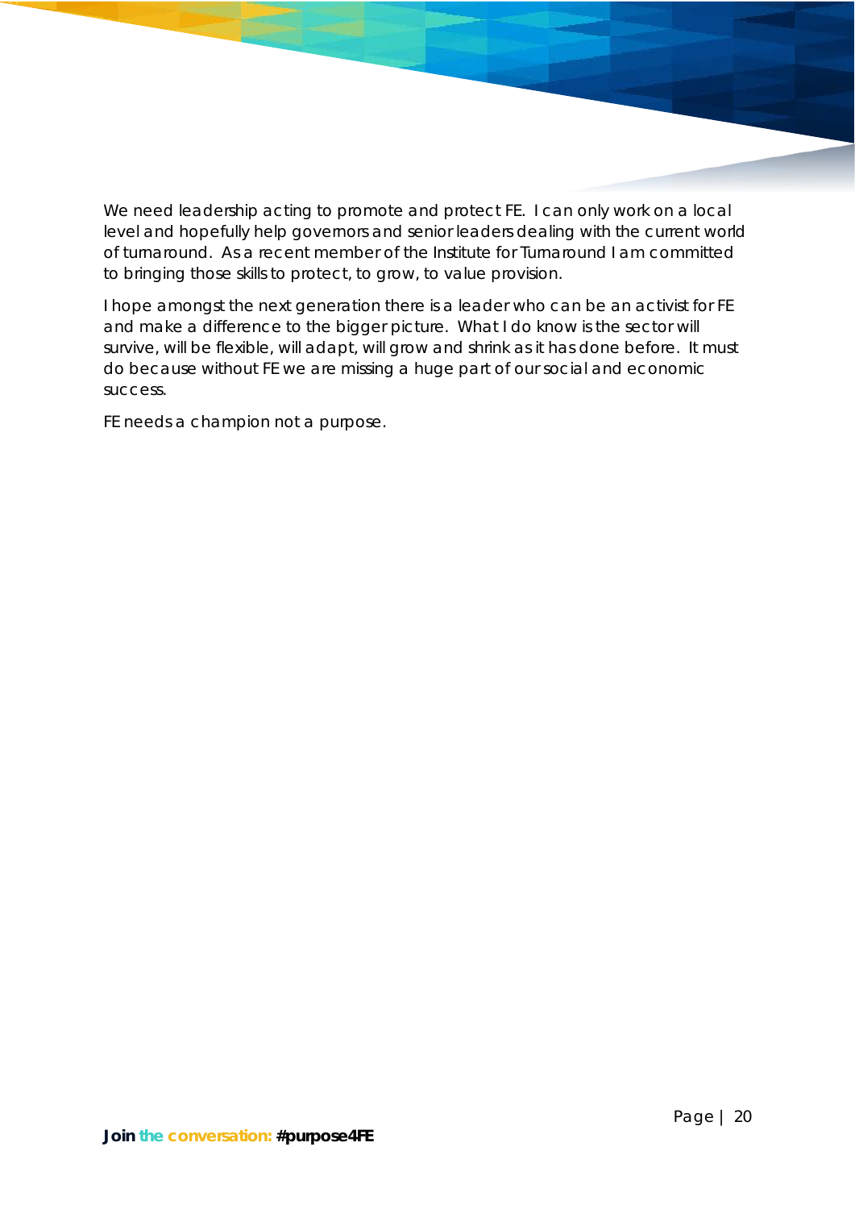We need leadership acting to promote and protect FE. I can only work on a local level and hopefully help governors and senior leaders dealing with the current world of turnaround. As a recent member of the Institute for Turnaround I am committed to bringing those skills to protect, to grow, to value provision.

I hope amongst the next generation there is a leader who can be an activist for FE and make a difference to the bigger picture. What I do know is the sector will survive, will be flexible, will adapt, will grow and shrink as it has done before. It must do because without FE we are missing a huge part of our social and economic success.

FE needs a champion not a purpose.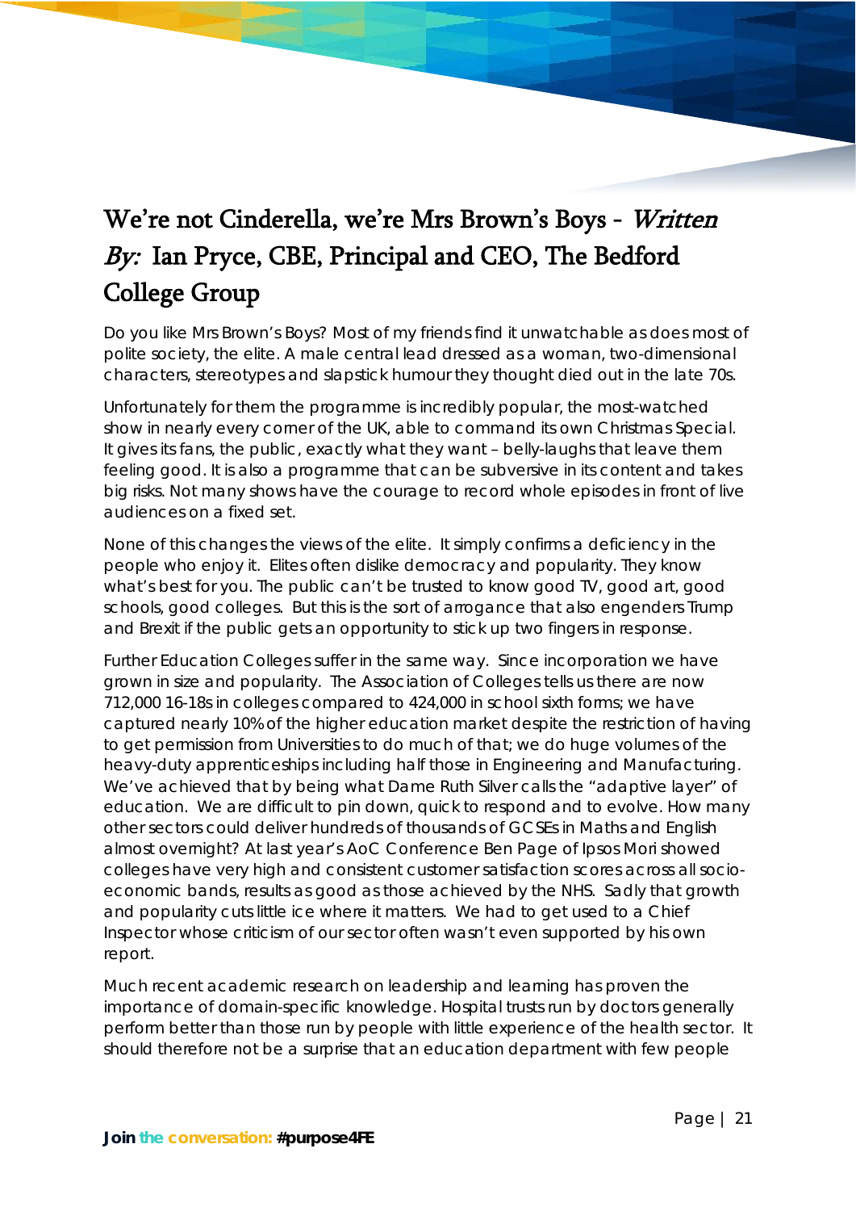# We're not Cinderella, we're Mrs Brown's Boys - *Written By:* Ian Pryce, CBE, Principal and CEO, The Bedford College Group

Do you like Mrs Brown's Boys? Most of my friends find it unwatchable as does most of polite society, the elite. A male central lead dressed as a woman, two-dimensional characters, stereotypes and slapstick humour they thought died out in the late 70s.

Unfortunately for them the programme is incredibly popular, the most-watched show in nearly every corner of the UK, able to command its own Christmas Special. It gives its fans, the public, exactly what they want – belly-laughs that leave them feeling good. It is also a programme that can be subversive in its content and takes big risks. Not many shows have the courage to record whole episodes in front of live audiences on a fixed set.

None of this changes the views of the elite. It simply confirms a deficiency in the people who enjoy it. Elites often dislike democracy and popularity. They know what's best for you. The public can't be trusted to know good TV, good art, good schools, good colleges. But this is the sort of arrogance that also engenders Trump and Brexit if the public gets an opportunity to stick up two fingers in response.

Further Education Colleges suffer in the same way. Since incorporation we have grown in size and popularity. The Association of Colleges tells us there are now 712,000 16-18s in colleges compared to 424,000 in school sixth forms; we have captured nearly 10% of the higher education market despite the restriction of having to get permission from Universities to do much of that; we do huge volumes of the heavy-duty apprenticeships including half those in Engineering and Manufacturing. We've achieved that by being what Dame Ruth Silver calls the "adaptive layer" of education. We are difficult to pin down, quick to respond and to evolve. How many other sectors could deliver hundreds of thousands of GCSEs in Maths and English almost overnight? At last year's AoC Conference Ben Page of Ipsos Mori showed colleges have very high and consistent customer satisfaction scores across all socio-economic bands, results as good as those achieved by the NHS. Sadly that growth and popularity cuts little ice where it matters. We had to get used to a Chief Inspector whose criticism of our sector often wasn't even supported by his own report.

Much recent academic research on leadership and learning has proven the importance of domain-specific knowledge. Hospital trusts run by doctors generally perform better than those run by people with little experience of the health sector. It should therefore not be a surprise that an education department with few people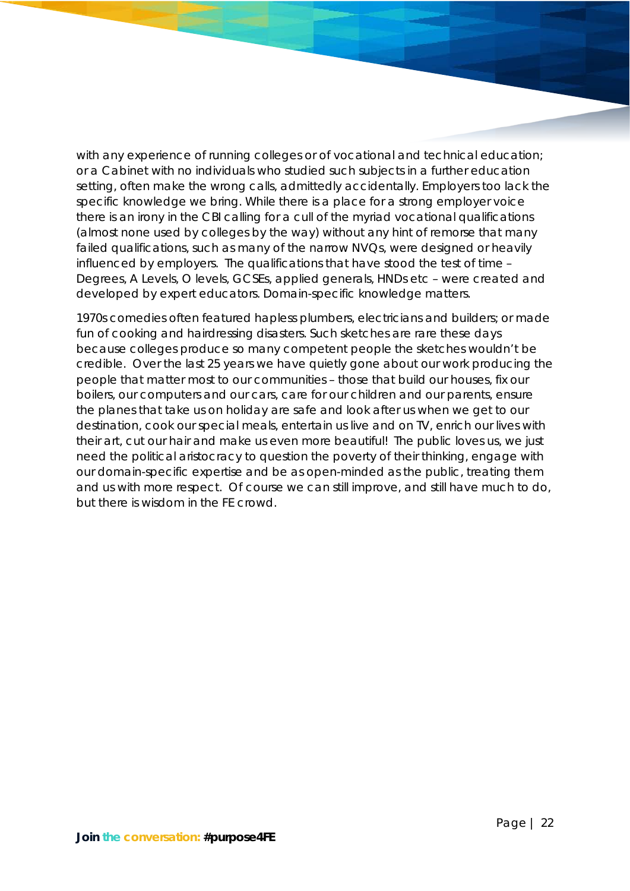with any experience of running colleges or of vocational and technical education; or a Cabinet with no individuals who studied such subjects in a further education setting, often make the wrong calls, admittedly accidentally. Employers too lack the specific knowledge we bring. While there is a place for a strong employer voice there is an irony in the CBI calling for a cull of the myriad vocational qualifications (almost none used by colleges by the way) without any hint of remorse that many failed qualifications, such as many of the narrow NVQs, were designed or heavily influenced by employers. The qualifications that have stood the test of time – Degrees, A Levels, O levels, GCSEs, applied generals, HNDs etc – were created and developed by expert educators. Domain-specific knowledge matters.

1970s comedies often featured hapless plumbers, electricians and builders; or made fun of cooking and hairdressing disasters. Such sketches are rare these days because colleges produce so many competent people the sketches wouldn't be credible. Over the last 25 years we have quietly gone about our work producing the people that matter most to our communities – those that build our houses, fix our boilers, our computers and our cars, care for our children and our parents, ensure the planes that take us on holiday are safe and look after us when we get to our destination, cook our special meals, entertain us live and on TV, enrich our lives with their art, cut our hair and make us even more beautiful! The public loves us, we just need the political aristocracy to question the poverty of their thinking, engage with our domain-specific expertise and be as open-minded as the public, treating them and us with more respect. Of course we can still improve, and still have much to do, but there is wisdom in the FE crowd.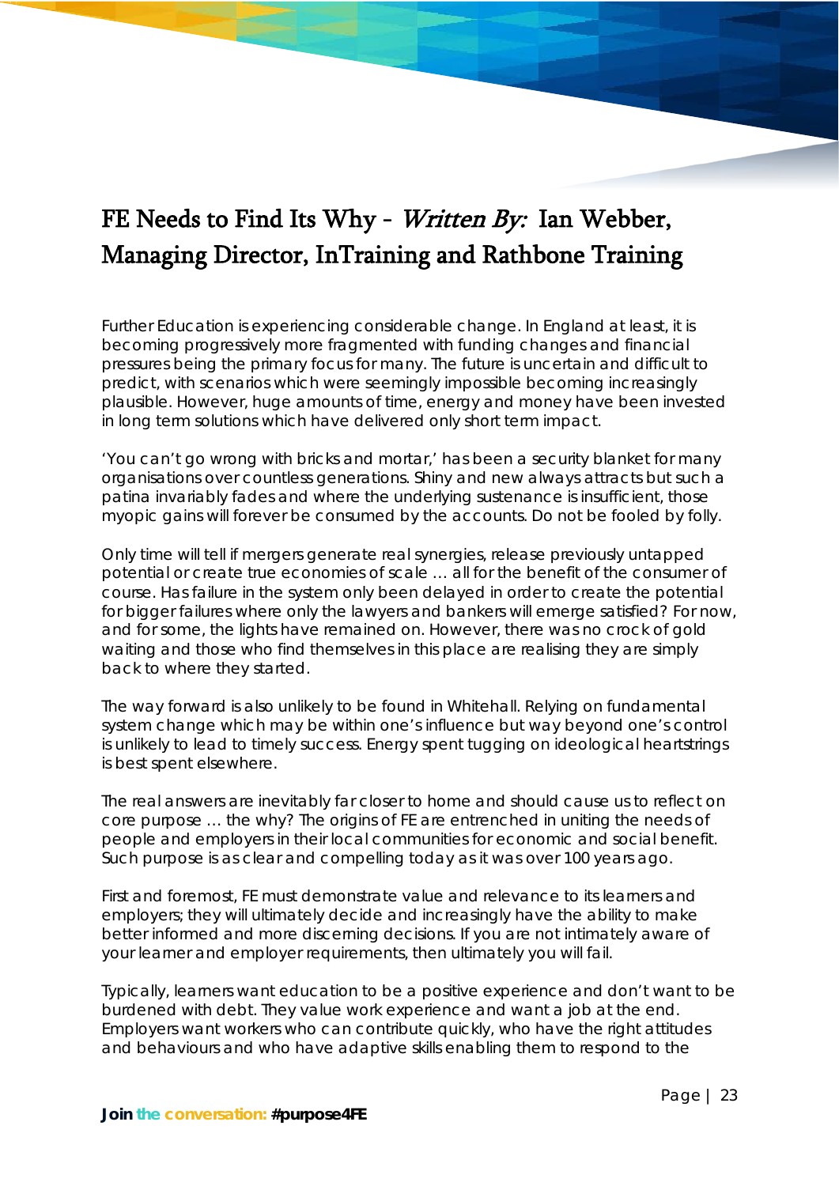# FE Needs to Find Its Why - *Written By:* Ian Webber, Managing Director, InTraining and Rathbone Training

Further Education is experiencing considerable change. In England at least, it is becoming progressively more fragmented with funding changes and financial pressures being the primary focus for many. The future is uncertain and difficult to predict, with scenarios which were seemingly impossible becoming increasingly plausible. However, huge amounts of time, energy and money have been invested in long term solutions which have delivered only short term impact.

'You can't go wrong with bricks and mortar,' has been a security blanket for many organisations over countless generations. Shiny and new always attracts but such a patina invariably fades and where the underlying sustenance is insufficient, those myopic gains will forever be consumed by the accounts. Do not be fooled by folly.

Only time will tell if mergers generate real synergies, release previously untapped potential or create true economies of scale … all for the benefit of the consumer of course. Has failure in the system only been delayed in order to create the potential for bigger failures where only the lawyers and bankers will emerge satisfied? For now, and for some, the lights have remained on. However, there was no crock of gold waiting and those who find themselves in this place are realising they are simply back to where they started.

The way forward is also unlikely to be found in Whitehall. Relying on fundamental system change which may be within one's influence but way beyond one's control is unlikely to lead to timely success. Energy spent tugging on ideological heartstrings is best spent elsewhere.

The real answers are inevitably far closer to home and should cause us to reflect on core purpose … the why? The origins of FE are entrenched in uniting the needs of people and employers in their local communities for economic and social benefit. Such purpose is as clear and compelling today as it was over 100 years ago.

First and foremost, FE must demonstrate value and relevance to its learners and employers; they will ultimately decide and increasingly have the ability to make better informed and more discerning decisions. If you are not intimately aware of your learner and employer requirements, then ultimately you will fail.

Typically, learners want education to be a positive experience and don't want to be burdened with debt. They value work experience and want a job at the end. Employers want workers who can contribute quickly, who have the right attitudes and behaviours and who have adaptive skills enabling them to respond to the

**Join the conversation: #purpose4FE**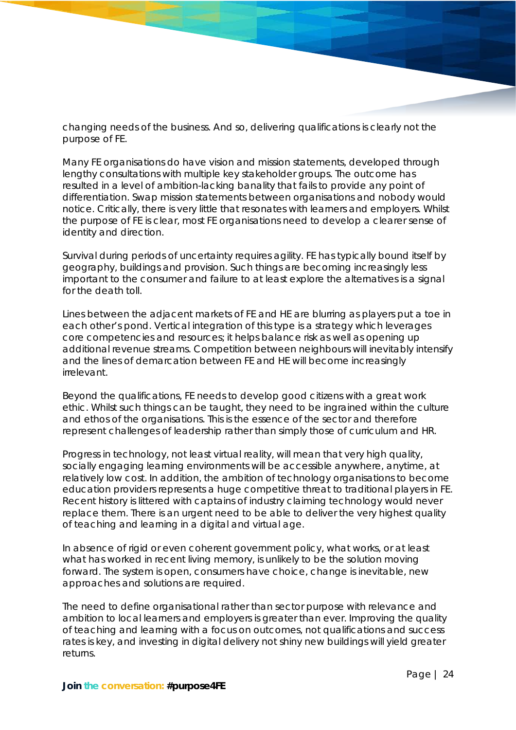changing needs of the business. And so, delivering qualifications is clearly not the purpose of FE.

Many FE organisations do have vision and mission statements, developed through lengthy consultations with multiple key stakeholder groups. The outcome has resulted in a level of ambition-lacking banality that fails to provide any point of differentiation. Swap mission statements between organisations and nobody would notice. Critically, there is very little that resonates with learners and employers. Whilst the purpose of FE is clear, most FE organisations need to develop a clearer sense of identity and direction.

Survival during periods of uncertainty requires agility. FE has typically bound itself by geography, buildings and provision. Such things are becoming increasingly less important to the consumer and failure to at least explore the alternatives is a signal for the death toll.

Lines between the adjacent markets of FE and HE are blurring as players put a toe in each other's pond. Vertical integration of this type is a strategy which leverages core competencies and resources; it helps balance risk as well as opening up additional revenue streams. Competition between neighbours will inevitably intensify and the lines of demarcation between FE and HE will become increasingly irrelevant.

Beyond the qualifications, FE needs to develop good citizens with a great work ethic. Whilst such things can be taught, they need to be ingrained within the culture and ethos of the organisations. This is the essence of the sector and therefore represent challenges of leadership rather than simply those of curriculum and HR.

Progress in technology, not least virtual reality, will mean that very high quality, socially engaging learning environments will be accessible anywhere, anytime, at relatively low cost. In addition, the ambition of technology organisations to become education providers represents a huge competitive threat to traditional players in FE. Recent history is littered with captains of industry claiming technology would never replace them. There is an urgent need to be able to deliver the very highest quality of teaching and learning in a digital and virtual age.

In absence of rigid or even coherent government policy, what works, or at least what has worked in recent living memory, is unlikely to be the solution moving forward. The system is open, consumers have choice, change is inevitable, new approaches and solutions are required.

The need to define organisational rather than sector purpose with relevance and ambition to local learners and employers is greater than ever. Improving the quality of teaching and learning with a focus on outcomes, not qualifications and success rates is key, and investing in digital delivery not shiny new buildings will yield greater returns.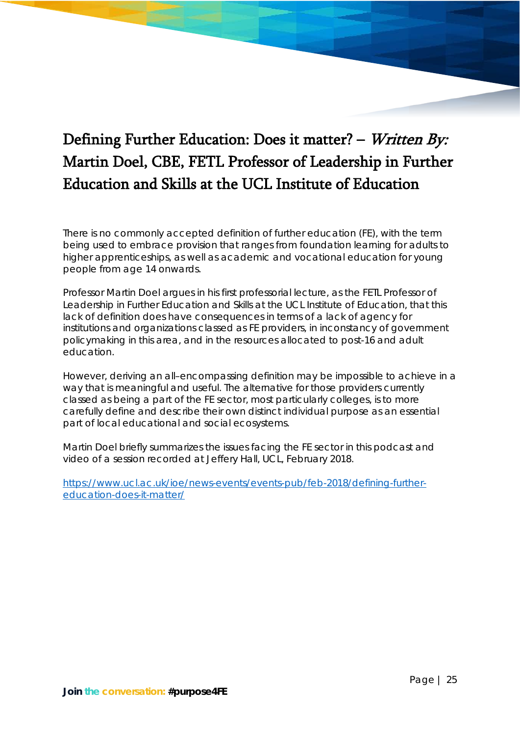# Defining Further Education: Does it matter? – *Written By:* Martin Doel, CBE, FETL Professor of Leadership in Further Education and Skills at the UCL Institute of Education

There is no commonly accepted definition of further education (FE), with the term being used to embrace provision that ranges from foundation learning for adults to higher apprenticeships, as well as academic and vocational education for young people from age 14 onwards.

Professor Martin Doel argues in his first professorial lecture, as the FETL Professor of Leadership in Further Education and Skills at the UCL Institute of Education, that this lack of definition does have consequences in terms of a lack of agency for institutions and organizations classed as FE providers, in inconstancy of government policymaking in this area, and in the resources allocated to post-16 and adult education.

However, deriving an all–encompassing definition may be impossible to achieve in a way that is meaningful and useful. The alternative for those providers currently classed as being a part of the FE sector, most particularly colleges, is to more carefully define and describe their own distinct individual purpose as an essential part of local educational and social ecosystems.

Martin Doel briefly summarizes the issues facing the FE sector in this podcast and video of a session recorded at Jeffery Hall, UCL, February 2018.

[https://www.ucl.ac.uk/ioe/news-events/events-pub/feb-2018/defining-further-education-does-it-matter/](https://www.ucl.ac.uk/ioe/news-events/events-pub/feb-2018/defining-further-education-does-it-matter/)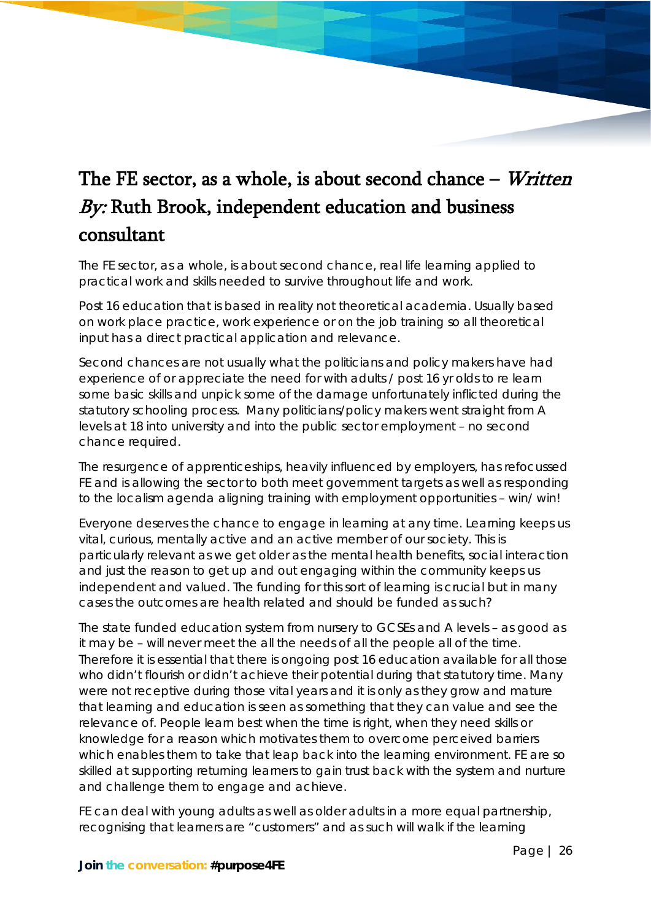## The FE sector, as a whole, is about second chance – *Written By:* Ruth Brook, independent education and business consultant

The FE sector, as a whole, is about second chance, real life learning applied to practical work and skills needed to survive throughout life and work.

Post 16 education that is based in reality not theoretical academia. Usually based on work place practice, work experience or on the job training so all theoretical input has a direct practical application and relevance.

Second chances are not usually what the politicians and policy makers have had experience of or appreciate the need for with adults / post 16 yr olds to re learn some basic skills and unpick some of the damage unfortunately inflicted during the statutory schooling process. Many politicians/policy makers went straight from A levels at 18 into university and into the public sector employment – no second chance required.

The resurgence of apprenticeships, heavily influenced by employers, has refocussed FE and is allowing the sector to both meet government targets as well as responding to the localism agenda aligning training with employment opportunities – win/ win!

Everyone deserves the chance to engage in learning at any time. Learning keeps us vital, curious, mentally active and an active member of our society. This is particularly relevant as we get older as the mental health benefits, social interaction and just the reason to get up and out engaging within the community keeps us independent and valued. The funding for this sort of learning is crucial but in many cases the outcomes are health related and should be funded as such?

The state funded education system from nursery to GCSEs and A levels – as good as it may be – will never meet the all the needs of all the people all of the time. Therefore it is essential that there is ongoing post 16 education available for all those who didn't flourish or didn't achieve their potential during that statutory time. Many were not receptive during those vital years and it is only as they grow and mature that learning and education is seen as something that they can value and see the relevance of. People learn best when the time is right, when they need skills or knowledge for a reason which motivates them to overcome perceived barriers which enables them to take that leap back into the learning environment. FE are so skilled at supporting returning learners to gain trust back with the system and nurture and challenge them to engage and achieve.

FE can deal with young adults as well as older adults in a more equal partnership, recognising that learners are "customers" and as such will walk if the learning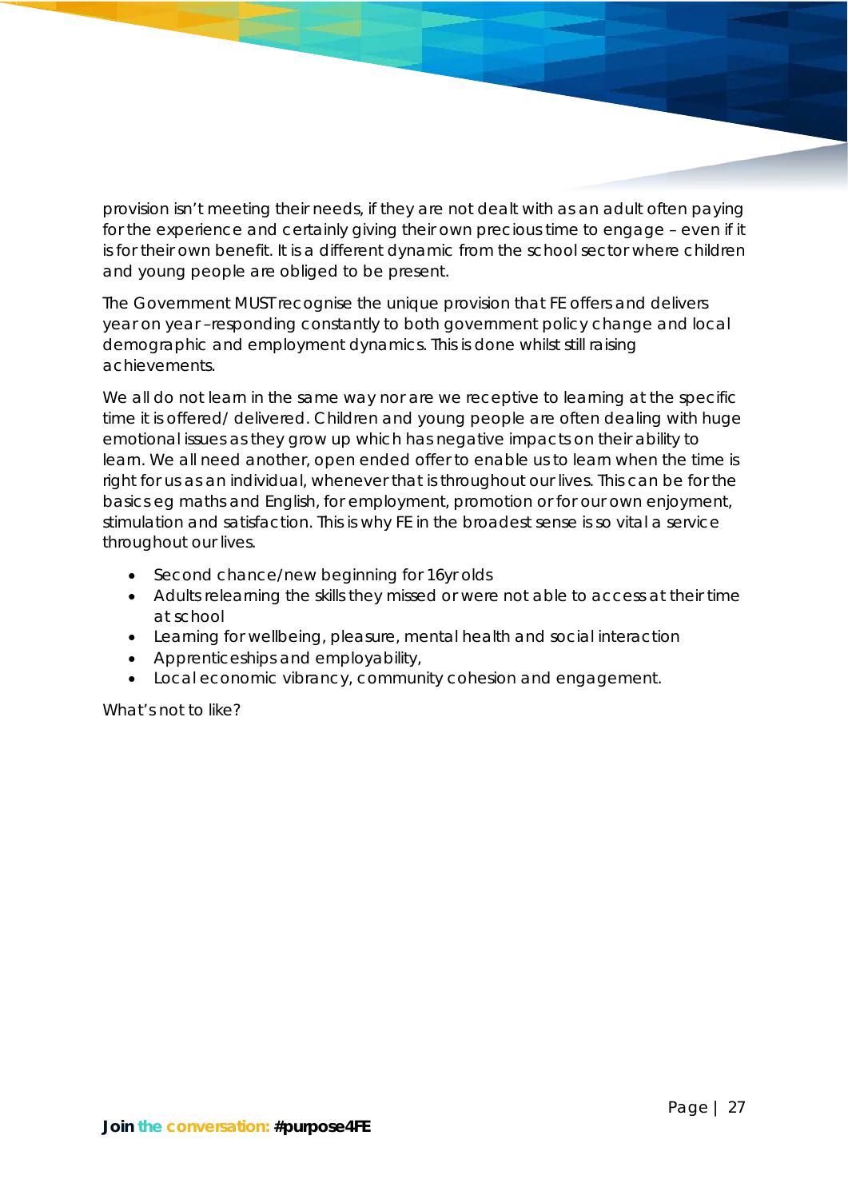provision isn't meeting their needs, if they are not dealt with as an adult often paying for the experience and certainly giving their own precious time to engage – even if it is for their own benefit. It is a different dynamic from the school sector where children and young people are obliged to be present.

The Government MUST recognise the unique provision that FE offers and delivers year on year –responding constantly to both government policy change and local demographic and employment dynamics. This is done whilst still raising achievements.

We all do not learn in the same way nor are we receptive to learning at the specific time it is offered/ delivered. Children and young people are often dealing with huge emotional issues as they grow up which has negative impacts on their ability to learn. We all need another, open ended offer to enable us to learn when the time is right for us as an individual, whenever that is throughout our lives. This can be for the basics eg maths and English, for employment, promotion or for our own enjoyment, stimulation and satisfaction. This is why FE in the broadest sense is so vital a service throughout our lives.

- Second chance/new beginning for 16yr olds
- Adults relearning the skills they missed or were not able to access at their time at school
- Learning for wellbeing, pleasure, mental health and social interaction
- Apprenticeships and employability,
- Local economic vibrancy, community cohesion and engagement.

What's not to like?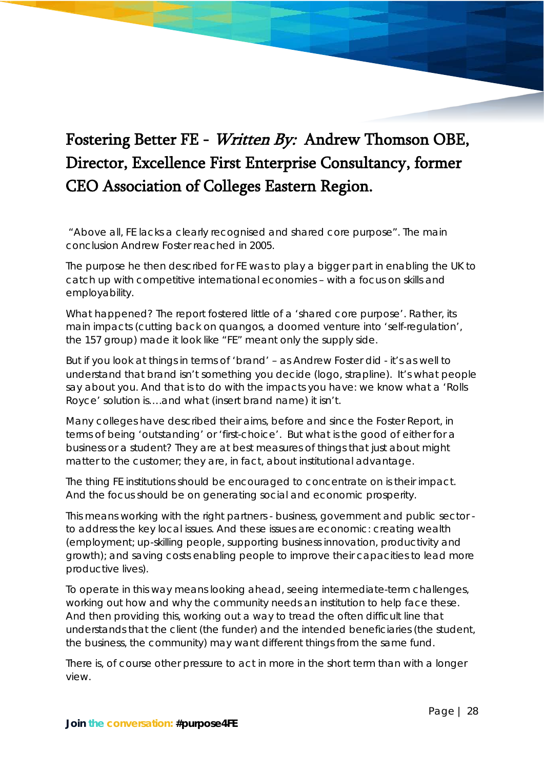# Fostering Better FE - *Written By:* Andrew Thomson OBE, Director, Excellence First Enterprise Consultancy, former CEO Association of Colleges Eastern Region.

"Above all, FE lacks a clearly recognised and shared core purpose". The main conclusion Andrew Foster reached in 2005.

The purpose he then described for FE was to play a bigger part in enabling the UK to catch up with competitive international economies – with a focus on skills and employability.

What happened? The report fostered little of a 'shared core purpose'. Rather, its main impacts (cutting back on quangos, a doomed venture into 'self-regulation', the 157 group) made it look like "FE" meant only the supply side.

But if you look at things in terms of 'brand' – as Andrew Foster did - it's as well to understand that brand isn't something you decide (logo, strapline). It's what people say about you. And that is to do with the impacts you have: we know what a 'Rolls Royce' solution is….and what (insert brand name) it isn't.

Many colleges have described their aims, before and since the Foster Report, in terms of being 'outstanding' or 'first-choice'. But what is the good of either for a business or a student? They are at best measures of things that just about might matter to the customer; they are, in fact, about institutional advantage.

The thing FE institutions should be encouraged to concentrate on is their impact. And the focus should be on generating social and economic prosperity.

This means working with the right partners - business, government and public sector - to address the key local issues. And these issues are economic: creating wealth (employment; up-skilling people, supporting business innovation, productivity and growth); and saving costs enabling people to improve their capacities to lead more productive lives).

To operate in this way means looking ahead, seeing intermediate-term challenges, working out how and why the community needs an institution to help face these. And then providing this, working out a way to tread the often difficult line that understands that the client (the funder) and the intended beneficiaries (the student, the business, the community) may want different things from the same fund.

There is, of course other pressure to act in more in the short term than with a longer view.

**Join the conversation: #purpose4FE**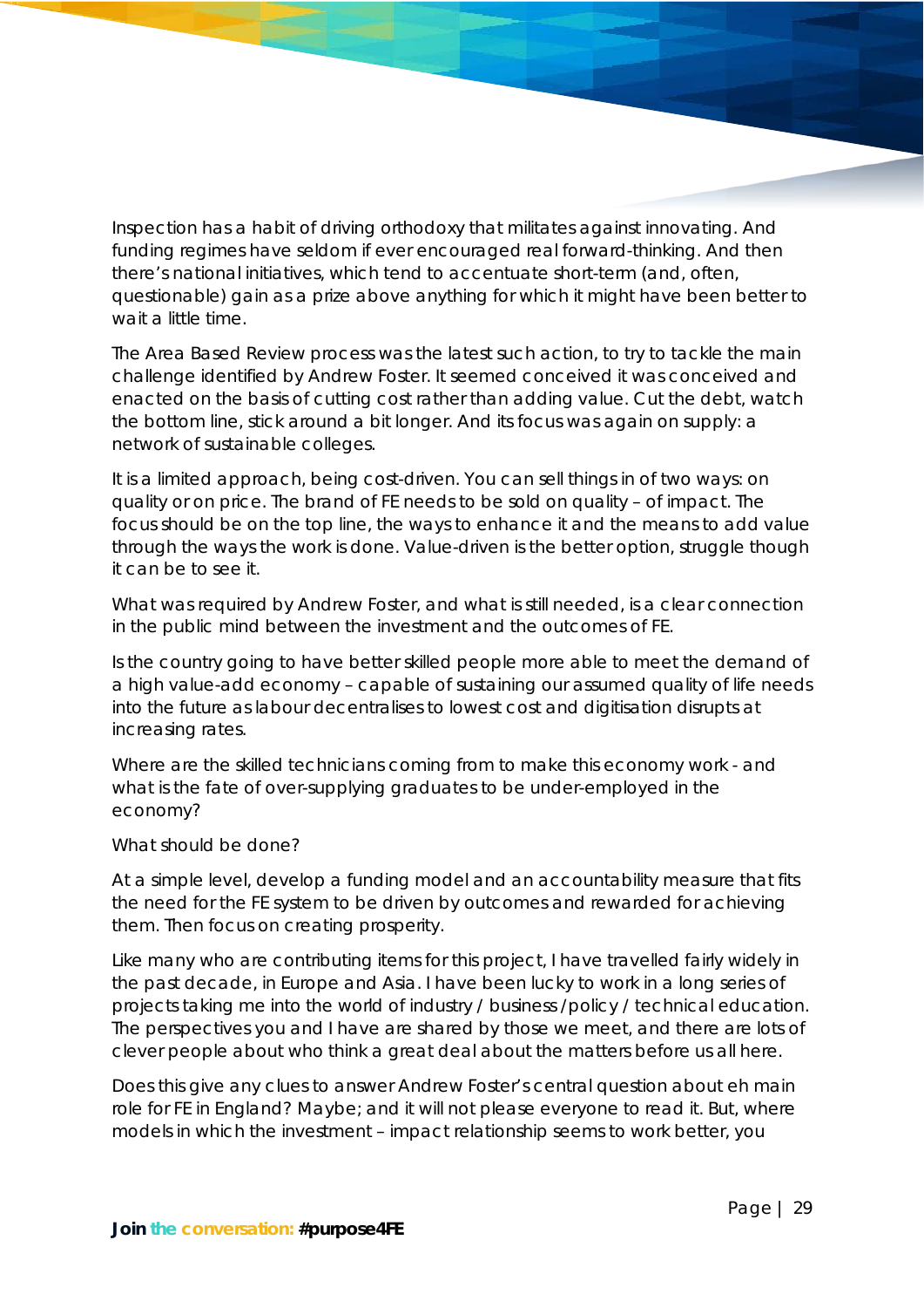Inspection has a habit of driving orthodoxy that militates against innovating. And funding regimes have seldom if ever encouraged real forward-thinking. And then there's national initiatives, which tend to accentuate short-term (and, often, questionable) gain as a prize above anything for which it might have been better to wait a little time.

The Area Based Review process was the latest such action, to try to tackle the main challenge identified by Andrew Foster. It seemed conceived it was conceived and enacted on the basis of cutting cost rather than adding value. Cut the debt, watch the bottom line, stick around a bit longer. And its focus was again on supply: a network of sustainable colleges.

It is a limited approach, being cost-driven. You can sell things in of two ways: on quality or on price. The brand of FE needs to be sold on quality – of impact. The focus should be on the top line, the ways to enhance it and the means to add value through the ways the work is done. Value-driven is the better option, struggle though it can be to see it.

What was required by Andrew Foster, and what is still needed, is a clear connection in the public mind between the investment and the outcomes of FE.

Is the country going to have better skilled people more able to meet the demand of a high value-add economy – capable of sustaining our assumed quality of life needs into the future as labour decentralises to lowest cost and digitisation disrupts at increasing rates.

Where are the skilled technicians coming from to make this economy work - and what is the fate of over-supplying graduates to be under-employed in the economy?

What should be done?

At a simple level, develop a funding model and an accountability measure that fits the need for the FE system to be driven by outcomes and rewarded for achieving them. Then focus on creating prosperity.

Like many who are contributing items for this project, I have travelled fairly widely in the past decade, in Europe and Asia. I have been lucky to work in a long series of projects taking me into the world of industry / business /policy / technical education. The perspectives you and I have are shared by those we meet, and there are lots of clever people about who think a great deal about the matters before us all here.

Does this give any clues to answer Andrew Foster's central question about eh main role for FE in England? Maybe; and it will not please everyone to read it. But, where models in which the investment – impact relationship seems to work better, you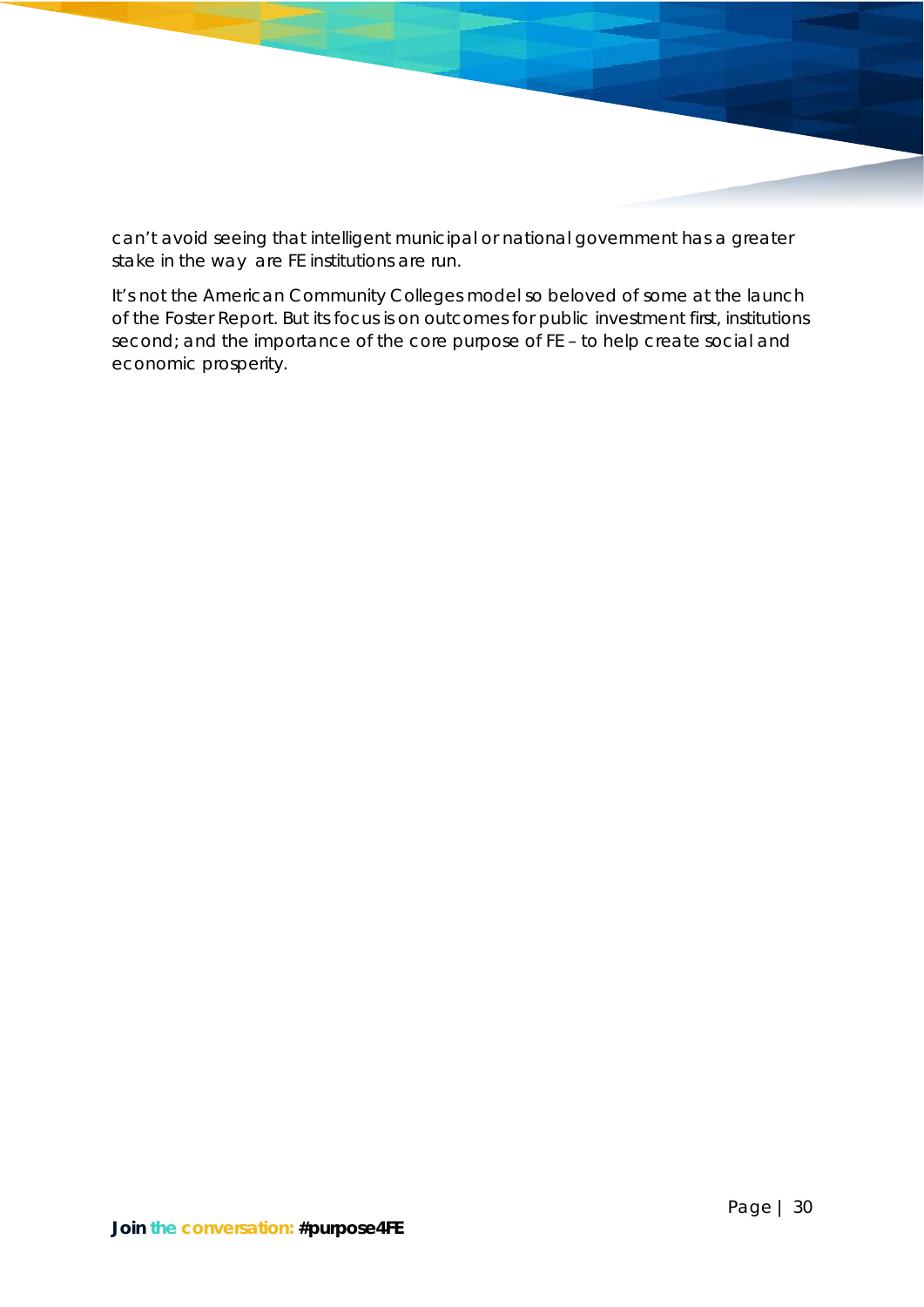can't avoid seeing that intelligent municipal or national government has a greater stake in the way are FE institutions are run.

It's not the American Community Colleges model so beloved of some at the launch of the Foster Report. But its focus is on outcomes for public investment first, institutions second; and the importance of the core purpose of FE – to help create social and economic prosperity.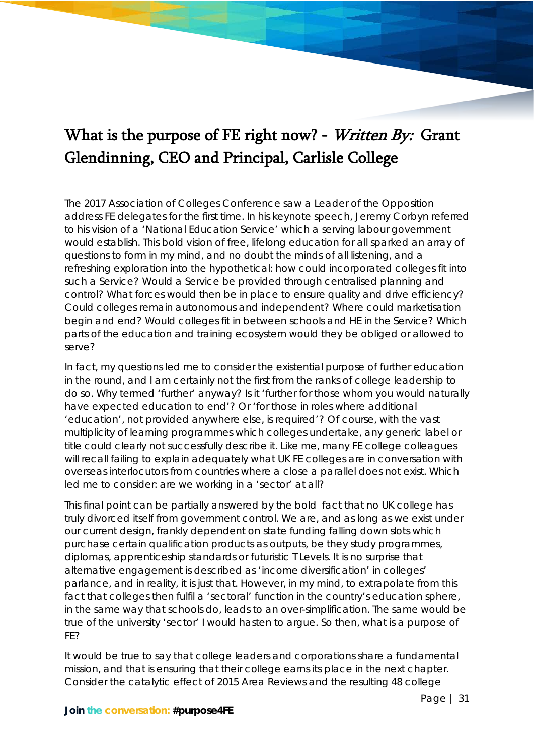# What is the purpose of FE right now? - *Written By:* Grant Glendinning, CEO and Principal, Carlisle College

The 2017 Association of Colleges Conference saw a Leader of the Opposition address FE delegates for the first time. In his keynote speech, Jeremy Corbyn referred to his vision of a 'National Education Service' which a serving labour government would establish. This bold vision of free, lifelong education for all sparked an array of questions to form in my mind, and no doubt the minds of all listening, and a refreshing exploration into the hypothetical: how could incorporated colleges fit into such a Service? Would a Service be provided through centralised planning and control? What forces would then be in place to ensure quality and drive efficiency? Could colleges remain autonomous and independent? Where could marketisation begin and end? Would colleges fit in between schools and HE in the Service? Which parts of the education and training ecosystem would they be obliged or allowed to serve?

In fact, my questions led me to consider the existential purpose of further education in the round, and I am certainly not the first from the ranks of college leadership to do so. Why termed 'further' anyway? Is it 'further for those whom you would naturally have expected education to end'? Or 'for those in roles where additional 'education', not provided anywhere else, is required'? Of course, with the vast multiplicity of learning programmes which colleges undertake, any generic label or title could clearly not successfully describe it. Like me, many FE college colleagues will recall failing to explain adequately what UK FE colleges are in conversation with overseas interlocutors from countries where a close a parallel does not exist. Which led me to consider: are we working in a 'sector' at all?

This final point can be partially answered by the bold fact that no UK college has truly divorced itself from government control. We are, and as long as we exist under our current design, frankly dependent on state funding falling down slots which purchase certain qualification products as outputs, be they study programmes, diplomas, apprenticeship standards or futuristic T Levels. It is no surprise that alternative engagement is described as 'income diversification' in colleges' parlance, and in reality, it is just that. However, in my mind, to extrapolate from this fact that colleges then fulfil a 'sectoral' function in the country's education sphere, in the same way that schools do, leads to an over-simplification. The same would be true of the university 'sector' I would hasten to argue. So then, what is a purpose of FE?

It would be true to say that college leaders and corporations share a fundamental mission, and that is ensuring that their college earns its place in the next chapter. Consider the catalytic effect of 2015 Area Reviews and the resulting 48 college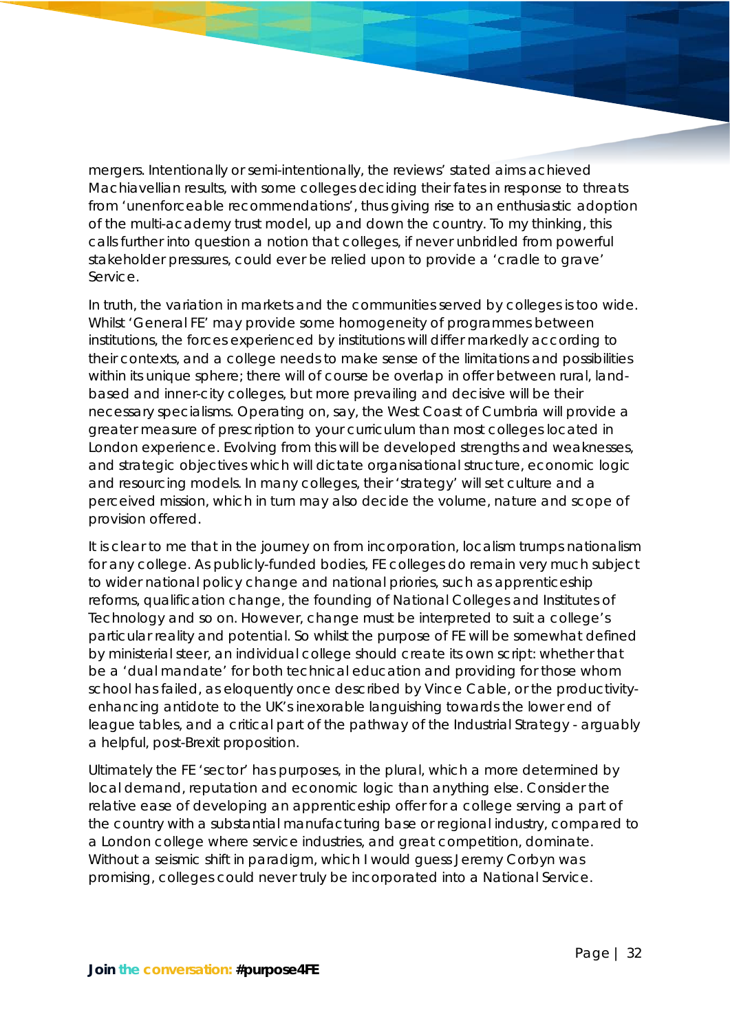mergers. Intentionally or semi-intentionally, the reviews' stated aims achieved Machiavellian results, with some colleges deciding their fates in response to threats from 'unenforceable recommendations', thus giving rise to an enthusiastic adoption of the multi-academy trust model, up and down the country. To my thinking, this calls further into question a notion that colleges, if never unbridled from powerful stakeholder pressures, could ever be relied upon to provide a 'cradle to grave' Service.

In truth, the variation in markets and the communities served by colleges is too wide. Whilst 'General FE' may provide some homogeneity of programmes between institutions, the forces experienced by institutions will differ markedly according to their contexts, and a college needs to make sense of the limitations and possibilities within its unique sphere; there will of course be overlap in offer between rural, land-based and inner-city colleges, but more prevailing and decisive will be their necessary specialisms. Operating on, say, the West Coast of Cumbria will provide a greater measure of prescription to your curriculum than most colleges located in London experience. Evolving from this will be developed strengths and weaknesses, and strategic objectives which will dictate organisational structure, economic logic and resourcing models. In many colleges, their 'strategy' will set culture and a perceived mission, which in turn may also decide the volume, nature and scope of provision offered.

It is clear to me that in the journey on from incorporation, localism trumps nationalism for any college. As publicly-funded bodies, FE colleges do remain very much subject to wider national policy change and national priories, such as apprenticeship reforms, qualification change, the founding of National Colleges and Institutes of Technology and so on. However, change must be interpreted to suit a college's particular reality and potential. So whilst the purpose of FE will be somewhat defined by ministerial steer, an individual college should create its own script: whether that be a 'dual mandate' for both technical education and providing for those whom school has failed, as eloquently once described by Vince Cable, or the productivity-enhancing antidote to the UK's inexorable languishing towards the lower end of league tables, and a critical part of the pathway of the Industrial Strategy - arguably a helpful, post-Brexit proposition.

Ultimately the FE 'sector' has purposes, in the plural, which a more determined by local demand, reputation and economic logic than anything else. Consider the relative ease of developing an apprenticeship offer for a college serving a part of the country with a substantial manufacturing base or regional industry, compared to a London college where service industries, and great competition, dominate. Without a seismic shift in paradigm, which I would guess Jeremy Corbyn was promising, colleges could never truly be incorporated into a National Service.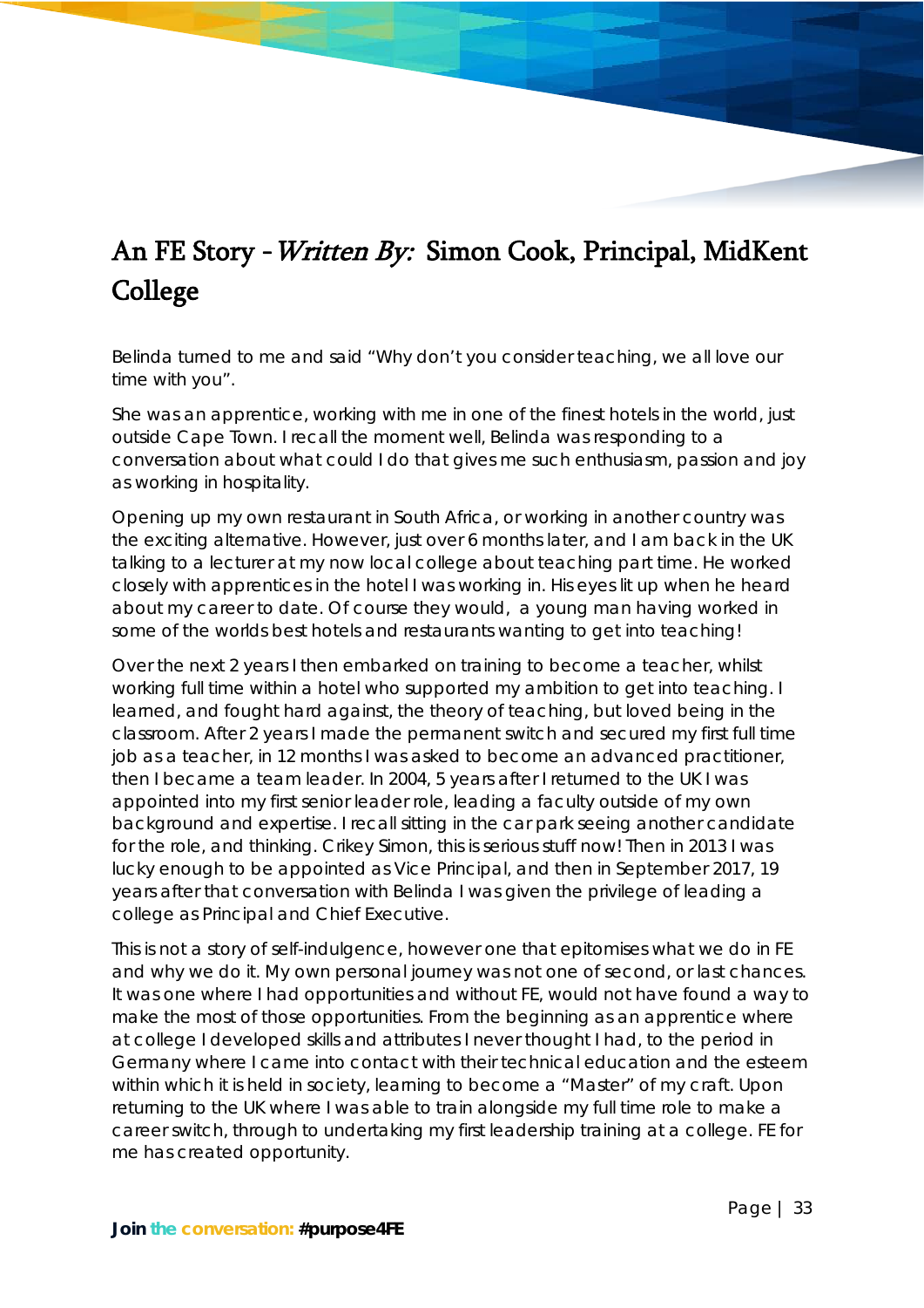# An FE Story - *Written By:* Simon Cook, Principal, MidKent College

Belinda turned to me and said "Why don't you consider teaching, we all love our time with you".

She was an apprentice, working with me in one of the finest hotels in the world, just outside Cape Town. I recall the moment well, Belinda was responding to a conversation about what could I do that gives me such enthusiasm, passion and joy as working in hospitality.

Opening up my own restaurant in South Africa, or working in another country was the exciting alternative. However, just over 6 months later, and I am back in the UK talking to a lecturer at my now local college about teaching part time. He worked closely with apprentices in the hotel I was working in. His eyes lit up when he heard about my career to date. Of course they would, a young man having worked in some of the worlds best hotels and restaurants wanting to get into teaching!

Over the next 2 years I then embarked on training to become a teacher, whilst working full time within a hotel who supported my ambition to get into teaching. I learned, and fought hard against, the theory of teaching, but loved being in the classroom. After 2 years I made the permanent switch and secured my first full time job as a teacher, in 12 months I was asked to become an advanced practitioner, then I became a team leader. In 2004, 5 years after I returned to the UK I was appointed into my first senior leader role, leading a faculty outside of my own background and expertise. I recall sitting in the car park seeing another candidate for the role, and thinking. Crikey Simon, this is serious stuff now! Then in 2013 I was lucky enough to be appointed as Vice Principal, and then in September 2017, 19 years after that conversation with Belinda I was given the privilege of leading a college as Principal and Chief Executive.

This is not a story of self-indulgence, however one that epitomises what we do in FE and why we do it. My own personal journey was not one of second, or last chances. It was one where I had opportunities and without FE, would not have found a way to make the most of those opportunities. From the beginning as an apprentice where at college I developed skills and attributes I never thought I had, to the period in Germany where I came into contact with their technical education and the esteem within which it is held in society, learning to become a "Master" of my craft. Upon returning to the UK where I was able to train alongside my full time role to make a career switch, through to undertaking my first leadership training at a college. FE for me has created opportunity.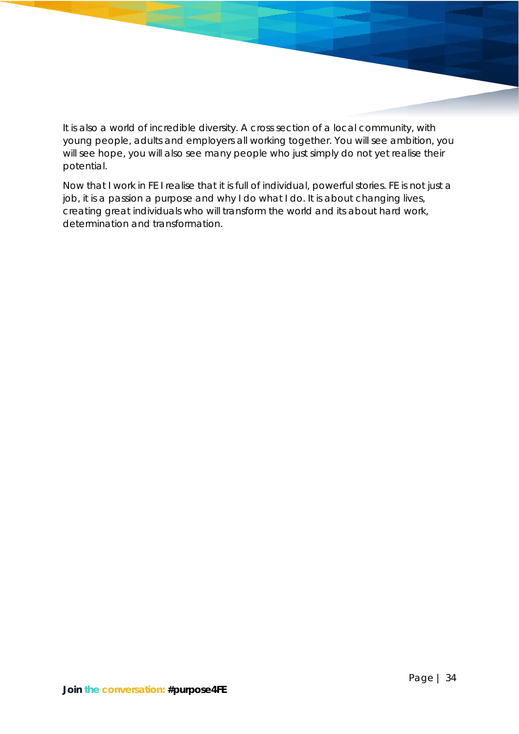It is also a world of incredible diversity. A cross section of a local community, with young people, adults and employers all working together. You will see ambition, you will see hope, you will also see many people who just simply do not yet realise their potential.

Now that I work in FE I realise that it is full of individual, powerful stories. FE is not just a job, it is a passion a purpose and why I do what I do. It is about changing lives, creating great individuals who will transform the world and its about hard work, determination and transformation.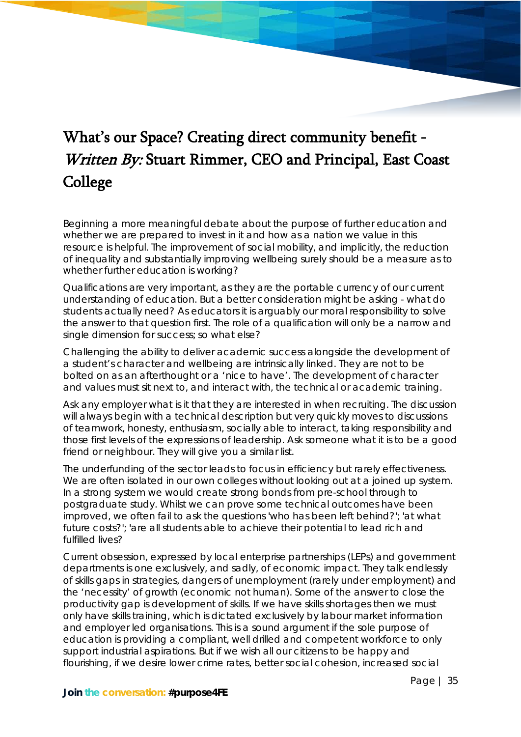# What's our Space? Creating direct community benefit - *Written By:* Stuart Rimmer, CEO and Principal, East Coast College

Beginning a more meaningful debate about the purpose of further education and whether we are prepared to invest in it and how as a nation we value in this resource is helpful. The improvement of social mobility, and implicitly, the reduction of inequality and substantially improving wellbeing surely should be a measure as to whether further education is working?

Qualifications are very important, as they are the portable currency of our current understanding of education. But a better consideration might be asking - what do students actually need? As educators it is arguably our moral responsibility to solve the answer to that question first. The role of a qualification will only be a narrow and single dimension for success; so what else?

Challenging the ability to deliver academic success alongside the development of a student's character and wellbeing are intrinsically linked. They are not to be bolted on as an afterthought or a 'nice to have'. The development of character and values must sit next to, and interact with, the technical or academic training.

Ask any employer what is it that they are interested in when recruiting. The discussion will always begin with a technical description but very quickly moves to discussions of teamwork, honesty, enthusiasm, socially able to interact, taking responsibility and those first levels of the expressions of leadership. Ask someone what it is to be a good friend or neighbour. They will give you a similar list.

The underfunding of the sector leads to focus in efficiency but rarely effectiveness. We are often isolated in our own colleges without looking out at a joined up system. In a strong system we would create strong bonds from pre-school through to postgraduate study. Whilst we can prove some technical outcomes have been improved, we often fail to ask the questions 'who has been left behind?'; 'at what future costs?'; 'are all students able to achieve their potential to lead rich and fulfilled lives?

Current obsession, expressed by local enterprise partnerships (LEPs) and government departments is one exclusively, and sadly, of economic impact. They talk endlessly of skills gaps in strategies, dangers of unemployment (rarely under employment) and the 'necessity' of growth (economic not human). Some of the answer to close the productivity gap is development of skills. If we have skills shortages then we must only have skills training, which is dictated exclusively by labour market information and employer led organisations. This is a sound argument if the sole purpose of education is providing a compliant, well drilled and competent workforce to only support industrial aspirations. But if we wish all our citizens to be happy and flourishing, if we desire lower crime rates, better social cohesion, increased social

**Join the conversation: #purpose4FE**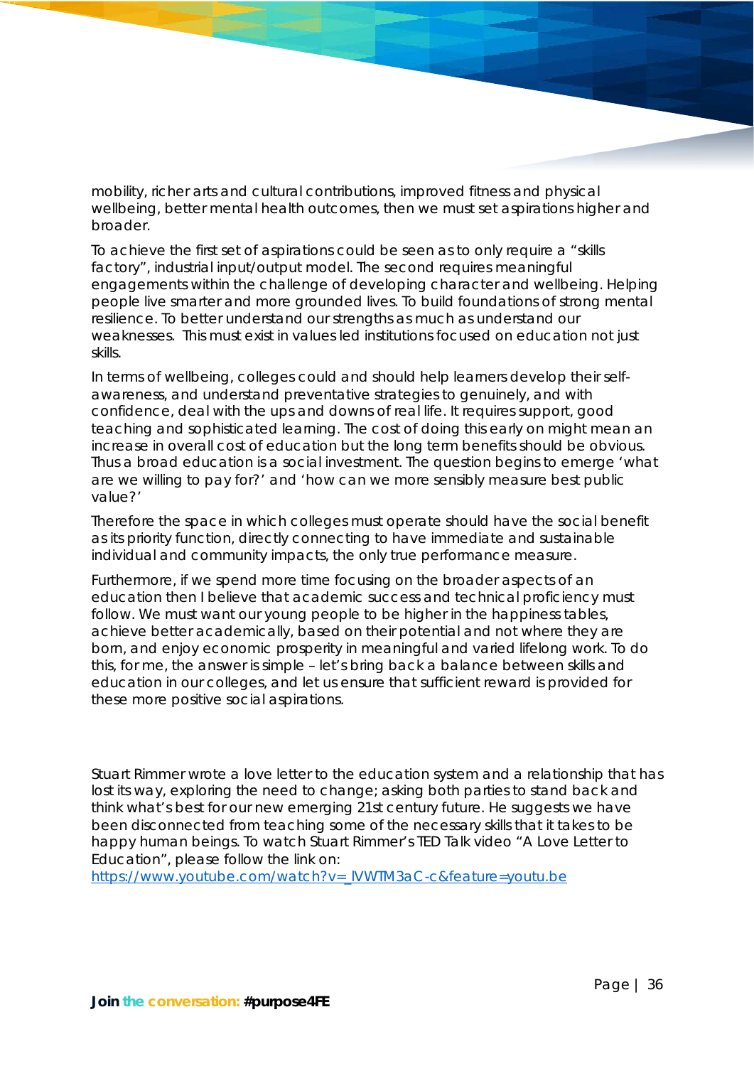mobility, richer arts and cultural contributions, improved fitness and physical wellbeing, better mental health outcomes, then we must set aspirations higher and broader.

To achieve the first set of aspirations could be seen as to only require a "skills factory", industrial input/output model. The second requires meaningful engagements within the challenge of developing character and wellbeing. Helping people live smarter and more grounded lives. To build foundations of strong mental resilience. To better understand our strengths as much as understand our weaknesses. This must exist in values led institutions focused on education not just skills.

In terms of wellbeing, colleges could and should help learners develop their self-awareness, and understand preventative strategies to genuinely, and with confidence, deal with the ups and downs of real life. It requires support, good teaching and sophisticated learning. The cost of doing this early on might mean an increase in overall cost of education but the long term benefits should be obvious. Thus a broad education is a social investment. The question begins to emerge 'what are we willing to pay for?' and 'how can we more sensibly measure best public value?'

Therefore the space in which colleges must operate should have the social benefit as its priority function, directly connecting to have immediate and sustainable individual and community impacts, the only true performance measure.

Furthermore, if we spend more time focusing on the broader aspects of an education then I believe that academic success and technical proficiency must follow. We must want our young people to be higher in the happiness tables, achieve better academically, based on their potential and not where they are born, and enjoy economic prosperity in meaningful and varied lifelong work. To do this, for me, the answer is simple – let's bring back a balance between skills and education in our colleges, and let us ensure that sufficient reward is provided for these more positive social aspirations.

Stuart Rimmer wrote a love letter to the education system and a relationship that has lost its way, exploring the need to change; asking both parties to stand back and think what's best for our new emerging 21st century future. He suggests we have been disconnected from teaching some of the necessary skills that it takes to be happy human beings. To watch Stuart Rimmer's TED Talk video "A Love Letter to Education", please follow the link on:
https://www.youtube.com/watch?v=_lVWTM3aC-c&feature=youtu.be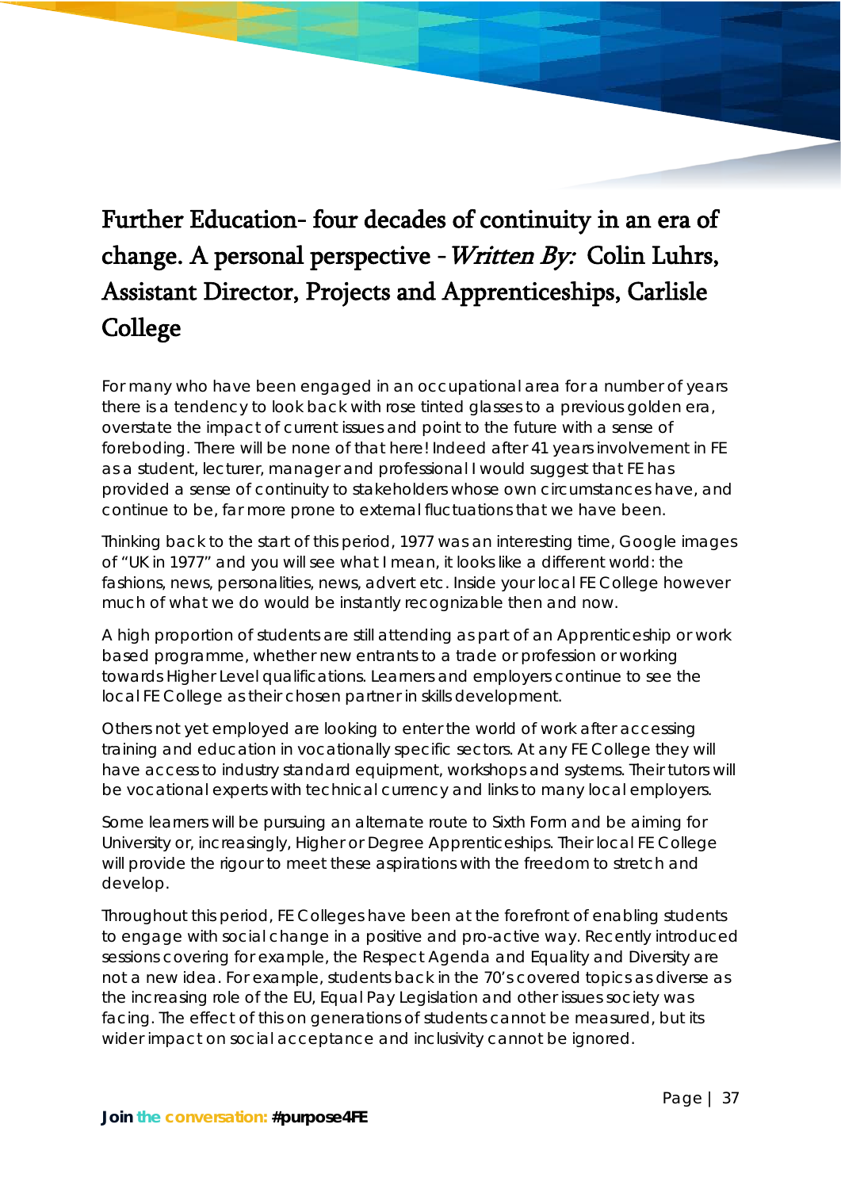# Further Education- four decades of continuity in an era of change. A personal perspective - *Written By:* Colin Luhrs, Assistant Director, Projects and Apprenticeships, Carlisle College

For many who have been engaged in an occupational area for a number of years there is a tendency to look back with rose tinted glasses to a previous golden era, overstate the impact of current issues and point to the future with a sense of foreboding. There will be none of that here! Indeed after 41 years involvement in FE as a student, lecturer, manager and professional I would suggest that FE has provided a sense of continuity to stakeholders whose own circumstances have, and continue to be, far more prone to external fluctuations that we have been.

Thinking back to the start of this period, 1977 was an interesting time, Google images of "UK in 1977" and you will see what I mean, it looks like a different world: the fashions, news, personalities, news, advert etc. Inside your local FE College however much of what we do would be instantly recognizable then and now.

A high proportion of students are still attending as part of an Apprenticeship or work based programme, whether new entrants to a trade or profession or working towards Higher Level qualifications. Learners and employers continue to see the local FE College as their chosen partner in skills development.

Others not yet employed are looking to enter the world of work after accessing training and education in vocationally specific sectors. At any FE College they will have access to industry standard equipment, workshops and systems. Their tutors will be vocational experts with technical currency and links to many local employers.

Some learners will be pursuing an alternate route to Sixth Form and be aiming for University or, increasingly, Higher or Degree Apprenticeships. Their local FE College will provide the rigour to meet these aspirations with the freedom to stretch and develop.

Throughout this period, FE Colleges have been at the forefront of enabling students to engage with social change in a positive and pro-active way. Recently introduced sessions covering for example, the Respect Agenda and Equality and Diversity are not a new idea. For example, students back in the 70's covered topics as diverse as the increasing role of the EU, Equal Pay Legislation and other issues society was facing. The effect of this on generations of students cannot be measured, but its wider impact on social acceptance and inclusivity cannot be ignored.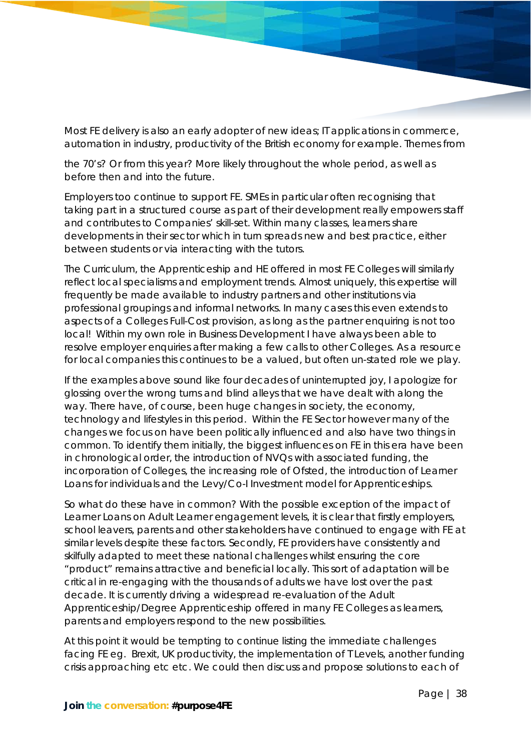Most FE delivery is also an early adopter of new ideas; IT applications in commerce, automation in industry, productivity of the British economy for example. Themes from the 70's? Or from this year? More likely throughout the whole period, as well as before then and into the future.

Employers too continue to support FE. SMEs in particular often recognising that taking part in a structured course as part of their development really empowers staff and contributes to Companies' skill-set. Within many classes, learners share developments in their sector which in turn spreads new and best practice, either between students or via interacting with the tutors.

The Curriculum, the Apprenticeship and HE offered in most FE Colleges will similarly reflect local specialisms and employment trends. Almost uniquely, this expertise will frequently be made available to industry partners and other institutions via professional groupings and informal networks. In many cases this even extends to aspects of a Colleges Full-Cost provision, as long as the partner enquiring is not too local! Within my own role in Business Development I have always been able to resolve employer enquiries after making a few calls to other Colleges. As a resource for local companies this continues to be a valued, but often un-stated role we play.

If the examples above sound like four decades of uninterrupted joy, I apologize for glossing over the wrong turns and blind alleys that we have dealt with along the way. There have, of course, been huge changes in society, the economy, technology and lifestyles in this period. Within the FE Sector however many of the changes we focus on have been politically influenced and also have two things in common. To identify them initially, the biggest influences on FE in this era have been in chronological order, the introduction of NVQs with associated funding, the incorporation of Colleges, the increasing role of Ofsted, the introduction of Learner Loans for individuals and the Levy/Co-I Investment model for Apprenticeships.

So what do these have in common? With the possible exception of the impact of Learner Loans on Adult Learner engagement levels, it is clear that firstly employers, school leavers, parents and other stakeholders have continued to engage with FE at similar levels despite these factors. Secondly, FE providers have consistently and skilfully adapted to meet these national challenges whilst ensuring the core "product" remains attractive and beneficial locally. This sort of adaptation will be critical in re-engaging with the thousands of adults we have lost over the past decade. It is currently driving a widespread re-evaluation of the Adult Apprenticeship/Degree Apprenticeship offered in many FE Colleges as learners, parents and employers respond to the new possibilities.

At this point it would be tempting to continue listing the immediate challenges facing FE eg. Brexit, UK productivity, the implementation of T Levels, another funding crisis approaching etc etc. We could then discuss and propose solutions to each of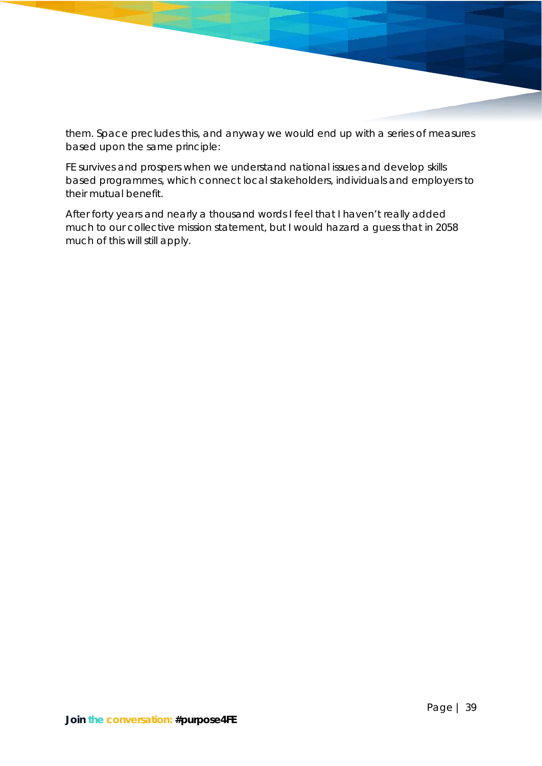them. Space precludes this, and anyway we would end up with a series of measures based upon the same principle:

FE survives and prospers when we understand national issues and develop skills based programmes, which connect local stakeholders, individuals and employers to their mutual benefit.

After forty years and nearly a thousand words I feel that I haven't really added much to our collective mission statement, but I would hazard a guess that in 2058 much of this will still apply.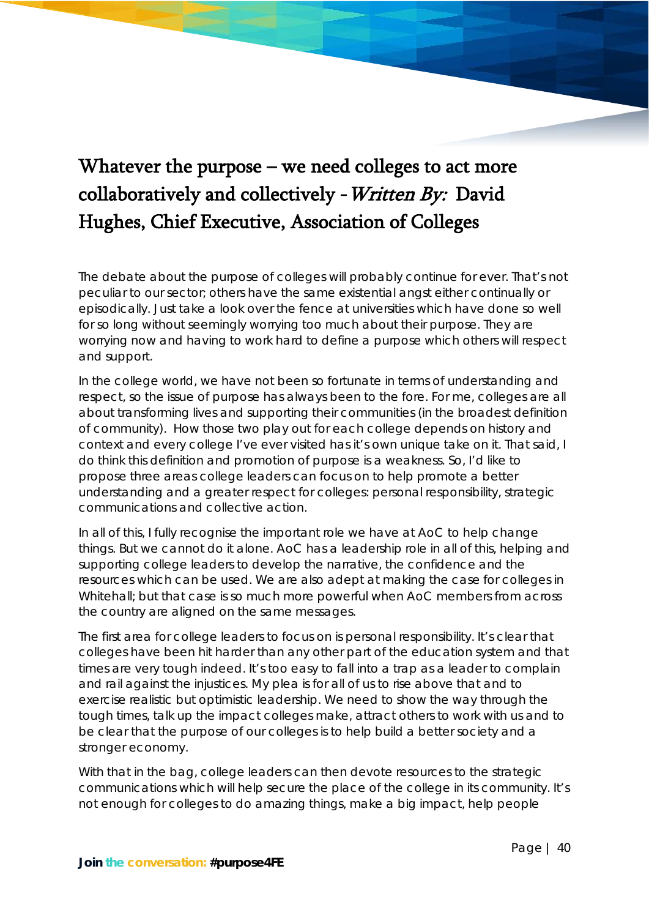# Whatever the purpose – we need colleges to act more collaboratively and collectively - *Written By:* David Hughes, Chief Executive, Association of Colleges

The debate about the purpose of colleges will probably continue for ever. That's not peculiar to our sector; others have the same existential angst either continually or episodically. Just take a look over the fence at universities which have done so well for so long without seemingly worrying too much about their purpose. They are worrying now and having to work hard to define a purpose which others will respect and support.

In the college world, we have not been so fortunate in terms of understanding and respect, so the issue of purpose has always been to the fore. For me, colleges are all about transforming lives and supporting their communities (in the broadest definition of community). How those two play out for each college depends on history and context and every college I've ever visited has it's own unique take on it. That said, I do think this definition and promotion of purpose is a weakness. So, I'd like to propose three areas college leaders can focus on to help promote a better understanding and a greater respect for colleges: personal responsibility, strategic communications and collective action.

In all of this, I fully recognise the important role we have at AoC to help change things. But we cannot do it alone. AoC has a leadership role in all of this, helping and supporting college leaders to develop the narrative, the confidence and the resources which can be used. We are also adept at making the case for colleges in Whitehall; but that case is so much more powerful when AoC members from across the country are aligned on the same messages.

The first area for college leaders to focus on is personal responsibility. It's clear that colleges have been hit harder than any other part of the education system and that times are very tough indeed. It's too easy to fall into a trap as a leader to complain and rail against the injustices. My plea is for all of us to rise above that and to exercise realistic but optimistic leadership. We need to show the way through the tough times, talk up the impact colleges make, attract others to work with us and to be clear that the purpose of our colleges is to help build a better society and a stronger economy.

With that in the bag, college leaders can then devote resources to the strategic communications which will help secure the place of the college in its community. It's not enough for colleges to do amazing things, make a big impact, help people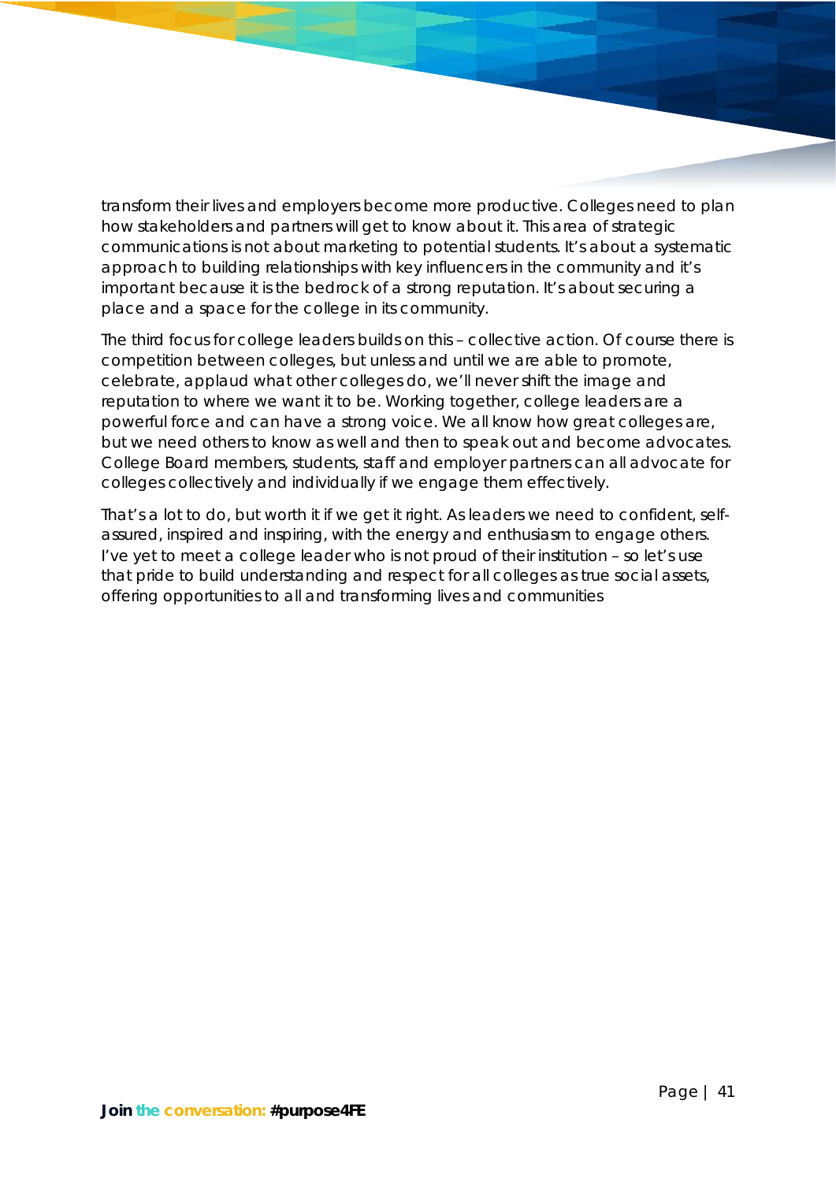transform their lives and employers become more productive. Colleges need to plan how stakeholders and partners will get to know about it. This area of strategic communications is not about marketing to potential students. It's about a systematic approach to building relationships with key influencers in the community and it's important because it is the bedrock of a strong reputation. It's about securing a place and a space for the college in its community.

The third focus for college leaders builds on this – collective action. Of course there is competition between colleges, but unless and until we are able to promote, celebrate, applaud what other colleges do, we'll never shift the image and reputation to where we want it to be. Working together, college leaders are a powerful force and can have a strong voice. We all know how great colleges are, but we need others to know as well and then to speak out and become advocates. College Board members, students, staff and employer partners can all advocate for colleges collectively and individually if we engage them effectively.

That's a lot to do, but worth it if we get it right. As leaders we need to confident, self-assured, inspired and inspiring, with the energy and enthusiasm to engage others. I've yet to meet a college leader who is not proud of their institution – so let's use that pride to build understanding and respect for all colleges as true social assets, offering opportunities to all and transforming lives and communities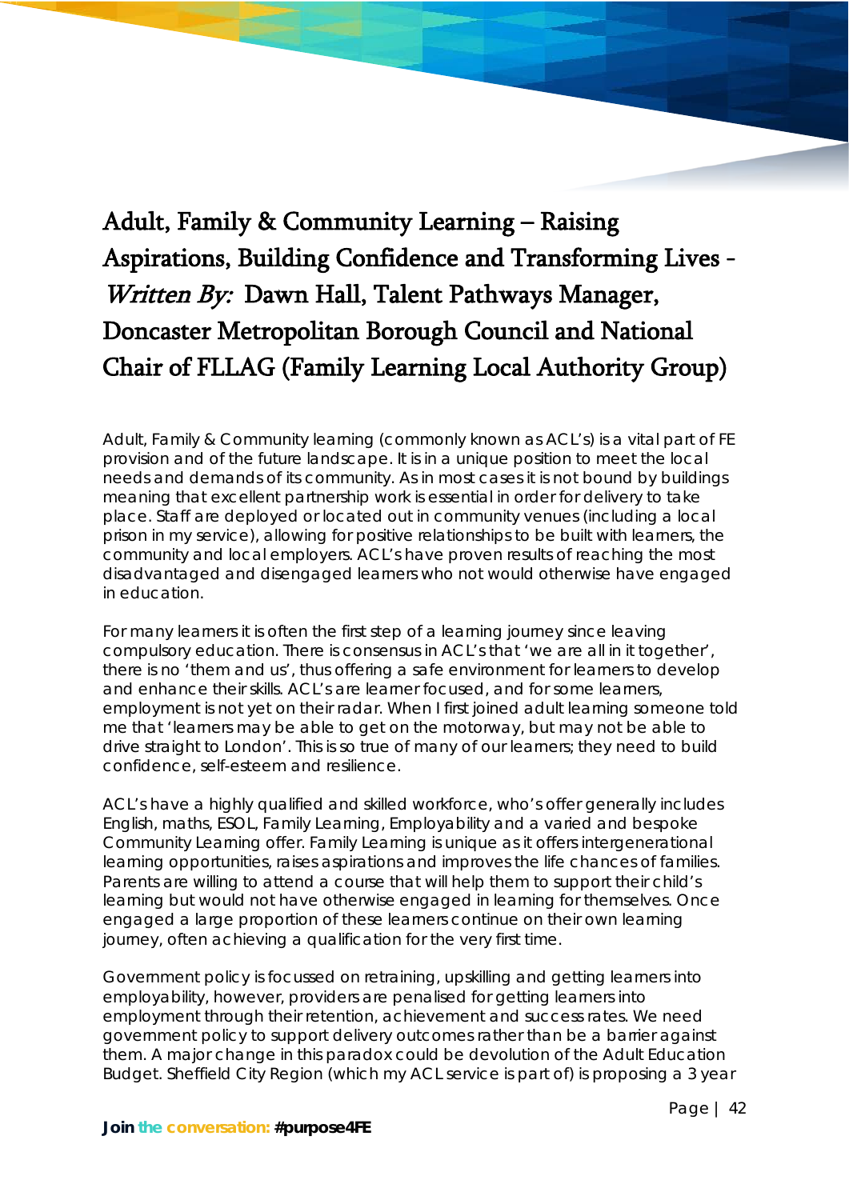# Adult, Family & Community Learning – Raising Aspirations, Building Confidence and Transforming Lives - *Written By:* Dawn Hall, Talent Pathways Manager, Doncaster Metropolitan Borough Council and National Chair of FLLAG (Family Learning Local Authority Group)

Adult, Family & Community learning (commonly known as ACL's) is a vital part of FE provision and of the future landscape. It is in a unique position to meet the local needs and demands of its community. As in most cases it is not bound by buildings meaning that excellent partnership work is essential in order for delivery to take place. Staff are deployed or located out in community venues (including a local prison in my service), allowing for positive relationships to be built with learners, the community and local employers. ACL's have proven results of reaching the most disadvantaged and disengaged learners who not would otherwise have engaged in education.

For many learners it is often the first step of a learning journey since leaving compulsory education. There is consensus in ACL's that 'we are all in it together', there is no 'them and us', thus offering a safe environment for learners to develop and enhance their skills. ACL's are learner focused, and for some learners, employment is not yet on their radar. When I first joined adult learning someone told me that 'learners may be able to get on the motorway, but may not be able to drive straight to London'. This is so true of many of our learners; they need to build confidence, self-esteem and resilience.

ACL's have a highly qualified and skilled workforce, who's offer generally includes English, maths, ESOL, Family Learning, Employability and a varied and bespoke Community Learning offer. Family Learning is unique as it offers intergenerational learning opportunities, raises aspirations and improves the life chances of families. Parents are willing to attend a course that will help them to support their child's learning but would not have otherwise engaged in learning for themselves. Once engaged a large proportion of these learners continue on their own learning journey, often achieving a qualification for the very first time.

Government policy is focussed on retraining, upskilling and getting learners into employability, however, providers are penalised for getting learners into employment through their retention, achievement and success rates. We need government policy to support delivery outcomes rather than be a barrier against them. A major change in this paradox could be devolution of the Adult Education Budget. Sheffield City Region (which my ACL service is part of) is proposing a 3 year

**Join the conversation: #purpose4FE**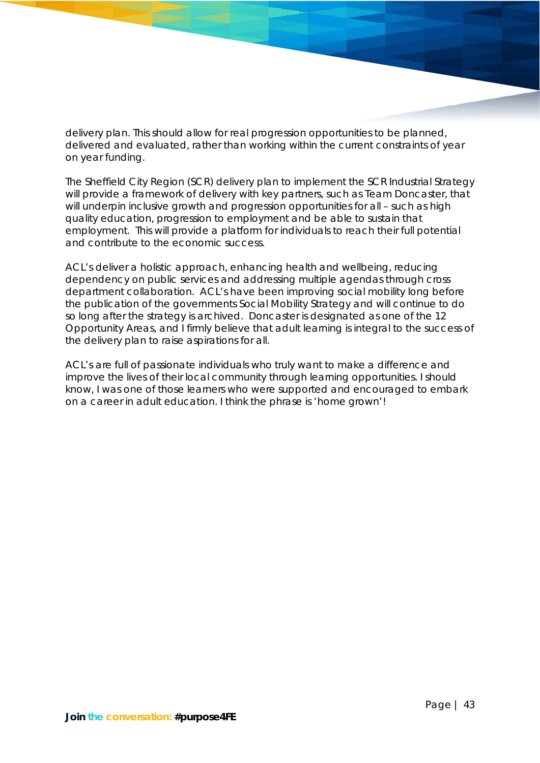delivery plan. This should allow for real progression opportunities to be planned, delivered and evaluated, rather than working within the current constraints of year on year funding.

The Sheffield City Region (SCR) delivery plan to implement the SCR Industrial Strategy will provide a framework of delivery with key partners, such as Team Doncaster, that will underpin inclusive growth and progression opportunities for all – such as high quality education, progression to employment and be able to sustain that employment. This will provide a platform for individuals to reach their full potential and contribute to the economic success.

ACL's deliver a holistic approach, enhancing health and wellbeing, reducing dependency on public services and addressing multiple agendas through cross department collaboration. ACL's have been improving social mobility long before the publication of the governments Social Mobility Strategy and will continue to do so long after the strategy is archived. Doncaster is designated as one of the 12 Opportunity Areas, and I firmly believe that adult learning is integral to the success of the delivery plan to raise aspirations for all.

ACL's are full of passionate individuals who truly want to make a difference and improve the lives of their local community through learning opportunities. I should know, I was one of those learners who were supported and encouraged to embark on a career in adult education. I think the phrase is 'home grown'!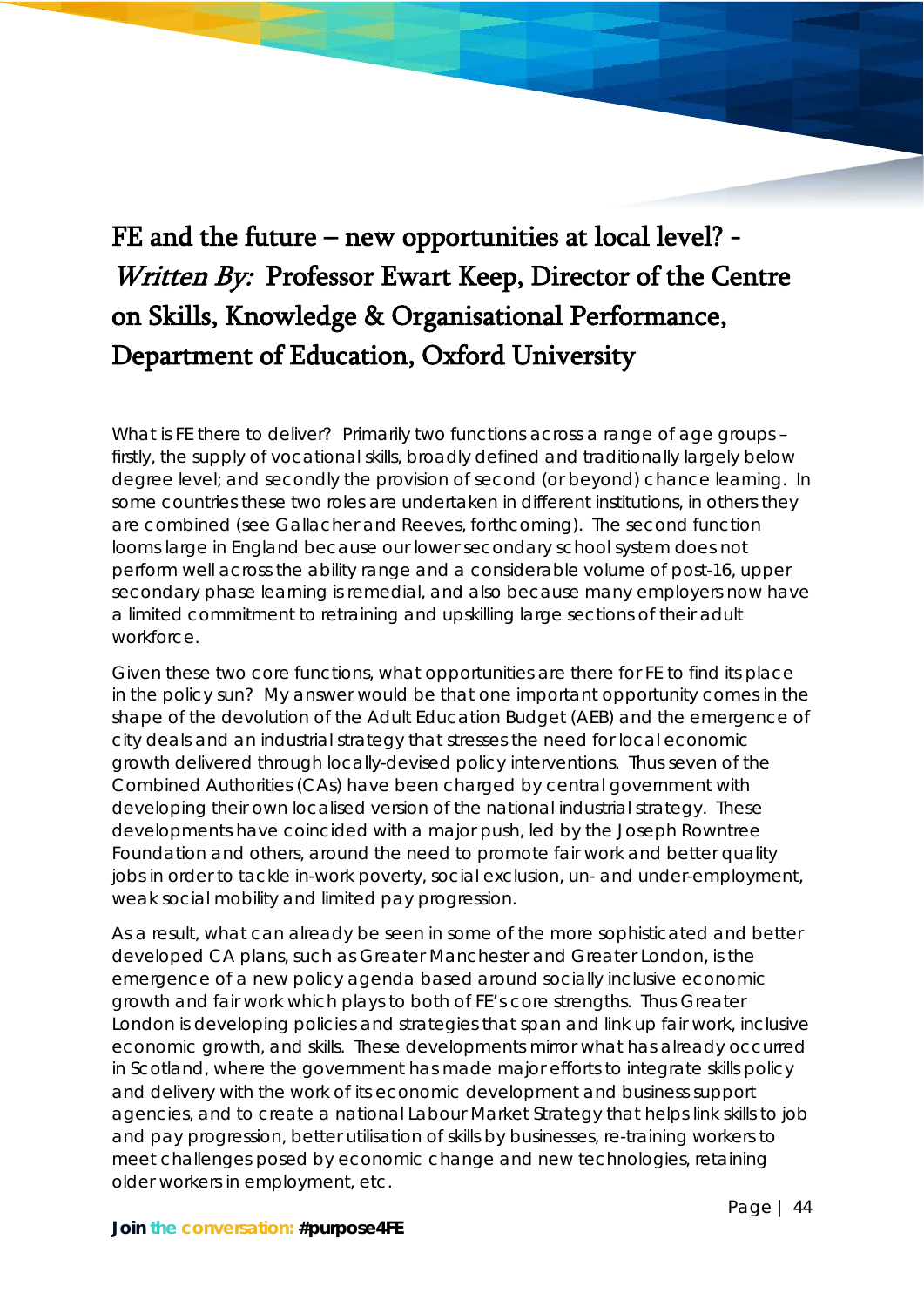# FE and the future – new opportunities at local level? - *Written By:* Professor Ewart Keep, Director of the Centre on Skills, Knowledge & Organisational Performance, Department of Education, Oxford University

What is FE there to deliver? Primarily two functions across a range of age groups – firstly, the supply of vocational skills, broadly defined and traditionally largely below degree level; and secondly the provision of second (or beyond) chance learning. In some countries these two roles are undertaken in different institutions, in others they are combined (see Gallacher and Reeves, forthcoming). The second function looms large in England because our lower secondary school system does not perform well across the ability range and a considerable volume of post-16, upper secondary phase learning is remedial, and also because many employers now have a limited commitment to retraining and upskilling large sections of their adult workforce.

Given these two core functions, what opportunities are there for FE to find its place in the policy sun? My answer would be that one important opportunity comes in the shape of the devolution of the Adult Education Budget (AEB) and the emergence of city deals and an industrial strategy that stresses the need for local economic growth delivered through locally-devised policy interventions. Thus seven of the Combined Authorities (CAs) have been charged by central government with developing their own localised version of the national industrial strategy. These developments have coincided with a major push, led by the Joseph Rowntree Foundation and others, around the need to promote fair work and better quality jobs in order to tackle in-work poverty, social exclusion, un- and under-employment, weak social mobility and limited pay progression.

As a result, what can already be seen in some of the more sophisticated and better developed CA plans, such as Greater Manchester and Greater London, is the emergence of a new policy agenda based around socially inclusive economic growth and fair work which plays to both of FE's core strengths. Thus Greater London is developing policies and strategies that span and link up fair work, inclusive economic growth, and skills. These developments mirror what has already occurred in Scotland, where the government has made major efforts to integrate skills policy and delivery with the work of its economic development and business support agencies, and to create a national Labour Market Strategy that helps link skills to job and pay progression, better utilisation of skills by businesses, re-training workers to meet challenges posed by economic change and new technologies, retaining older workers in employment, etc.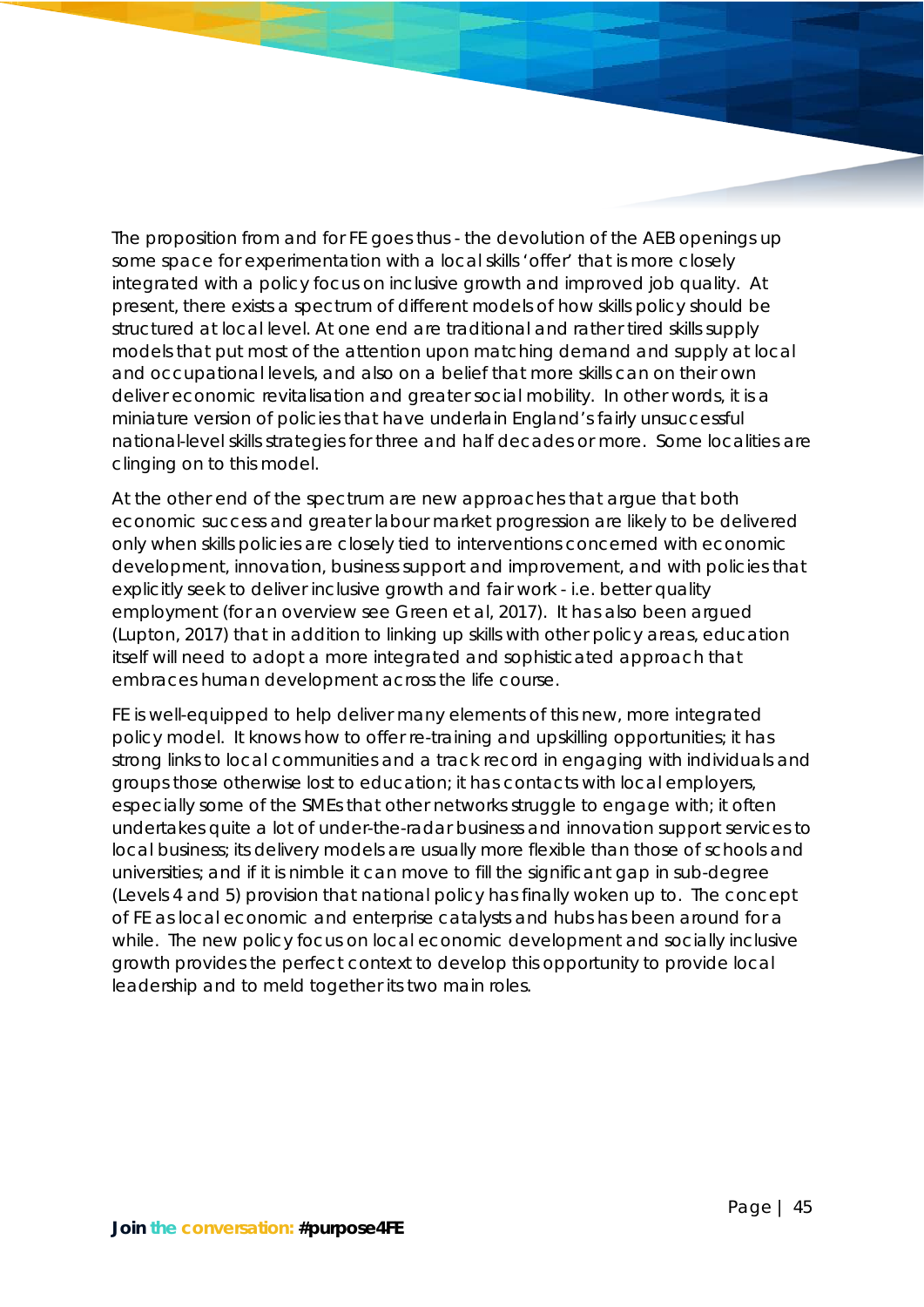The proposition from and for FE goes thus - the devolution of the AEB openings up some space for experimentation with a local skills 'offer' that is more closely integrated with a policy focus on inclusive growth and improved job quality. At present, there exists a spectrum of different models of how skills policy should be structured at local level. At one end are traditional and rather tired skills supply models that put most of the attention upon matching demand and supply at local and occupational levels, and also on a belief that more skills can on their own deliver economic revitalisation and greater social mobility. In other words, it is a miniature version of policies that have underlain England's fairly unsuccessful national-level skills strategies for three and half decades or more. Some localities are clinging on to this model.

At the other end of the spectrum are new approaches that argue that both economic success and greater labour market progression are likely to be delivered only when skills policies are closely tied to interventions concerned with economic development, innovation, business support and improvement, and with policies that explicitly seek to deliver inclusive growth and fair work - i.e. better quality employment (for an overview see Green et al, 2017). It has also been argued (Lupton, 2017) that in addition to linking up skills with other policy areas, education itself will need to adopt a more integrated and sophisticated approach that embraces human development across the life course.

FE is well-equipped to help deliver many elements of this new, more integrated policy model. It knows how to offer re-training and upskilling opportunities; it has strong links to local communities and a track record in engaging with individuals and groups those otherwise lost to education; it has contacts with local employers, especially some of the SMEs that other networks struggle to engage with; it often undertakes quite a lot of under-the-radar business and innovation support services to local business; its delivery models are usually more flexible than those of schools and universities; and if it is nimble it can move to fill the significant gap in sub-degree (Levels 4 and 5) provision that national policy has finally woken up to. The concept of FE as local economic and enterprise catalysts and hubs has been around for a while. The new policy focus on local economic development and socially inclusive growth provides the perfect context to develop this opportunity to provide local leadership and to meld together its two main roles.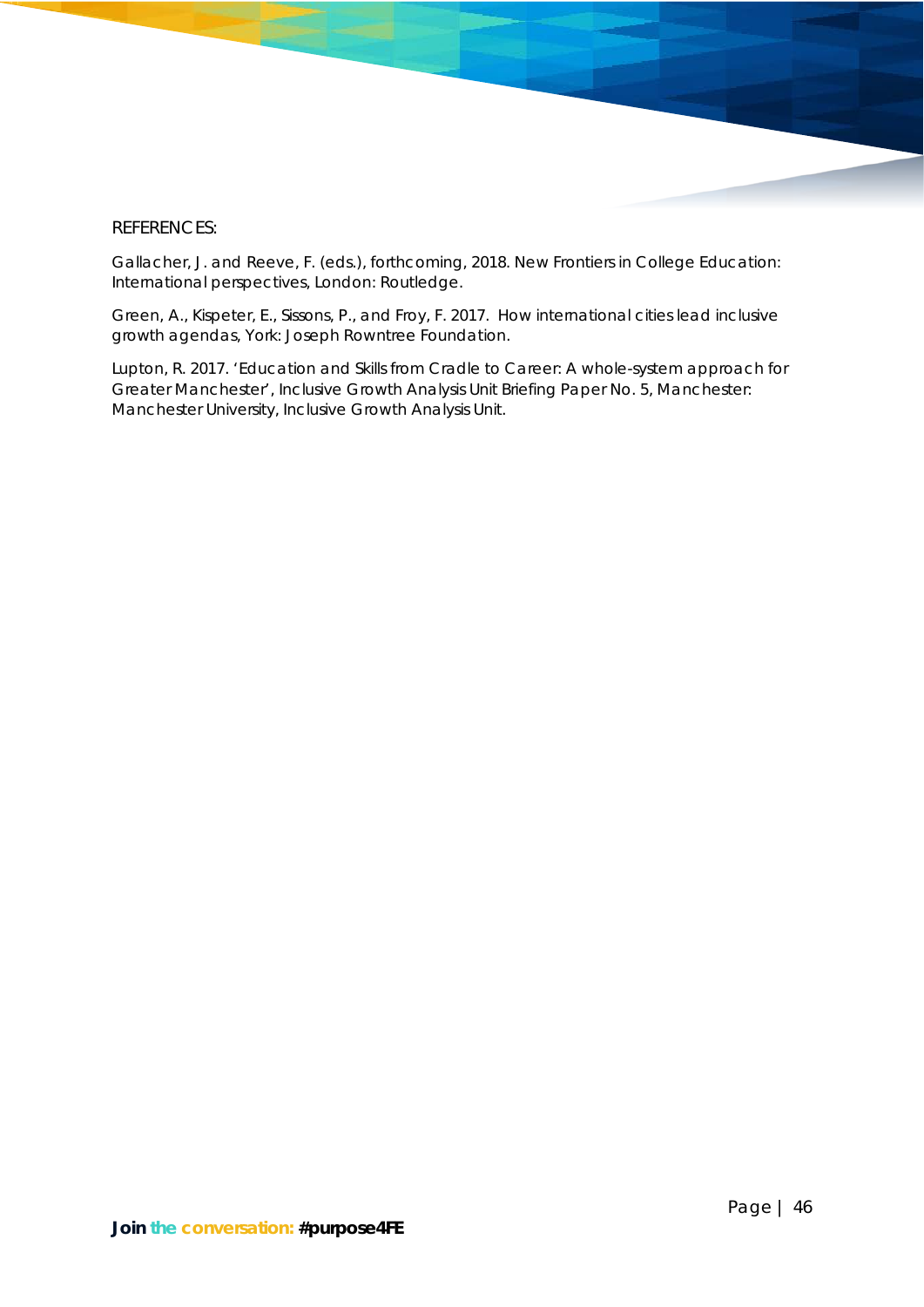REFERENCES:

Gallacher, J. and Reeve, F. (eds.), forthcoming, 2018. New Frontiers in College Education: International perspectives, London: Routledge.

Green, A., Kispeter, E., Sissons, P., and Froy, F. 2017. How international cities lead inclusive growth agendas, York: Joseph Rowntree Foundation.

Lupton, R. 2017. 'Education and Skills from Cradle to Career: A whole-system approach for Greater Manchester', Inclusive Growth Analysis Unit Briefing Paper No. 5, Manchester: Manchester University, Inclusive Growth Analysis Unit.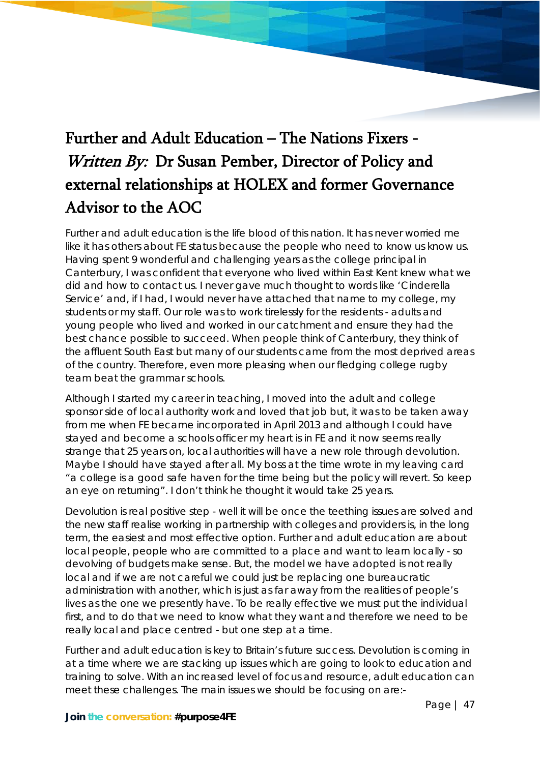# Further and Adult Education – The Nations Fixers - *Written By:* Dr Susan Pember, Director of Policy and external relationships at HOLEX and former Governance Advisor to the AOC

Further and adult education is the life blood of this nation. It has never worried me like it has others about FE status because the people who need to know us know us. Having spent 9 wonderful and challenging years as the college principal in Canterbury, I was confident that everyone who lived within East Kent knew what we did and how to contact us. I never gave much thought to words like 'Cinderella Service' and, if I had, I would never have attached that name to my college, my students or my staff. Our role was to work tirelessly for the residents - adults and young people who lived and worked in our catchment and ensure they had the best chance possible to succeed. When people think of Canterbury, they think of the affluent South East but many of our students came from the most deprived areas of the country. Therefore, even more pleasing when our fledging college rugby team beat the grammar schools.

Although I started my career in teaching, I moved into the adult and college sponsor side of local authority work and loved that job but, it was to be taken away from me when FE became incorporated in April 2013 and although I could have stayed and become a schools officer my heart is in FE and it now seems really strange that 25 years on, local authorities will have a new role through devolution. Maybe I should have stayed after all. My boss at the time wrote in my leaving card "a college is a good safe haven for the time being but the policy will revert. So keep an eye on returning". I don't think he thought it would take 25 years.

Devolution is real positive step - well it will be once the teething issues are solved and the new staff realise working in partnership with colleges and providers is, in the long term, the easiest and most effective option. Further and adult education are about local people, people who are committed to a place and want to learn locally - so devolving of budgets make sense. But, the model we have adopted is not really local and if we are not careful we could just be replacing one bureaucratic administration with another, which is just as far away from the realities of people's lives as the one we presently have. To be really effective we must put the individual first, and to do that we need to know what they want and therefore we need to be really local and place centred - but one step at a time.

Further and adult education is key to Britain's future success. Devolution is coming in at a time where we are stacking up issues which are going to look to education and training to solve. With an increased level of focus and resource, adult education can meet these challenges. The main issues we should be focusing on are:-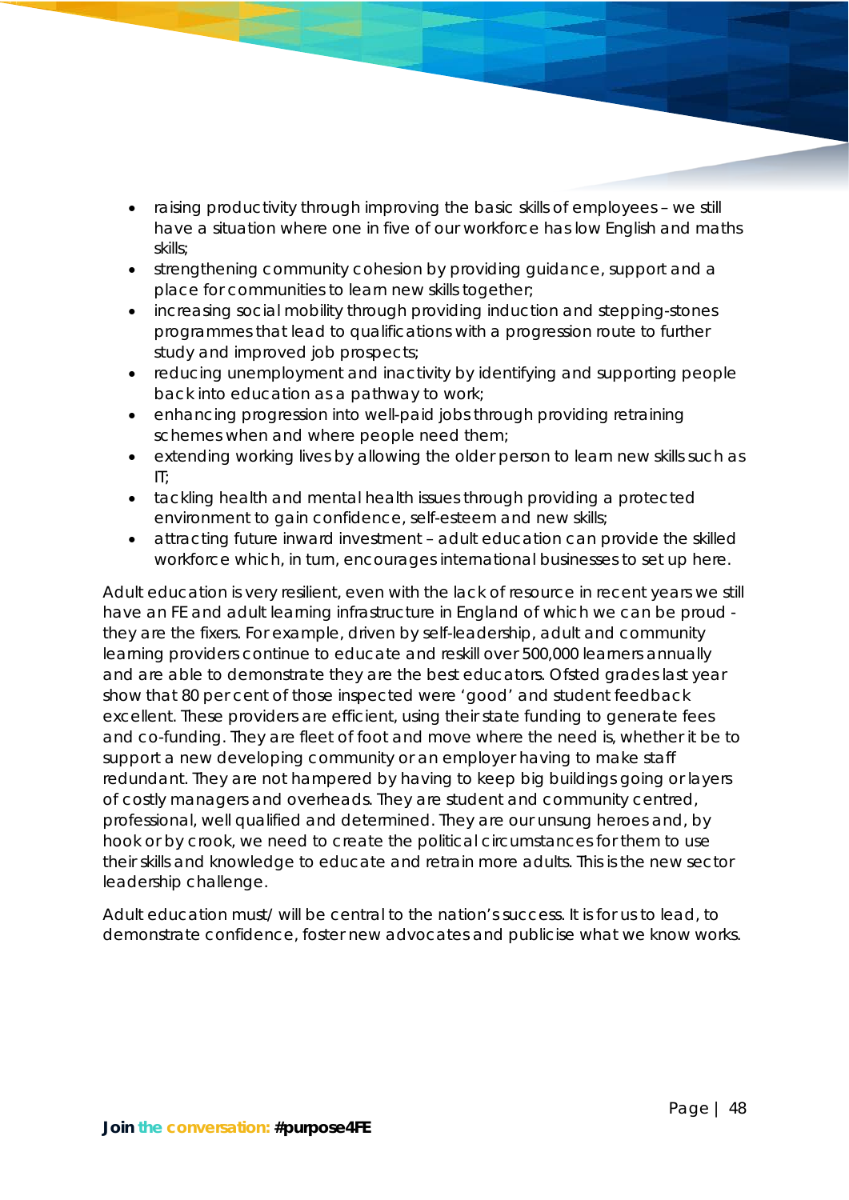- raising productivity through improving the basic skills of employees – we still have a situation where one in five of our workforce has low English and maths skills;
- strengthening community cohesion by providing guidance, support and a place for communities to learn new skills together;
- increasing social mobility through providing induction and stepping-stones programmes that lead to qualifications with a progression route to further study and improved job prospects;
- reducing unemployment and inactivity by identifying and supporting people back into education as a pathway to work;
- enhancing progression into well-paid jobs through providing retraining schemes when and where people need them;
- extending working lives by allowing the older person to learn new skills such as IT;
- tackling health and mental health issues through providing a protected environment to gain confidence, self-esteem and new skills;
- attracting future inward investment – adult education can provide the skilled workforce which, in turn, encourages international businesses to set up here.

Adult education is very resilient, even with the lack of resource in recent years we still have an FE and adult learning infrastructure in England of which we can be proud - they are the fixers. For example, driven by self-leadership, adult and community learning providers continue to educate and reskill over 500,000 learners annually and are able to demonstrate they are the best educators. Ofsted grades last year show that 80 per cent of those inspected were 'good' and student feedback excellent. These providers are efficient, using their state funding to generate fees and co-funding. They are fleet of foot and move where the need is, whether it be to support a new developing community or an employer having to make staff redundant. They are not hampered by having to keep big buildings going or layers of costly managers and overheads. They are student and community centred, professional, well qualified and determined. They are our unsung heroes and, by hook or by crook, we need to create the political circumstances for them to use their skills and knowledge to educate and retrain more adults. This is the new sector leadership challenge.

Adult education must/ will be central to the nation's success. It is for us to lead, to demonstrate confidence, foster new advocates and publicise what we know works.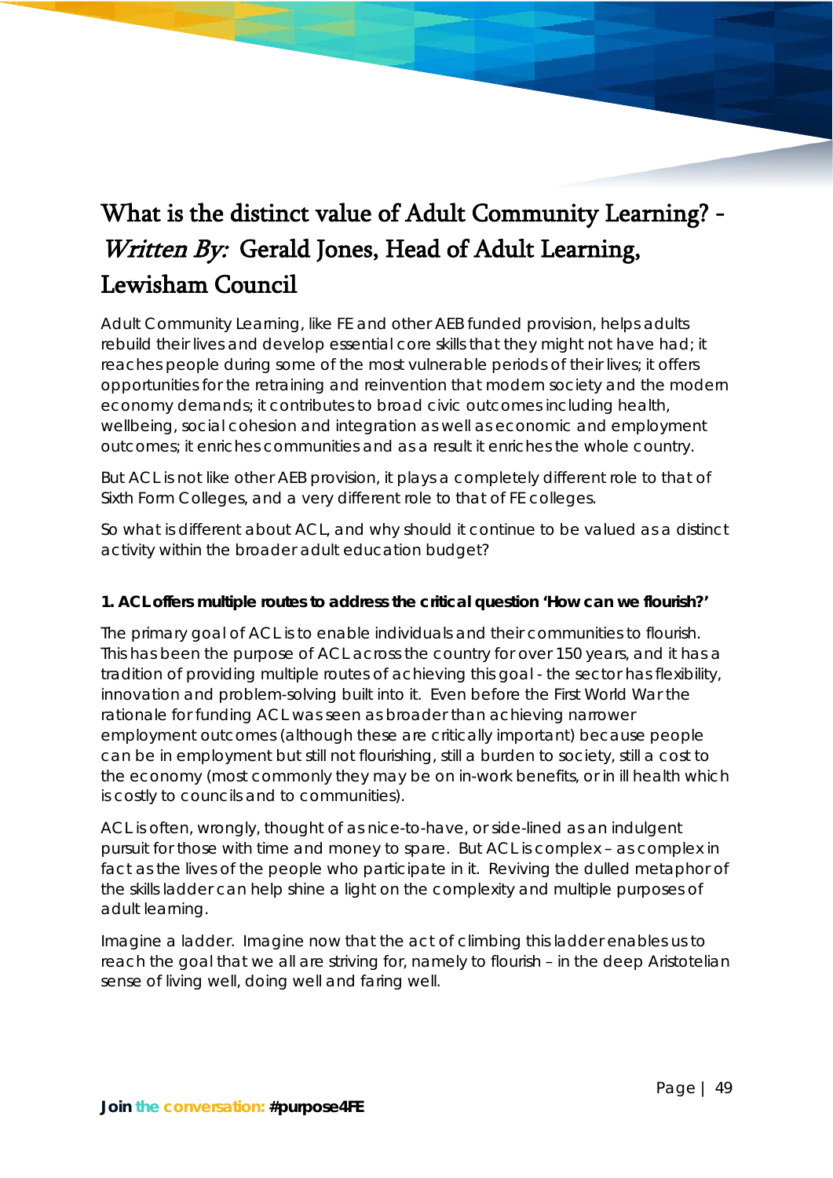# What is the distinct value of Adult Community Learning? - *Written By:* Gerald Jones, Head of Adult Learning, Lewisham Council

Adult Community Learning, like FE and other AEB funded provision, helps adults rebuild their lives and develop essential core skills that they might not have had; it reaches people during some of the most vulnerable periods of their lives; it offers opportunities for the retraining and reinvention that modern society and the modern economy demands; it contributes to broad civic outcomes including health, wellbeing, social cohesion and integration as well as economic and employment outcomes; it enriches communities and as a result it enriches the whole country.

But ACL is not like other AEB provision, it plays a completely different role to that of Sixth Form Colleges, and a very different role to that of FE colleges.

So what is different about ACL, and why should it continue to be valued as a distinct activity within the broader adult education budget?

**1. ACL offers multiple routes to address the critical question 'How can we flourish?'**

The primary goal of ACL is to enable individuals and their communities to flourish. This has been the purpose of ACL across the country for over 150 years, and it has a tradition of providing multiple routes of achieving this goal - the sector has flexibility, innovation and problem-solving built into it. Even before the First World War the rationale for funding ACL was seen as broader than achieving narrower employment outcomes (although these are critically important) because people can be in employment but still not flourishing, still a burden to society, still a cost to the economy (most commonly they may be on in-work benefits, or in ill health which is costly to councils and to communities).

ACL is often, wrongly, thought of as nice-to-have, or side-lined as an indulgent pursuit for those with time and money to spare. But ACL is complex – as complex in fact as the lives of the people who participate in it. Reviving the dulled metaphor of the skills ladder can help shine a light on the complexity and multiple purposes of adult learning.

Imagine a ladder. Imagine now that the act of climbing this ladder enables us to reach the goal that we all are striving for, namely to flourish – in the deep Aristotelian sense of living well, doing well and faring well.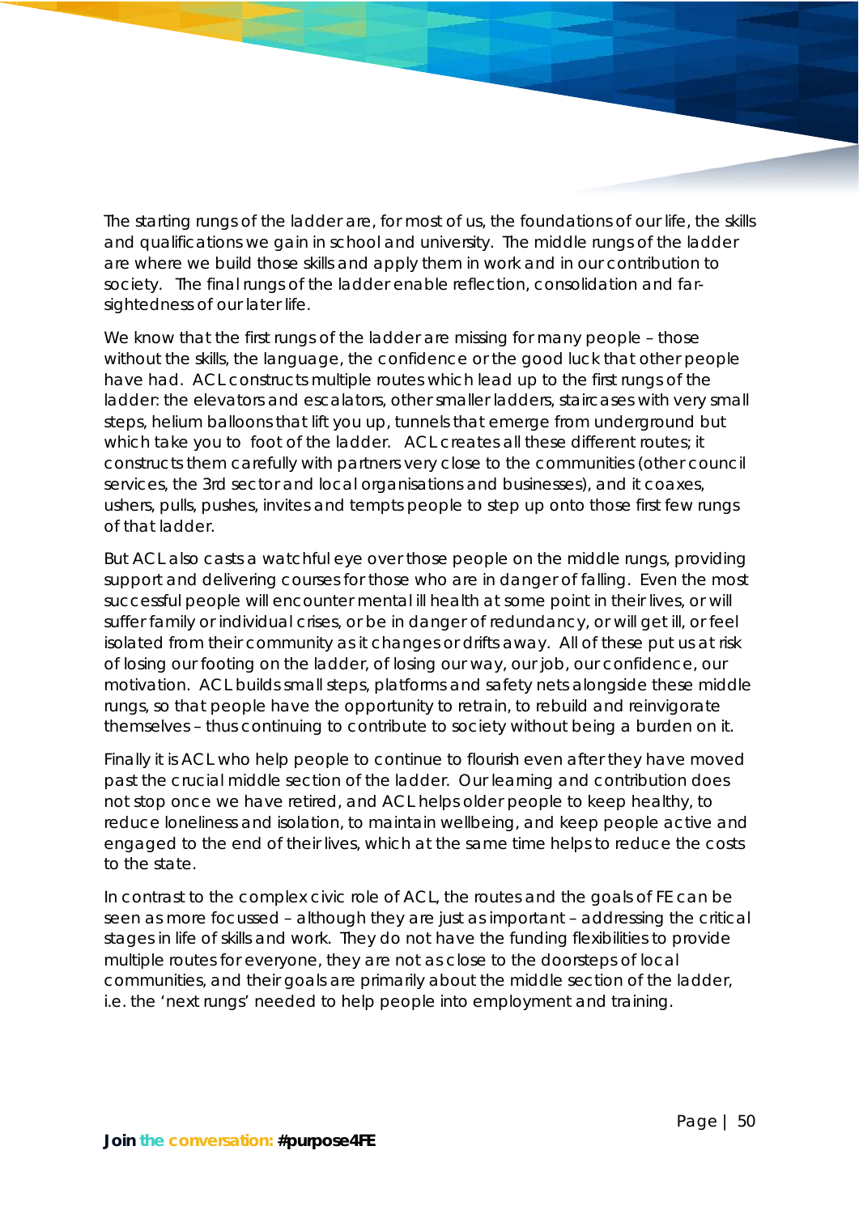The starting rungs of the ladder are, for most of us, the foundations of our life, the skills and qualifications we gain in school and university. The middle rungs of the ladder are where we build those skills and apply them in work and in our contribution to society. The final rungs of the ladder enable reflection, consolidation and far-sightedness of our later life.

We know that the first rungs of the ladder are missing for many people – those without the skills, the language, the confidence or the good luck that other people have had. ACL constructs multiple routes which lead up to the first rungs of the ladder: the elevators and escalators, other smaller ladders, staircases with very small steps, helium balloons that lift you up, tunnels that emerge from underground but which take you to foot of the ladder. ACL creates all these different routes; it constructs them carefully with partners very close to the communities (other council services, the 3rd sector and local organisations and businesses), and it coaxes, ushers, pulls, pushes, invites and tempts people to step up onto those first few rungs of that ladder.

But ACL also casts a watchful eye over those people on the middle rungs, providing support and delivering courses for those who are in danger of falling. Even the most successful people will encounter mental ill health at some point in their lives, or will suffer family or individual crises, or be in danger of redundancy, or will get ill, or feel isolated from their community as it changes or drifts away. All of these put us at risk of losing our footing on the ladder, of losing our way, our job, our confidence, our motivation. ACL builds small steps, platforms and safety nets alongside these middle rungs, so that people have the opportunity to retrain, to rebuild and reinvigorate themselves – thus continuing to contribute to society without being a burden on it.

Finally it is ACL who help people to continue to flourish even after they have moved past the crucial middle section of the ladder. Our learning and contribution does not stop once we have retired, and ACL helps older people to keep healthy, to reduce loneliness and isolation, to maintain wellbeing, and keep people active and engaged to the end of their lives, which at the same time helps to reduce the costs to the state.

In contrast to the complex civic role of ACL, the routes and the goals of FE can be seen as more focussed – although they are just as important – addressing the critical stages in life of skills and work. They do not have the funding flexibilities to provide multiple routes for everyone, they are not as close to the doorsteps of local communities, and their goals are primarily about the middle section of the ladder, i.e. the 'next rungs' needed to help people into employment and training.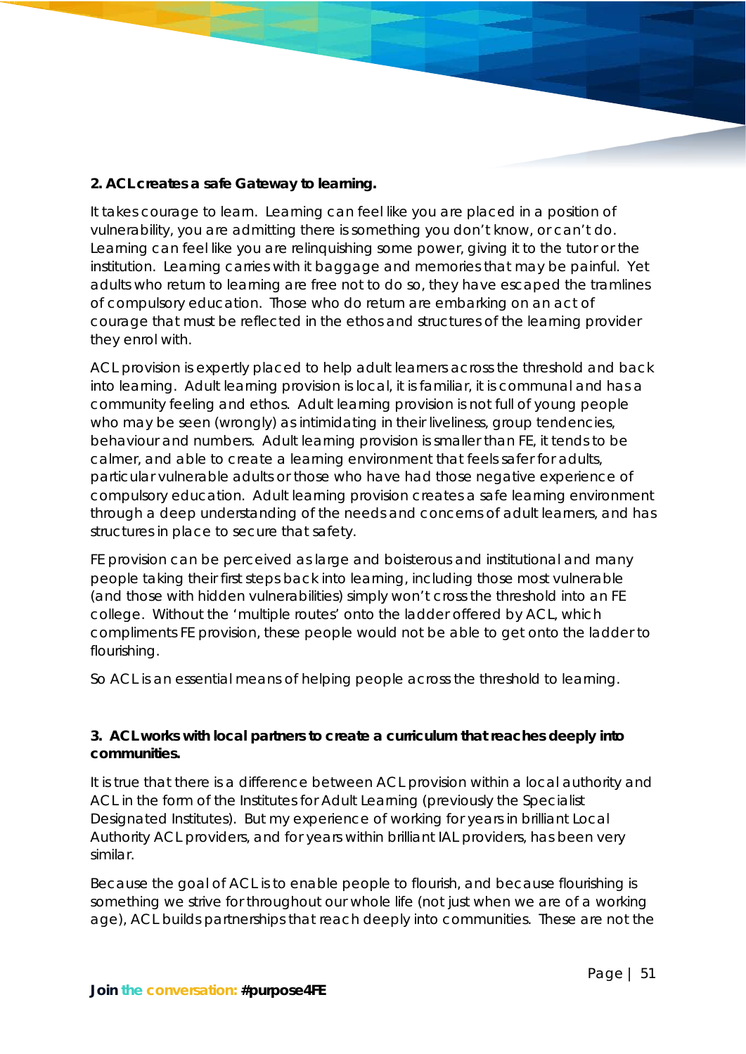**2. ACL creates a safe Gateway to learning.**

It takes courage to learn. Learning can feel like you are placed in a position of vulnerability, you are admitting there is something you don't know, or can't do. Learning can feel like you are relinquishing some power, giving it to the tutor or the institution. Learning carries with it baggage and memories that may be painful. Yet adults who return to learning are free not to do so, they have escaped the tramlines of compulsory education. Those who do return are embarking on an act of courage that must be reflected in the ethos and structures of the learning provider they enrol with.

ACL provision is expertly placed to help adult learners across the threshold and back into learning. Adult learning provision is local, it is familiar, it is communal and has a community feeling and ethos. Adult learning provision is not full of young people who may be seen (wrongly) as intimidating in their liveliness, group tendencies, behaviour and numbers. Adult learning provision is smaller than FE, it tends to be calmer, and able to create a learning environment that feels safer for adults, particular vulnerable adults or those who have had those negative experience of compulsory education. Adult learning provision creates a safe learning environment through a deep understanding of the needs and concerns of adult learners, and has structures in place to secure that safety.

FE provision can be perceived as large and boisterous and institutional and many people taking their first steps back into learning, including those most vulnerable (and those with hidden vulnerabilities) simply won't cross the threshold into an FE college. Without the 'multiple routes' onto the ladder offered by ACL, which compliments FE provision, these people would not be able to get onto the ladder to flourishing.

So ACL is an essential means of helping people across the threshold to learning.

**3. ACL works with local partners to create a curriculum that reaches deeply into communities.**

It is true that there is a difference between ACL provision within a local authority and ACL in the form of the Institutes for Adult Learning (previously the Specialist Designated Institutes). But my experience of working for years in brilliant Local Authority ACL providers, and for years within brilliant IAL providers, has been very similar.

Because the goal of ACL is to enable people to flourish, and because flourishing is something we strive for throughout our whole life (not just when we are of a working age), ACL builds partnerships that reach deeply into communities. These are not the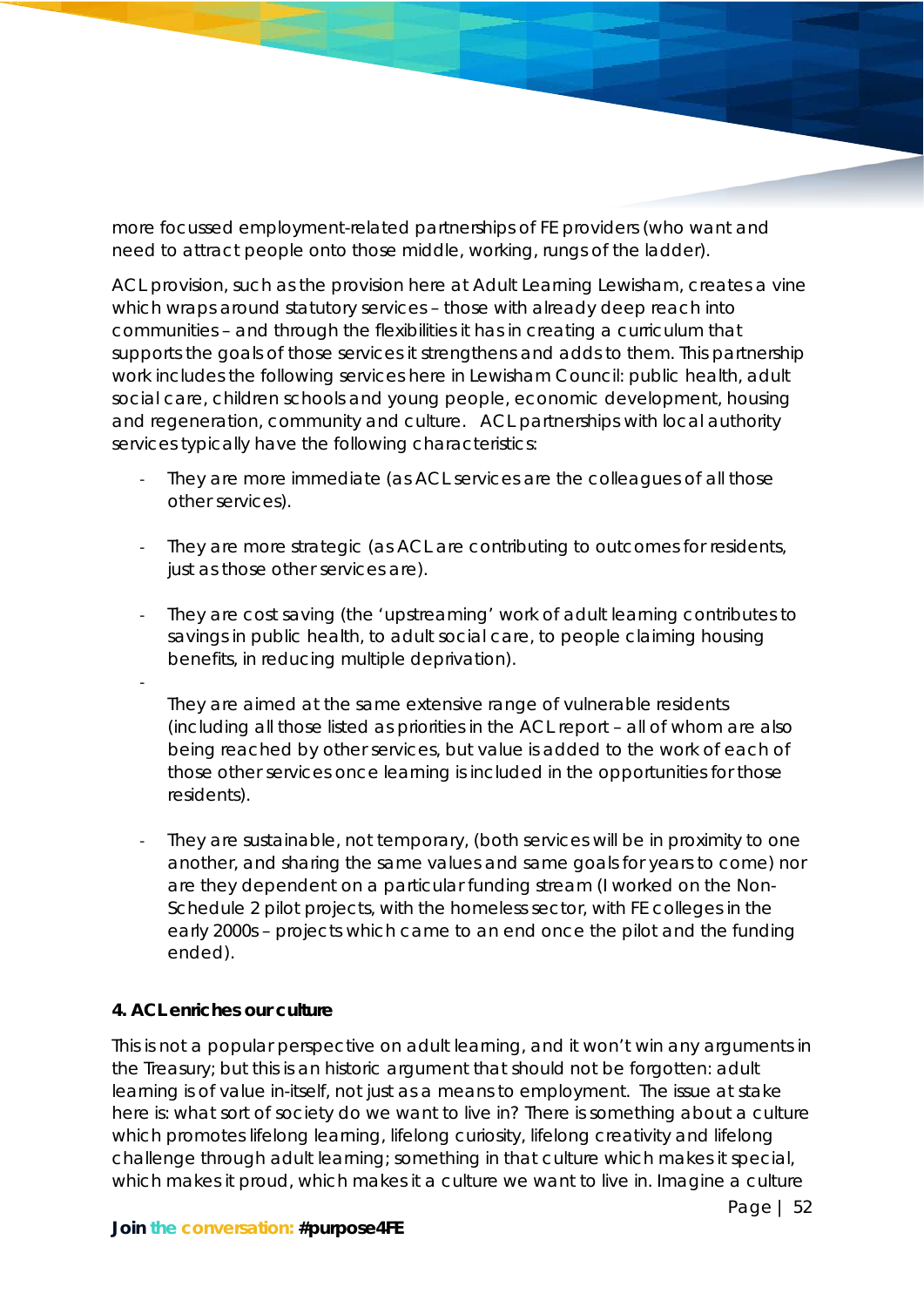more focussed employment-related partnerships of FE providers (who want and need to attract people onto those middle, working, rungs of the ladder).

ACL provision, such as the provision here at Adult Learning Lewisham, creates a vine which wraps around statutory services – those with already deep reach into communities – and through the flexibilities it has in creating a curriculum that supports the goals of those services it strengthens and adds to them. This partnership work includes the following services here in Lewisham Council: public health, adult social care, children schools and young people, economic development, housing and regeneration, community and culture. ACL partnerships with local authority services typically have the following characteristics:

- They are more immediate (as ACL services are the colleagues of all those other services).
- They are more strategic (as ACL are contributing to outcomes for residents, just as those other services are).
- They are cost saving (the 'upstreaming' work of adult learning contributes to savings in public health, to adult social care, to people claiming housing benefits, in reducing multiple deprivation).
- They are aimed at the same extensive range of vulnerable residents (including all those listed as priorities in the ACL report – all of whom are also being reached by other services, but value is added to the work of each of those other services once learning is included in the opportunities for those residents).
- They are sustainable, not temporary, (both services will be in proximity to one another, and sharing the same values and same goals for years to come) nor are they dependent on a particular funding stream (I worked on the Non-Schedule 2 pilot projects, with the homeless sector, with FE colleges in the early 2000s – projects which came to an end once the pilot and the funding ended).

**4. ACL enriches our culture**

This is not a popular perspective on adult learning, and it won't win any arguments in the Treasury; but this is an historic argument that should not be forgotten: adult learning is of value in-itself, not just as a means to employment. The issue at stake here is: what sort of society do we want to live in? There is something about a culture which promotes lifelong learning, lifelong curiosity, lifelong creativity and lifelong challenge through adult learning; something in that culture which makes it special, which makes it proud, which makes it a culture we want to live in. Imagine a culture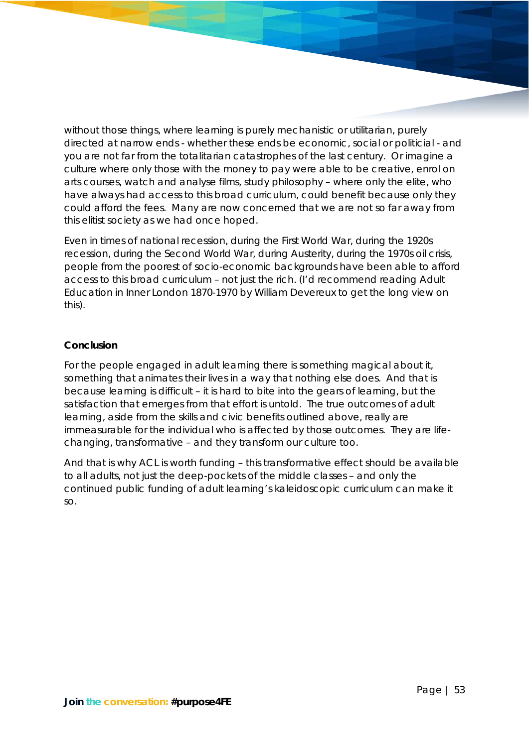without those things, where learning is purely mechanistic or utilitarian, purely directed at narrow ends - whether these ends be economic, social or politicial - and you are not far from the totalitarian catastrophes of the last century. Or imagine a culture where only those with the money to pay were able to be creative, enrol on arts courses, watch and analyse films, study philosophy – where only the elite, who have always had access to this broad curriculum, could benefit because only they could afford the fees. Many are now concerned that we are not so far away from this elitist society as we had once hoped.

Even in times of national recession, during the First World War, during the 1920s recession, during the Second World War, during Austerity, during the 1970s oil crisis, people from the poorest of socio-economic backgrounds have been able to afford access to this broad curriculum – not just the rich. (I'd recommend reading Adult Education in Inner London 1870-1970 by William Devereux to get the long view on this).

**Conclusion**

For the people engaged in adult learning there is something magical about it, something that animates their lives in a way that nothing else does. And that is because learning is difficult – it is hard to bite into the gears of learning, but the satisfaction that emerges from that effort is untold. The true outcomes of adult learning, aside from the skills and civic benefits outlined above, really are immeasurable for the individual who is affected by those outcomes. They are life-changing, transformative – and they transform our culture too.

And that is why ACL is worth funding – this transformative effect should be available to all adults, not just the deep-pockets of the middle classes – and only the continued public funding of adult learning's kaleidoscopic curriculum can make it so.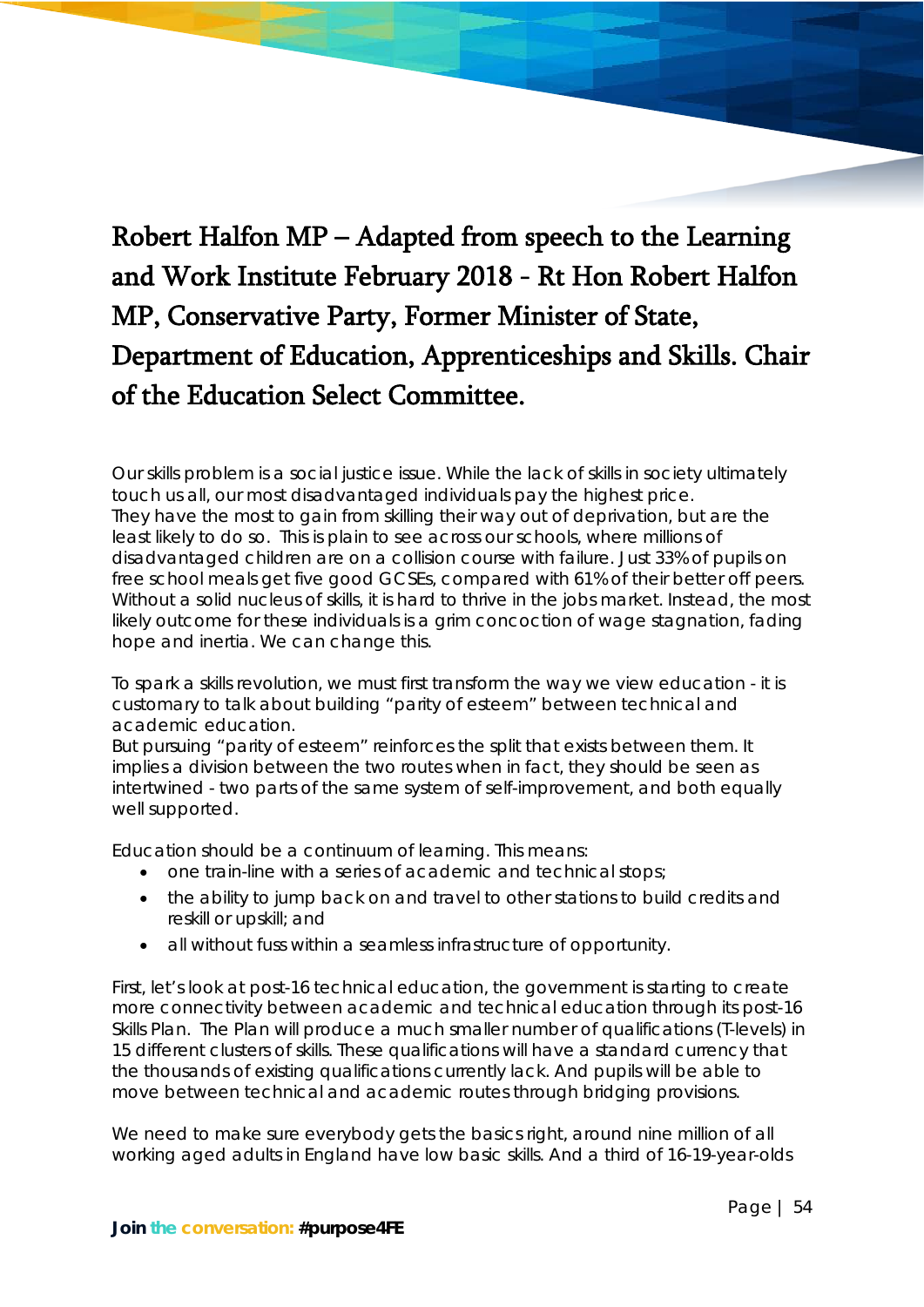# Robert Halfon MP – Adapted from speech to the Learning and Work Institute February 2018 - Rt Hon Robert Halfon MP, Conservative Party, Former Minister of State, Department of Education, Apprenticeships and Skills. Chair of the Education Select Committee.

Our skills problem is a social justice issue. While the lack of skills in society ultimately touch us all, our most disadvantaged individuals pay the highest price. They have the most to gain from skilling their way out of deprivation, but are the least likely to do so. This is plain to see across our schools, where millions of disadvantaged children are on a collision course with failure. Just 33% of pupils on free school meals get five good GCSEs, compared with 61% of their better off peers. Without a solid nucleus of skills, it is hard to thrive in the jobs market. Instead, the most likely outcome for these individuals is a grim concoction of wage stagnation, fading hope and inertia. We can change this.

To spark a skills revolution, we must first transform the way we view education - it is customary to talk about building "parity of esteem" between technical and academic education.
But pursuing "parity of esteem" reinforces the split that exists between them. It implies a division between the two routes when in fact, they should be seen as intertwined - two parts of the same system of self-improvement, and both equally well supported.

Education should be a continuum of learning. This means:

- one train-line with a series of academic and technical stops;
- the ability to jump back on and travel to other stations to build credits and reskill or upskill; and
- all without fuss within a seamless infrastructure of opportunity.

First, let's look at post-16 technical education, the government is starting to create more connectivity between academic and technical education through its post-16 Skills Plan. The Plan will produce a much smaller number of qualifications (T-levels) in 15 different clusters of skills. These qualifications will have a standard currency that the thousands of existing qualifications currently lack. And pupils will be able to move between technical and academic routes through bridging provisions.

We need to make sure everybody gets the basics right, around nine million of all working aged adults in England have low basic skills. And a third of 16-19-year-olds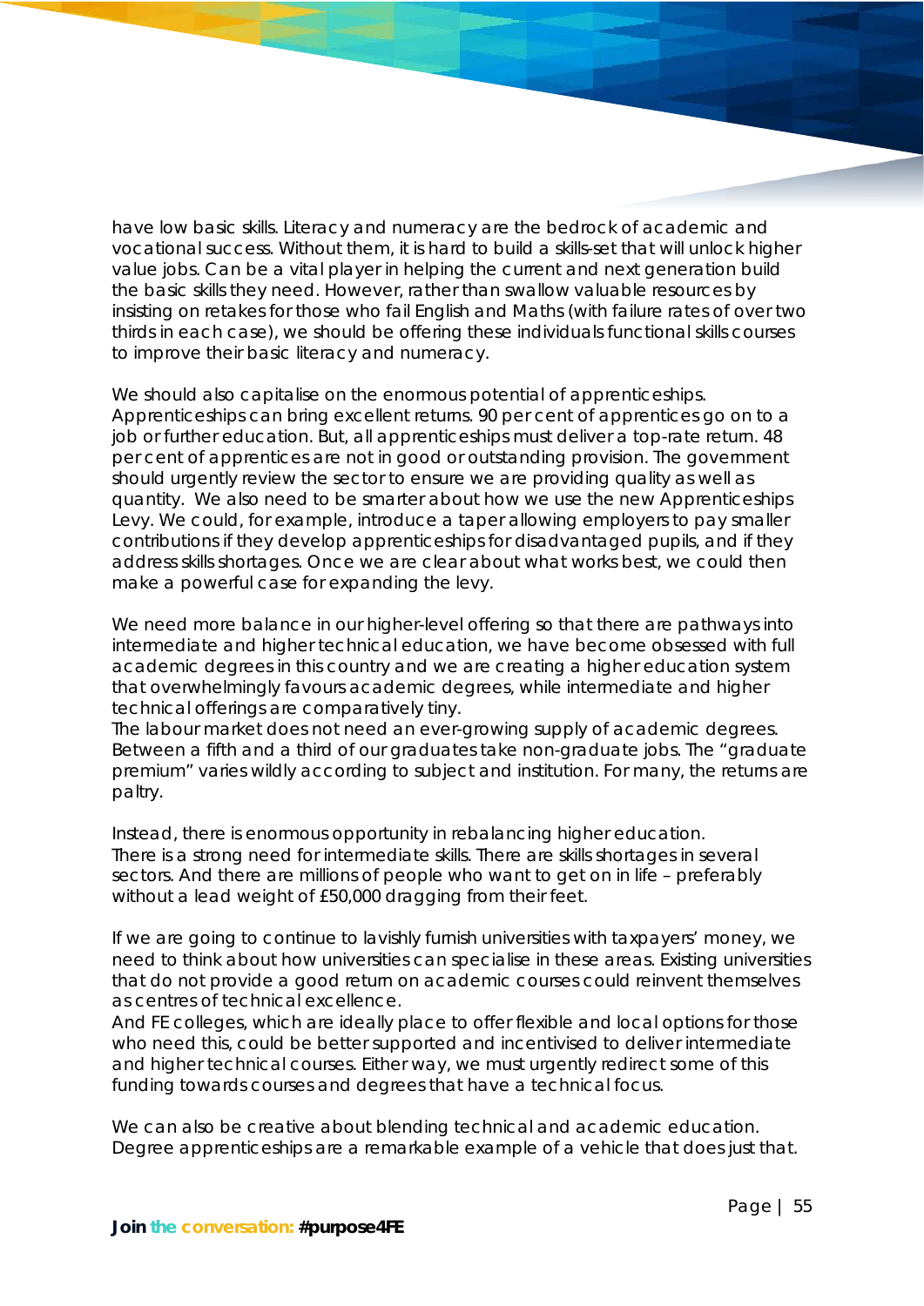have low basic skills. Literacy and numeracy are the bedrock of academic and vocational success. Without them, it is hard to build a skills-set that will unlock higher value jobs. Can be a vital player in helping the current and next generation build the basic skills they need. However, rather than swallow valuable resources by insisting on retakes for those who fail English and Maths (with failure rates of over two thirds in each case), we should be offering these individuals functional skills courses to improve their basic literacy and numeracy.

We should also capitalise on the enormous potential of apprenticeships. Apprenticeships can bring excellent returns. 90 per cent of apprentices go on to a job or further education. But, all apprenticeships must deliver a top-rate return. 48 per cent of apprentices are not in good or outstanding provision. The government should urgently review the sector to ensure we are providing quality as well as quantity. We also need to be smarter about how we use the new Apprenticeships Levy. We could, for example, introduce a taper allowing employers to pay smaller contributions if they develop apprenticeships for disadvantaged pupils, and if they address skills shortages. Once we are clear about what works best, we could then make a powerful case for expanding the levy.

We need more balance in our higher-level offering so that there are pathways into intermediate and higher technical education, we have become obsessed with full academic degrees in this country and we are creating a higher education system that overwhelmingly favours academic degrees, while intermediate and higher technical offerings are comparatively tiny.
The labour market does not need an ever-growing supply of academic degrees. Between a fifth and a third of our graduates take non-graduate jobs. The "graduate premium" varies wildly according to subject and institution. For many, the returns are paltry.

Instead, there is enormous opportunity in rebalancing higher education. There is a strong need for intermediate skills. There are skills shortages in several sectors. And there are millions of people who want to get on in life – preferably without a lead weight of £50,000 dragging from their feet.

If we are going to continue to lavishly furnish universities with taxpayers' money, we need to think about how universities can specialise in these areas. Existing universities that do not provide a good return on academic courses could reinvent themselves as centres of technical excellence.
And FE colleges, which are ideally place to offer flexible and local options for those who need this, could be better supported and incentivised to deliver intermediate and higher technical courses. Either way, we must urgently redirect some of this funding towards courses and degrees that have a technical focus.

We can also be creative about blending technical and academic education. Degree apprenticeships are a remarkable example of a vehicle that does just that.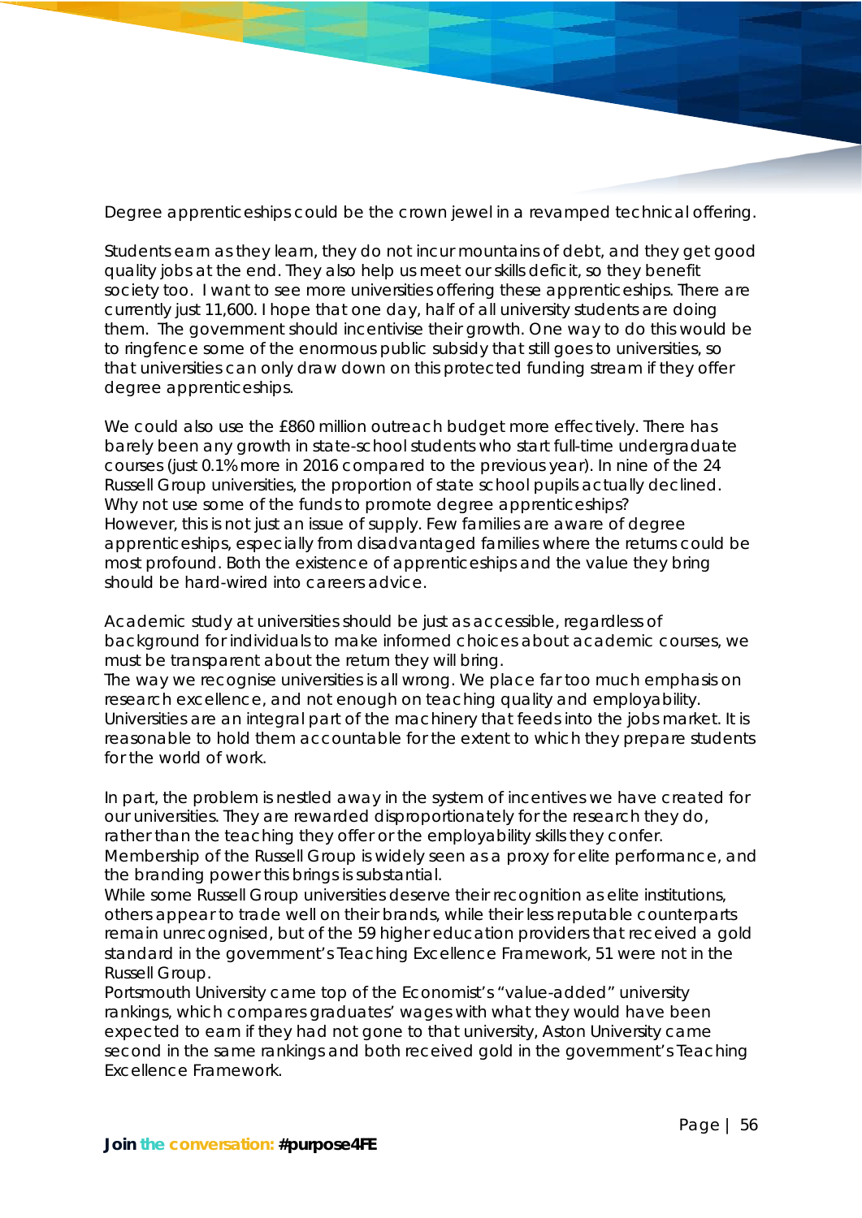Degree apprenticeships could be the crown jewel in a revamped technical offering.

Students earn as they learn, they do not incur mountains of debt, and they get good quality jobs at the end. They also help us meet our skills deficit, so they benefit society too. I want to see more universities offering these apprenticeships. There are currently just 11,600. I hope that one day, half of all university students are doing them. The government should incentivise their growth. One way to do this would be to ringfence some of the enormous public subsidy that still goes to universities, so that universities can only draw down on this protected funding stream if they offer degree apprenticeships.

We could also use the £860 million outreach budget more effectively. There has barely been any growth in state-school students who start full-time undergraduate courses (just 0.1% more in 2016 compared to the previous year). In nine of the 24 Russell Group universities, the proportion of state school pupils actually declined. Why not use some of the funds to promote degree apprenticeships?
However, this is not just an issue of supply. Few families are aware of degree apprenticeships, especially from disadvantaged families where the returns could be most profound. Both the existence of apprenticeships and the value they bring should be hard-wired into careers advice.

Academic study at universities should be just as accessible, regardless of background for individuals to make informed choices about academic courses, we must be transparent about the return they will bring.
The way we recognise universities is all wrong. We place far too much emphasis on research excellence, and not enough on teaching quality and employability. Universities are an integral part of the machinery that feeds into the jobs market. It is reasonable to hold them accountable for the extent to which they prepare students for the world of work.

In part, the problem is nestled away in the system of incentives we have created for our universities. They are rewarded disproportionately for the research they do, rather than the teaching they offer or the employability skills they confer.
Membership of the Russell Group is widely seen as a proxy for elite performance, and the branding power this brings is substantial.
While some Russell Group universities deserve their recognition as elite institutions, others appear to trade well on their brands, while their less reputable counterparts remain unrecognised, but of the 59 higher education providers that received a gold standard in the government's Teaching Excellence Framework, 51 were not in the Russell Group.
Portsmouth University came top of the Economist's "value-added" university rankings, which compares graduates' wages with what they would have been expected to earn if they had not gone to that university, Aston University came second in the same rankings and both received gold in the government's Teaching Excellence Framework.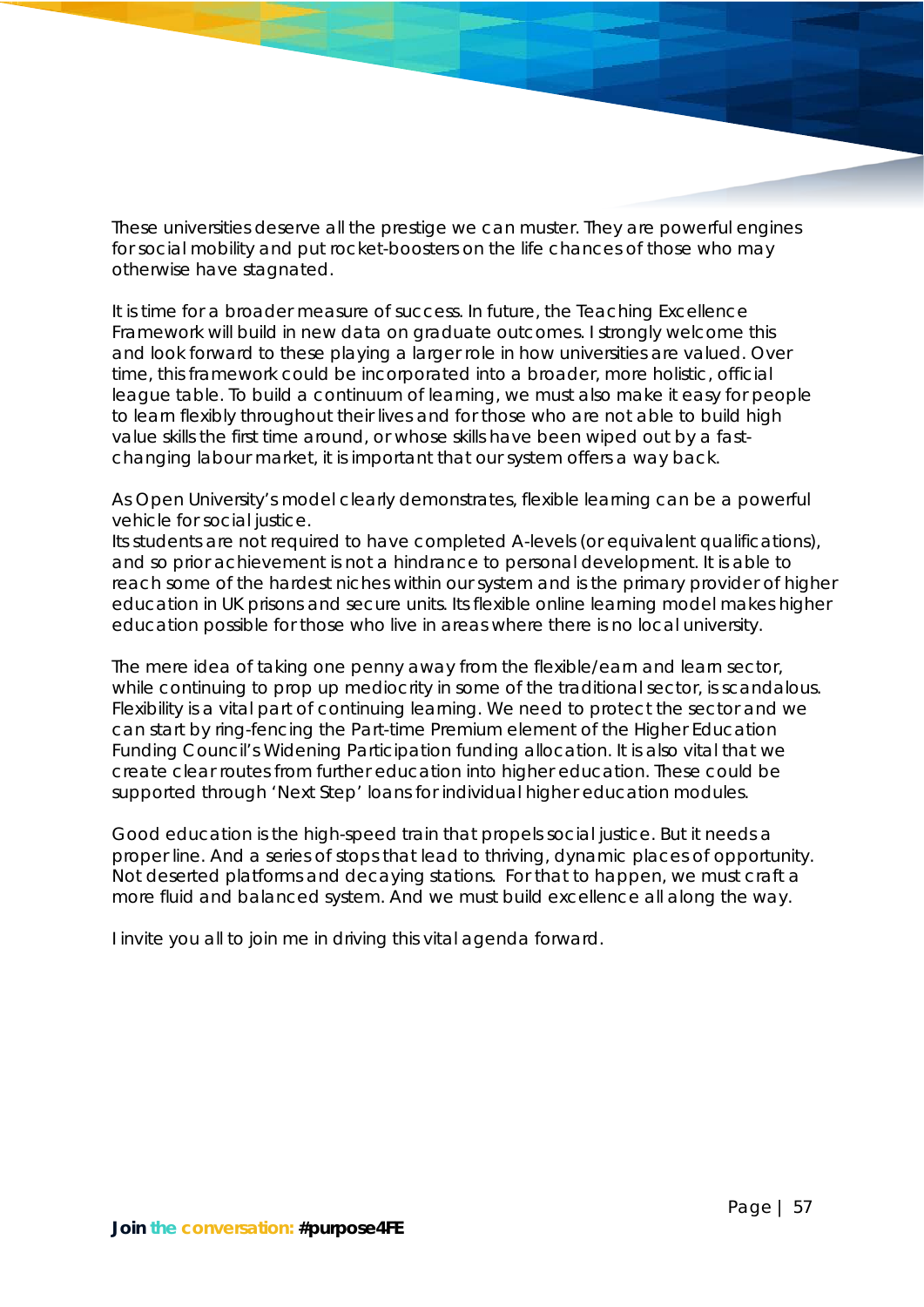These universities deserve all the prestige we can muster. They are powerful engines for social mobility and put rocket-boosters on the life chances of those who may otherwise have stagnated.

It is time for a broader measure of success. In future, the Teaching Excellence Framework will build in new data on graduate outcomes. I strongly welcome this and look forward to these playing a larger role in how universities are valued. Over time, this framework could be incorporated into a broader, more holistic, official league table. To build a continuum of learning, we must also make it easy for people to learn flexibly throughout their lives and for those who are not able to build high value skills the first time around, or whose skills have been wiped out by a fast-changing labour market, it is important that our system offers a way back.

As Open University's model clearly demonstrates, flexible learning can be a powerful vehicle for social justice.
Its students are not required to have completed A-levels (or equivalent qualifications), and so prior achievement is not a hindrance to personal development. It is able to reach some of the hardest niches within our system and is the primary provider of higher education in UK prisons and secure units. Its flexible online learning model makes higher education possible for those who live in areas where there is no local university.

The mere idea of taking one penny away from the flexible/earn and learn sector, while continuing to prop up mediocrity in some of the traditional sector, is scandalous. Flexibility is a vital part of continuing learning. We need to protect the sector and we can start by ring-fencing the Part-time Premium element of the Higher Education Funding Council's Widening Participation funding allocation. It is also vital that we create clear routes from further education into higher education. These could be supported through 'Next Step' loans for individual higher education modules.

Good education is the high-speed train that propels social justice. But it needs a proper line. And a series of stops that lead to thriving, dynamic places of opportunity. Not deserted platforms and decaying stations. For that to happen, we must craft a more fluid and balanced system. And we must build excellence all along the way.

I invite you all to join me in driving this vital agenda forward.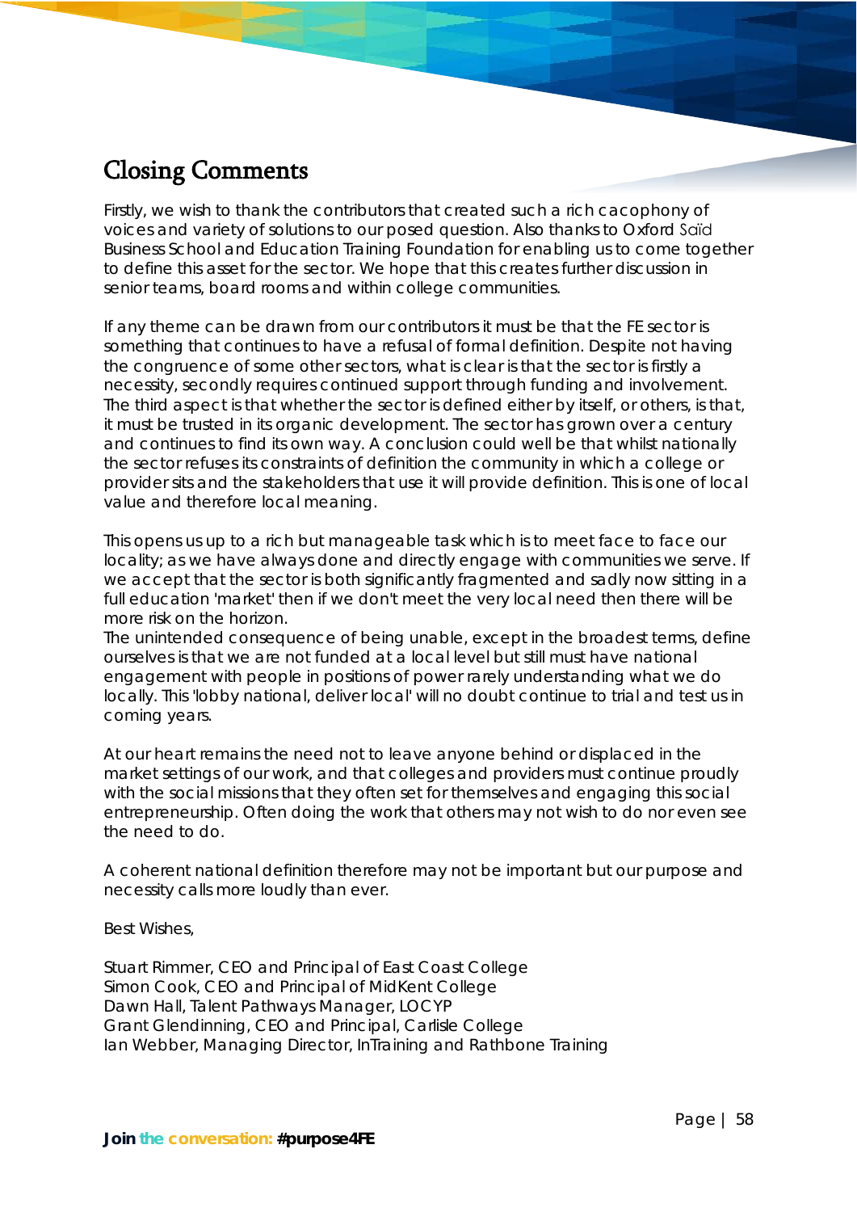# Closing Comments

Firstly, we wish to thank the contributors that created such a rich cacophony of voices and variety of solutions to our posed question. Also thanks to Oxford Saïd Business School and Education Training Foundation for enabling us to come together to define this asset for the sector. We hope that this creates further discussion in senior teams, board rooms and within college communities.

If any theme can be drawn from our contributors it must be that the FE sector is something that continues to have a refusal of formal definition. Despite not having the congruence of some other sectors, what is clear is that the sector is firstly a necessity, secondly requires continued support through funding and involvement. The third aspect is that whether the sector is defined either by itself, or others, is that, it must be trusted in its organic development. The sector has grown over a century and continues to find its own way. A conclusion could well be that whilst nationally the sector refuses its constraints of definition the community in which a college or provider sits and the stakeholders that use it will provide definition. This is one of local value and therefore local meaning.

This opens us up to a rich but manageable task which is to meet face to face our locality; as we have always done and directly engage with communities we serve. If we accept that the sector is both significantly fragmented and sadly now sitting in a full education 'market' then if we don't meet the very local need then there will be more risk on the horizon.
The unintended consequence of being unable, except in the broadest terms, define ourselves is that we are not funded at a local level but still must have national engagement with people in positions of power rarely understanding what we do locally. This 'lobby national, deliver local' will no doubt continue to trial and test us in coming years.

At our heart remains the need not to leave anyone behind or displaced in the market settings of our work, and that colleges and providers must continue proudly with the social missions that they often set for themselves and engaging this social entrepreneurship. Often doing the work that others may not wish to do nor even see the need to do.

A coherent national definition therefore may not be important but our purpose and necessity calls more loudly than ever.

Best Wishes,

Stuart Rimmer, CEO and Principal of East Coast College
Simon Cook, CEO and Principal of MidKent College
Dawn Hall, Talent Pathways Manager, LOCYP
Grant Glendinning, CEO and Principal, Carlisle College
Ian Webber, Managing Director, InTraining and Rathbone Training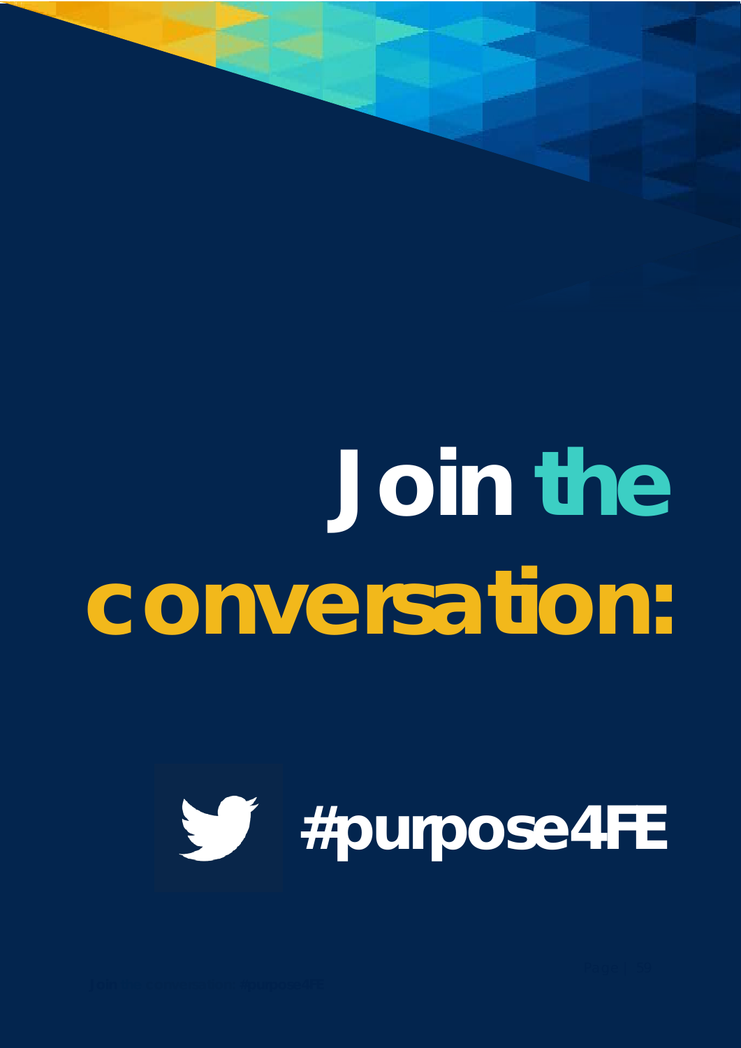# Join the conversation:

#purpose4FE